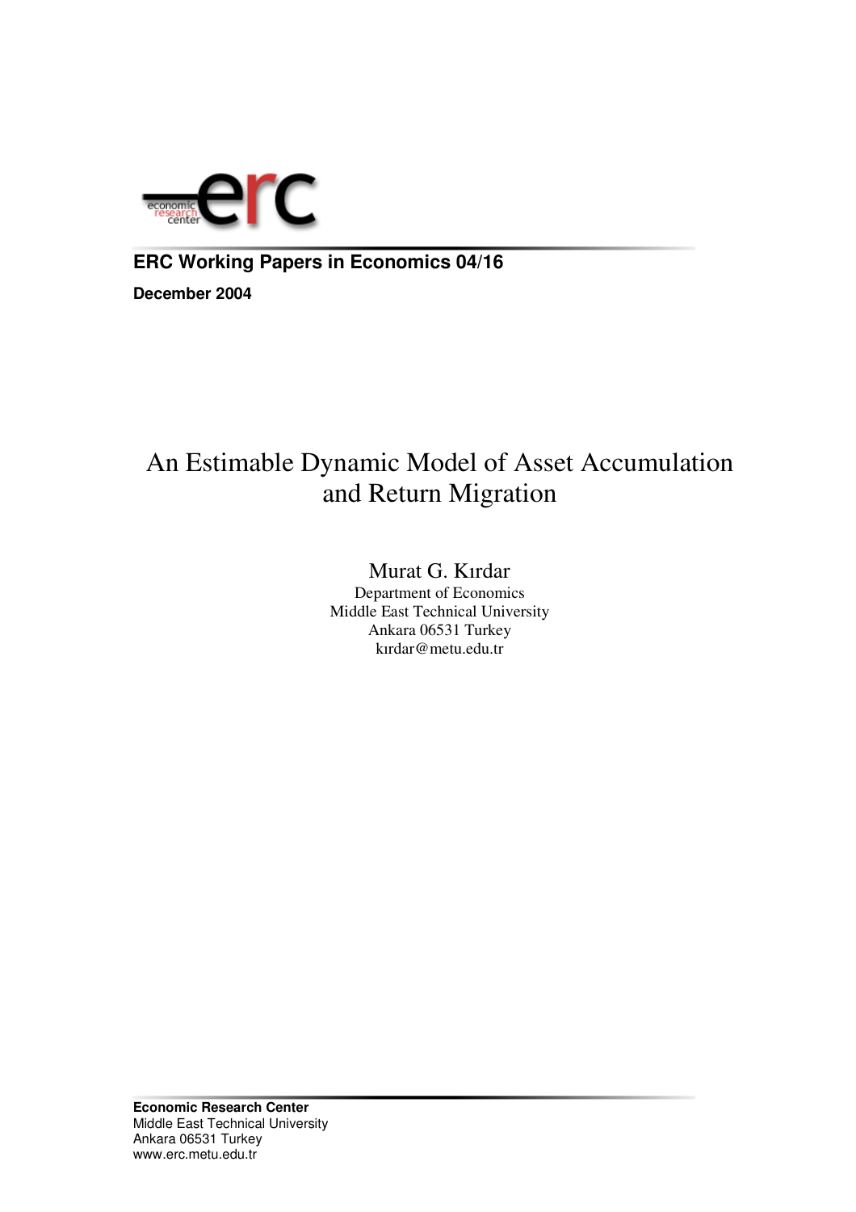**ERC Working Papers in Economics 04/16**

**December 2004**

# An Estimable Dynamic Model of Asset Accumulation and Return Migration

Murat G. Kırdar
Department of Economics
Middle East Technical University
Ankara 06531 Turkey
kırdar@metu.edu.tr

**Economic Research Center**
Middle East Technical University
Ankara 06531 Turkey
www.erc.metu.edu.tr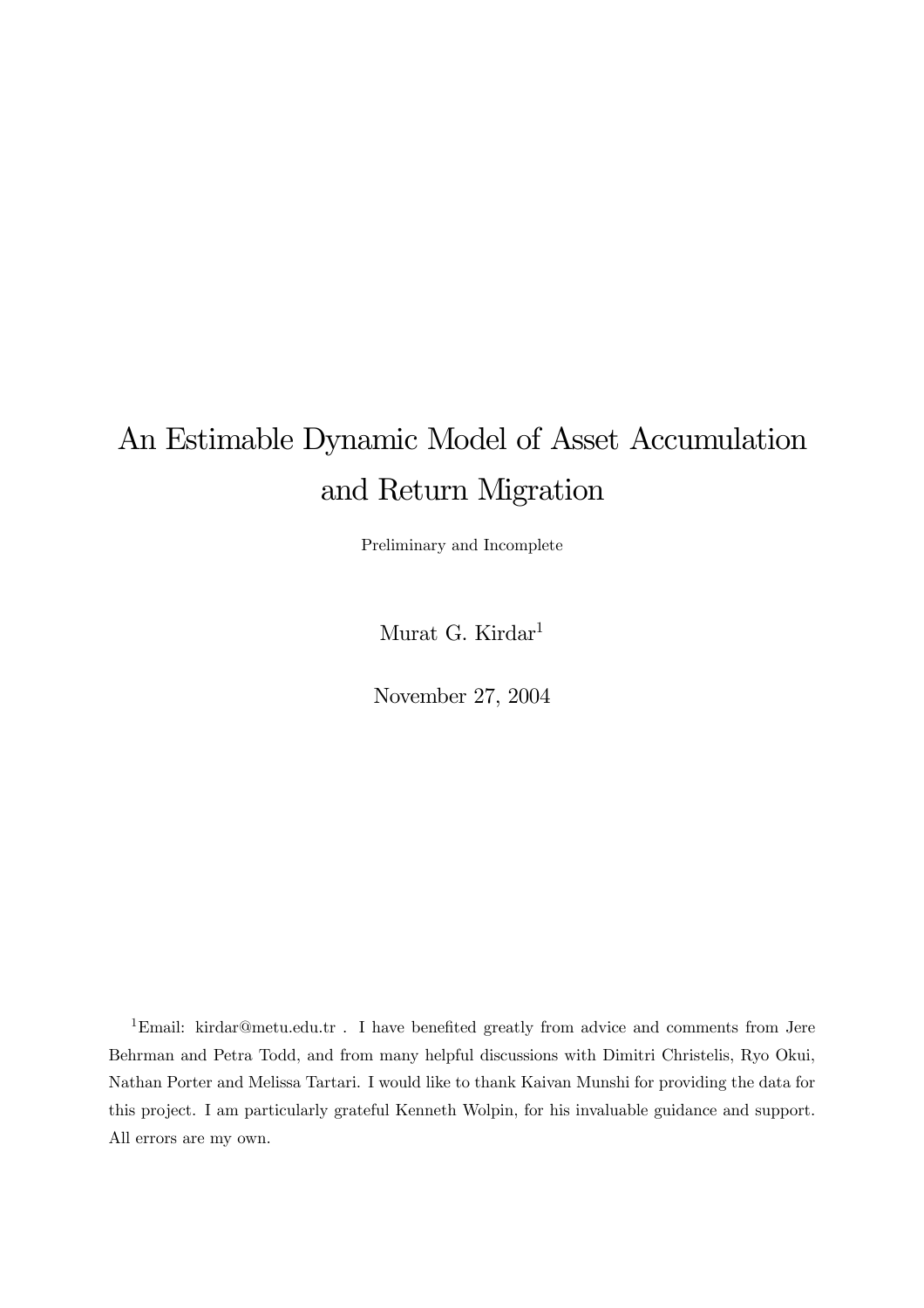# An Estimable Dynamic Model of Asset Accumulation and Return Migration

Preliminary and Incomplete

Murat G. Kirdar[1]

November 27, 2004

[1]Email: kirdar@metu.edu.tr . I have benefited greatly from advice and comments from Jere Behrman and Petra Todd, and from many helpful discussions with Dimitri Christelis, Ryo Okui, Nathan Porter and Melissa Tartari. I would like to thank Kaivan Munshi for providing the data for this project. I am particularly grateful Kenneth Wolpin, for his invaluable guidance and support. All errors are my own.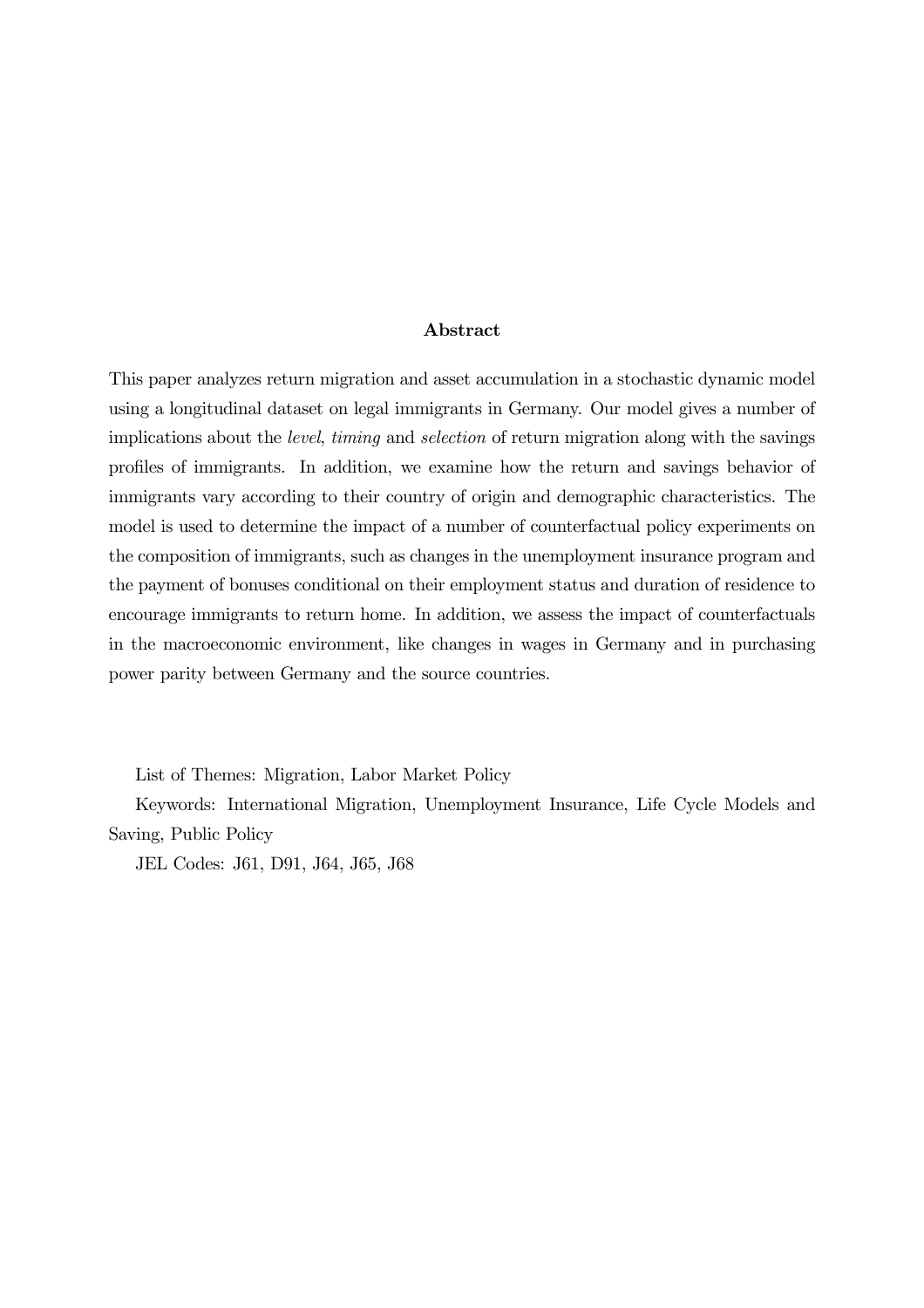## Abstract

This paper analyzes return migration and asset accumulation in a stochastic dynamic model using a longitudinal dataset on legal immigrants in Germany. Our model gives a number of implications about the *level*, *timing* and *selection* of return migration along with the savings profiles of immigrants. In addition, we examine how the return and savings behavior of immigrants vary according to their country of origin and demographic characteristics. The model is used to determine the impact of a number of counterfactual policy experiments on the composition of immigrants, such as changes in the unemployment insurance program and the payment of bonuses conditional on their employment status and duration of residence to encourage immigrants to return home. In addition, we assess the impact of counterfactuals in the macroeconomic environment, like changes in wages in Germany and in purchasing power parity between Germany and the source countries.

List of Themes: Migration, Labor Market Policy

Keywords: International Migration, Unemployment Insurance, Life Cycle Models and Saving, Public Policy

JEL Codes: J61, D91, J64, J65, J68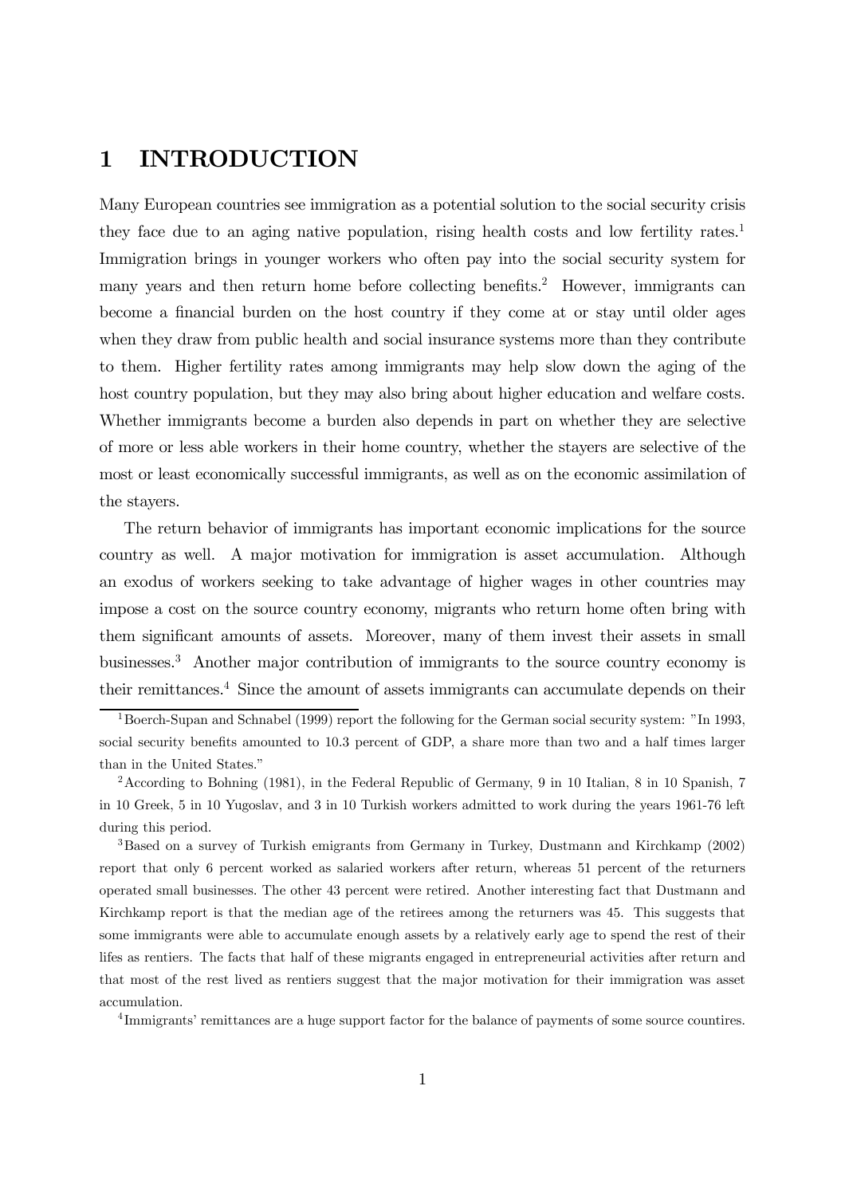# 1 INTRODUCTION

Many European countries see immigration as a potential solution to the social security crisis they face due to an aging native population, rising health costs and low fertility rates.[1] Immigration brings in younger workers who often pay into the social security system for many years and then return home before collecting benefits.[2] However, immigrants can become a financial burden on the host country if they come at or stay until older ages when they draw from public health and social insurance systems more than they contribute to them. Higher fertility rates among immigrants may help slow down the aging of the host country population, but they may also bring about higher education and welfare costs. Whether immigrants become a burden also depends in part on whether they are selective of more or less able workers in their home country, whether the stayers are selective of the most or least economically successful immigrants, as well as on the economic assimilation of the stayers.

The return behavior of immigrants has important economic implications for the source country as well. A major motivation for immigration is asset accumulation. Although an exodus of workers seeking to take advantage of higher wages in other countries may impose a cost on the source country economy, migrants who return home often bring with them significant amounts of assets. Moreover, many of them invest their assets in small businesses.[3] Another major contribution of immigrants to the source country economy is their remittances.[4] Since the amount of assets immigrants can accumulate depends on their

[1] Boerch-Supan and Schnabel (1999) report the following for the German social security system: "In 1993, social security benefits amounted to 10.3 percent of GDP, a share more than two and a half times larger than in the United States."

[2] According to Bohning (1981), in the Federal Republic of Germany, 9 in 10 Italian, 8 in 10 Spanish, 7 in 10 Greek, 5 in 10 Yugoslav, and 3 in 10 Turkish workers admitted to work during the years 1961-76 left during this period.

[3] Based on a survey of Turkish emigrants from Germany in Turkey, Dustmann and Kirchkamp (2002) report that only 6 percent worked as salaried workers after return, whereas 51 percent of the returners operated small businesses. The other 43 percent were retired. Another interesting fact that Dustmann and Kirchkamp report is that the median age of the retirees among the returners was 45. This suggests that some immigrants were able to accumulate enough assets by a relatively early age to spend the rest of their lifes as rentiers. The facts that half of these migrants engaged in entrepreneurial activities after return and that most of the rest lived as rentiers suggest that the major motivation for their immigration was asset accumulation.

[4] Immigrants' remittances are a huge support factor for the balance of payments of some source countires.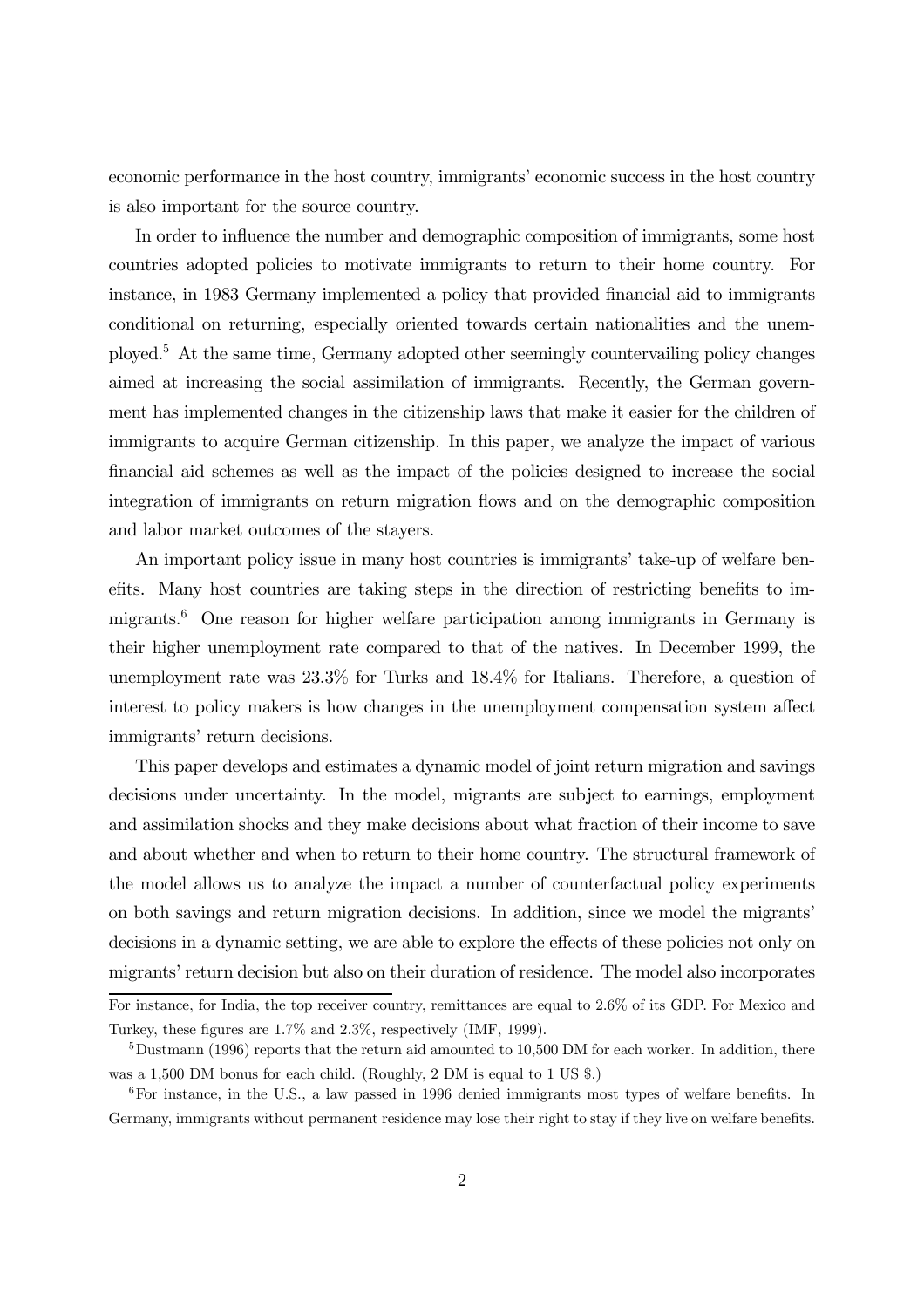economic performance in the host country, immigrants' economic success in the host country is also important for the source country.

In order to influence the number and demographic composition of immigrants, some host countries adopted policies to motivate immigrants to return to their home country. For instance, in 1983 Germany implemented a policy that provided financial aid to immigrants conditional on returning, especially oriented towards certain nationalities and the unemployed.[5] At the same time, Germany adopted other seemingly countervailing policy changes aimed at increasing the social assimilation of immigrants. Recently, the German government has implemented changes in the citizenship laws that make it easier for the children of immigrants to acquire German citizenship. In this paper, we analyze the impact of various financial aid schemes as well as the impact of the policies designed to increase the social integration of immigrants on return migration flows and on the demographic composition and labor market outcomes of the stayers.

An important policy issue in many host countries is immigrants' take-up of welfare benefits. Many host countries are taking steps in the direction of restricting benefits to immigrants.[6] One reason for higher welfare participation among immigrants in Germany is their higher unemployment rate compared to that of the natives. In December 1999, the unemployment rate was 23.3% for Turks and 18.4% for Italians. Therefore, a question of interest to policy makers is how changes in the unemployment compensation system affect immigrants' return decisions.

This paper develops and estimates a dynamic model of joint return migration and savings decisions under uncertainty. In the model, migrants are subject to earnings, employment and assimilation shocks and they make decisions about what fraction of their income to save and about whether and when to return to their home country. The structural framework of the model allows us to analyze the impact a number of counterfactual policy experiments on both savings and return migration decisions. In addition, since we model the migrants' decisions in a dynamic setting, we are able to explore the effects of these policies not only on migrants' return decision but also on their duration of residence. The model also incorporates

For instance, for India, the top receiver country, remittances are equal to 2.6% of its GDP. For Mexico and Turkey, these figures are 1.7% and 2.3%, respectively (IMF, 1999).

[5] Dustmann (1996) reports that the return aid amounted to 10,500 DM for each worker. In addition, there was a 1,500 DM bonus for each child. (Roughly, 2 DM is equal to 1 US $.)

[6] For instance, in the U.S., a law passed in 1996 denied immigrants most types of welfare benefits. In Germany, immigrants without permanent residence may lose their right to stay if they live on welfare benefits.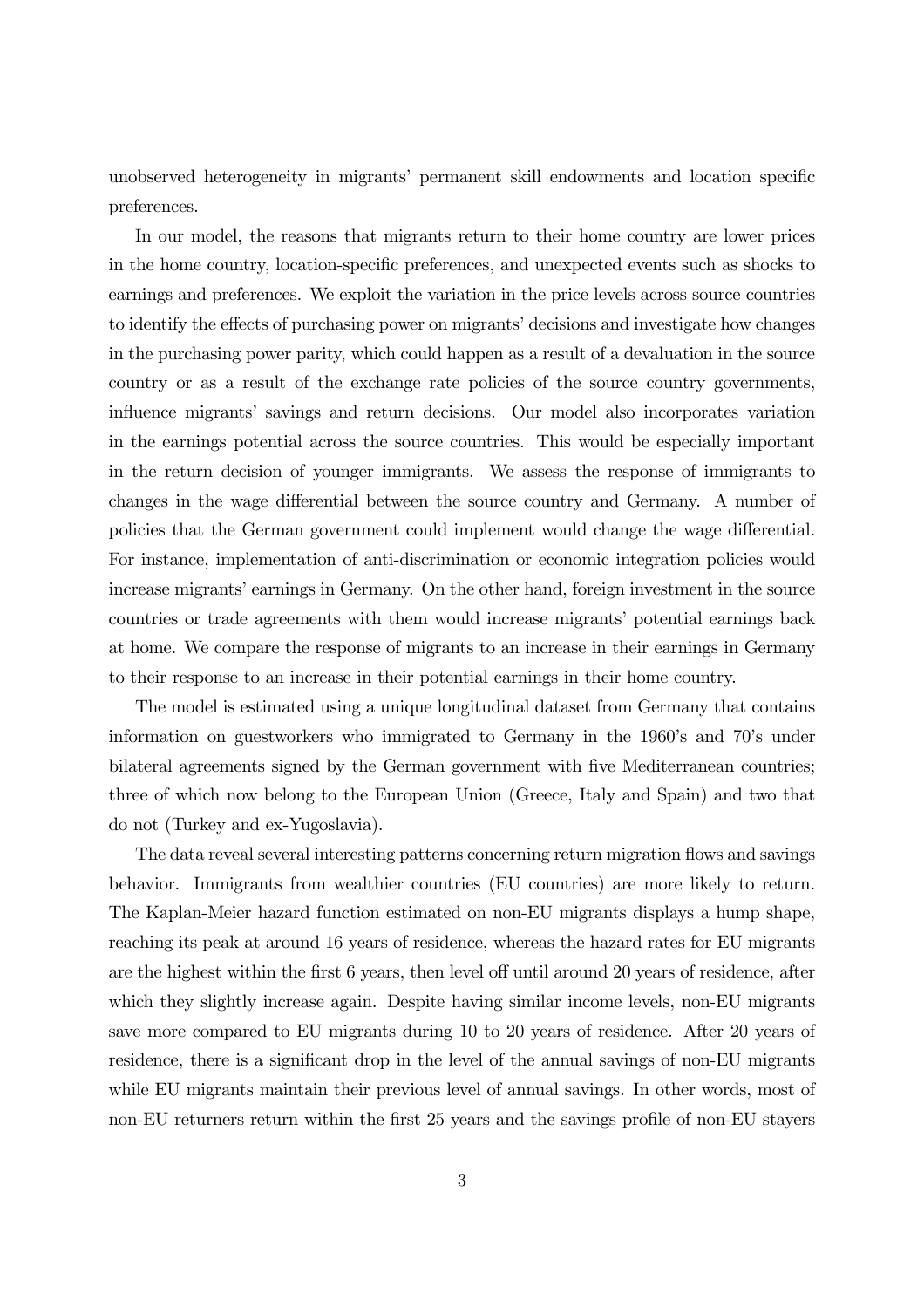unobserved heterogeneity in migrants' permanent skill endowments and location specific preferences.

In our model, the reasons that migrants return to their home country are lower prices in the home country, location-specific preferences, and unexpected events such as shocks to earnings and preferences. We exploit the variation in the price levels across source countries to identify the effects of purchasing power on migrants' decisions and investigate how changes in the purchasing power parity, which could happen as a result of a devaluation in the source country or as a result of the exchange rate policies of the source country governments, influence migrants' savings and return decisions. Our model also incorporates variation in the earnings potential across the source countries. This would be especially important in the return decision of younger immigrants. We assess the response of immigrants to changes in the wage differential between the source country and Germany. A number of policies that the German government could implement would change the wage differential. For instance, implementation of anti-discrimination or economic integration policies would increase migrants' earnings in Germany. On the other hand, foreign investment in the source countries or trade agreements with them would increase migrants' potential earnings back at home. We compare the response of migrants to an increase in their earnings in Germany to their response to an increase in their potential earnings in their home country.

The model is estimated using a unique longitudinal dataset from Germany that contains information on guestworkers who immigrated to Germany in the 1960's and 70's under bilateral agreements signed by the German government with five Mediterranean countries; three of which now belong to the European Union (Greece, Italy and Spain) and two that do not (Turkey and ex-Yugoslavia).

The data reveal several interesting patterns concerning return migration flows and savings behavior. Immigrants from wealthier countries (EU countries) are more likely to return. The Kaplan-Meier hazard function estimated on non-EU migrants displays a hump shape, reaching its peak at around 16 years of residence, whereas the hazard rates for EU migrants are the highest within the first 6 years, then level off until around 20 years of residence, after which they slightly increase again. Despite having similar income levels, non-EU migrants save more compared to EU migrants during 10 to 20 years of residence. After 20 years of residence, there is a significant drop in the level of the annual savings of non-EU migrants while EU migrants maintain their previous level of annual savings. In other words, most of non-EU returners return within the first 25 years and the savings profile of non-EU stayers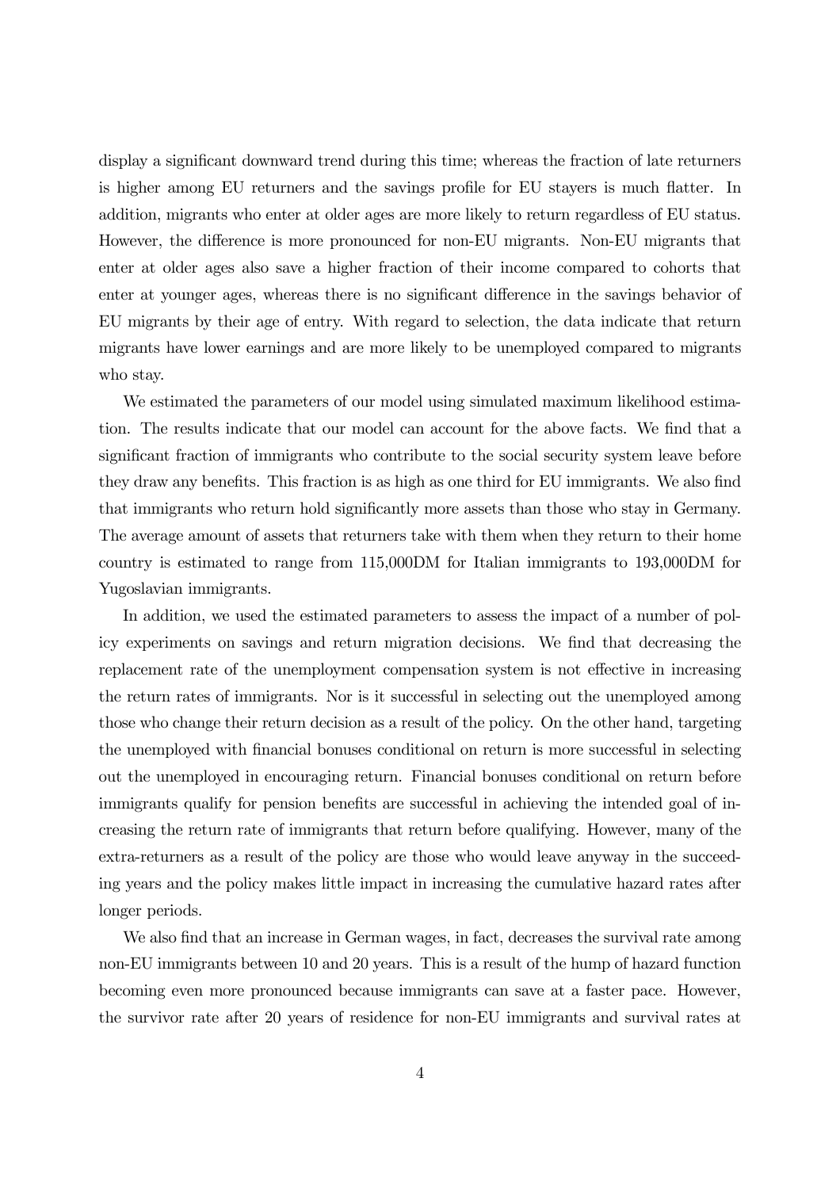display a significant downward trend during this time; whereas the fraction of late returners is higher among EU returners and the savings profile for EU stayers is much flatter. In addition, migrants who enter at older ages are more likely to return regardless of EU status. However, the difference is more pronounced for non-EU migrants. Non-EU migrants that enter at older ages also save a higher fraction of their income compared to cohorts that enter at younger ages, whereas there is no significant difference in the savings behavior of EU migrants by their age of entry. With regard to selection, the data indicate that return migrants have lower earnings and are more likely to be unemployed compared to migrants who stay.

We estimated the parameters of our model using simulated maximum likelihood estimation. The results indicate that our model can account for the above facts. We find that a significant fraction of immigrants who contribute to the social security system leave before they draw any benefits. This fraction is as high as one third for EU immigrants. We also find that immigrants who return hold significantly more assets than those who stay in Germany. The average amount of assets that returners take with them when they return to their home country is estimated to range from 115,000DM for Italian immigrants to 193,000DM for Yugoslavian immigrants.

In addition, we used the estimated parameters to assess the impact of a number of policy experiments on savings and return migration decisions. We find that decreasing the replacement rate of the unemployment compensation system is not effective in increasing the return rates of immigrants. Nor is it successful in selecting out the unemployed among those who change their return decision as a result of the policy. On the other hand, targeting the unemployed with financial bonuses conditional on return is more successful in selecting out the unemployed in encouraging return. Financial bonuses conditional on return before immigrants qualify for pension benefits are successful in achieving the intended goal of increasing the return rate of immigrants that return before qualifying. However, many of the extra-returners as a result of the policy are those who would leave anyway in the succeeding years and the policy makes little impact in increasing the cumulative hazard rates after longer periods.

We also find that an increase in German wages, in fact, decreases the survival rate among non-EU immigrants between 10 and 20 years. This is a result of the hump of hazard function becoming even more pronounced because immigrants can save at a faster pace. However, the survivor rate after 20 years of residence for non-EU immigrants and survival rates at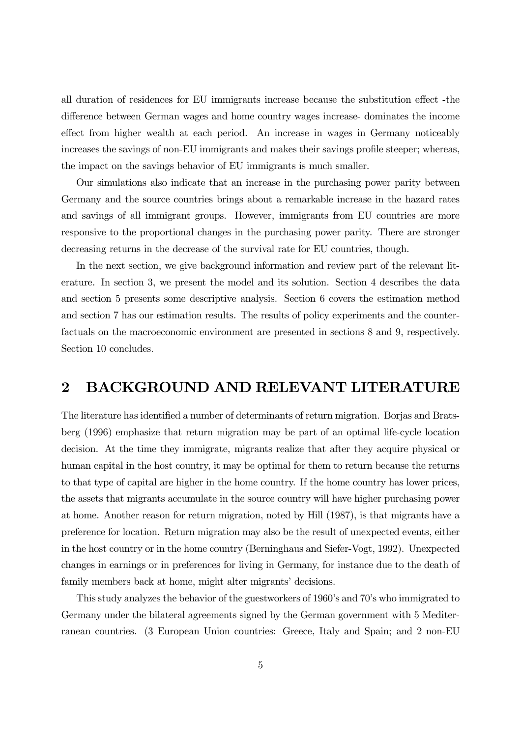all duration of residences for EU immigrants increase because the substitution effect -the difference between German wages and home country wages increase- dominates the income effect from higher wealth at each period. An increase in wages in Germany noticeably increases the savings of non-EU immigrants and makes their savings profile steeper; whereas, the impact on the savings behavior of EU immigrants is much smaller.

Our simulations also indicate that an increase in the purchasing power parity between Germany and the source countries brings about a remarkable increase in the hazard rates and savings of all immigrant groups. However, immigrants from EU countries are more responsive to the proportional changes in the purchasing power parity. There are stronger decreasing returns in the decrease of the survival rate for EU countries, though.

In the next section, we give background information and review part of the relevant literature. In section 3, we present the model and its solution. Section 4 describes the data and section 5 presents some descriptive analysis. Section 6 covers the estimation method and section 7 has our estimation results. The results of policy experiments and the counterfactuals on the macroeconomic environment are presented in sections 8 and 9, respectively. Section 10 concludes.

## 2 BACKGROUND AND RELEVANT LITERATURE

The literature has identified a number of determinants of return migration. Borjas and Bratsberg (1996) emphasize that return migration may be part of an optimal life-cycle location decision. At the time they immigrate, migrants realize that after they acquire physical or human capital in the host country, it may be optimal for them to return because the returns to that type of capital are higher in the home country. If the home country has lower prices, the assets that migrants accumulate in the source country will have higher purchasing power at home. Another reason for return migration, noted by Hill (1987), is that migrants have a preference for location. Return migration may also be the result of unexpected events, either in the host country or in the home country (Berninghaus and Siefer-Vogt, 1992). Unexpected changes in earnings or in preferences for living in Germany, for instance due to the death of family members back at home, might alter migrants' decisions.

This study analyzes the behavior of the guestworkers of 1960's and 70's who immigrated to Germany under the bilateral agreements signed by the German government with 5 Mediterranean countries. (3 European Union countries: Greece, Italy and Spain; and 2 non-EU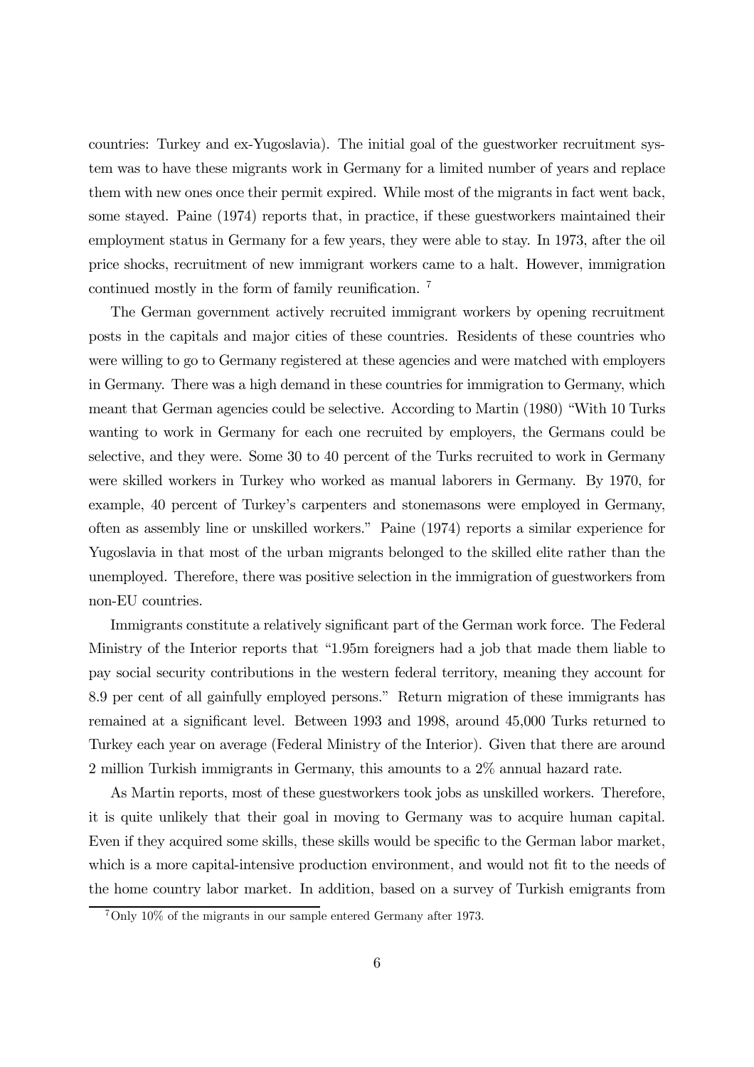countries: Turkey and ex-Yugoslavia). The initial goal of the guestworker recruitment system was to have these migrants work in Germany for a limited number of years and replace them with new ones once their permit expired. While most of the migrants in fact went back, some stayed. Paine (1974) reports that, in practice, if these guestworkers maintained their employment status in Germany for a few years, they were able to stay. In 1973, after the oil price shocks, recruitment of new immigrant workers came to a halt. However, immigration continued mostly in the form of family reunification. [7]

The German government actively recruited immigrant workers by opening recruitment posts in the capitals and major cities of these countries. Residents of these countries who were willing to go to Germany registered at these agencies and were matched with employers in Germany. There was a high demand in these countries for immigration to Germany, which meant that German agencies could be selective. According to Martin (1980) "With 10 Turks wanting to work in Germany for each one recruited by employers, the Germans could be selective, and they were. Some 30 to 40 percent of the Turks recruited to work in Germany were skilled workers in Turkey who worked as manual laborers in Germany. By 1970, for example, 40 percent of Turkey's carpenters and stonemasons were employed in Germany, often as assembly line or unskilled workers." Paine (1974) reports a similar experience for Yugoslavia in that most of the urban migrants belonged to the skilled elite rather than the unemployed. Therefore, there was positive selection in the immigration of guestworkers from non-EU countries.

Immigrants constitute a relatively significant part of the German work force. The Federal Ministry of the Interior reports that "1.95m foreigners had a job that made them liable to pay social security contributions in the western federal territory, meaning they account for 8.9 per cent of all gainfully employed persons." Return migration of these immigrants has remained at a significant level. Between 1993 and 1998, around 45,000 Turks returned to Turkey each year on average (Federal Ministry of the Interior). Given that there are around 2 million Turkish immigrants in Germany, this amounts to a 2% annual hazard rate.

As Martin reports, most of these guestworkers took jobs as unskilled workers. Therefore, it is quite unlikely that their goal in moving to Germany was to acquire human capital. Even if they acquired some skills, these skills would be specific to the German labor market, which is a more capital-intensive production environment, and would not fit to the needs of the home country labor market. In addition, based on a survey of Turkish emigrants from

[7] Only 10% of the migrants in our sample entered Germany after 1973.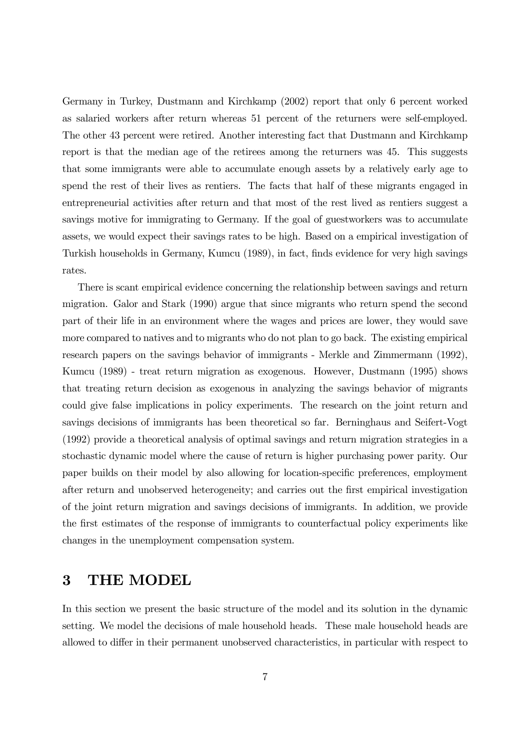Germany in Turkey, Dustmann and Kirchkamp (2002) report that only 6 percent worked as salaried workers after return whereas 51 percent of the returners were self-employed. The other 43 percent were retired. Another interesting fact that Dustmann and Kirchkamp report is that the median age of the retirees among the returners was 45. This suggests that some immigrants were able to accumulate enough assets by a relatively early age to spend the rest of their lives as rentiers. The facts that half of these migrants engaged in entrepreneurial activities after return and that most of the rest lived as rentiers suggest a savings motive for immigrating to Germany. If the goal of guestworkers was to accumulate assets, we would expect their savings rates to be high. Based on a empirical investigation of Turkish households in Germany, Kumcu (1989), in fact, finds evidence for very high savings rates.

There is scant empirical evidence concerning the relationship between savings and return migration. Galor and Stark (1990) argue that since migrants who return spend the second part of their life in an environment where the wages and prices are lower, they would save more compared to natives and to migrants who do not plan to go back. The existing empirical research papers on the savings behavior of immigrants - Merkle and Zimmermann (1992), Kumcu (1989) - treat return migration as exogenous. However, Dustmann (1995) shows that treating return decision as exogenous in analyzing the savings behavior of migrants could give false implications in policy experiments. The research on the joint return and savings decisions of immigrants has been theoretical so far. Berninghaus and Seifert-Vogt (1992) provide a theoretical analysis of optimal savings and return migration strategies in a stochastic dynamic model where the cause of return is higher purchasing power parity. Our paper builds on their model by also allowing for location-specific preferences, employment after return and unobserved heterogeneity; and carries out the first empirical investigation of the joint return migration and savings decisions of immigrants. In addition, we provide the first estimates of the response of immigrants to counterfactual policy experiments like changes in the unemployment compensation system.

# 3 THE MODEL

In this section we present the basic structure of the model and its solution in the dynamic setting. We model the decisions of male household heads. These male household heads are allowed to differ in their permanent unobserved characteristics, in particular with respect to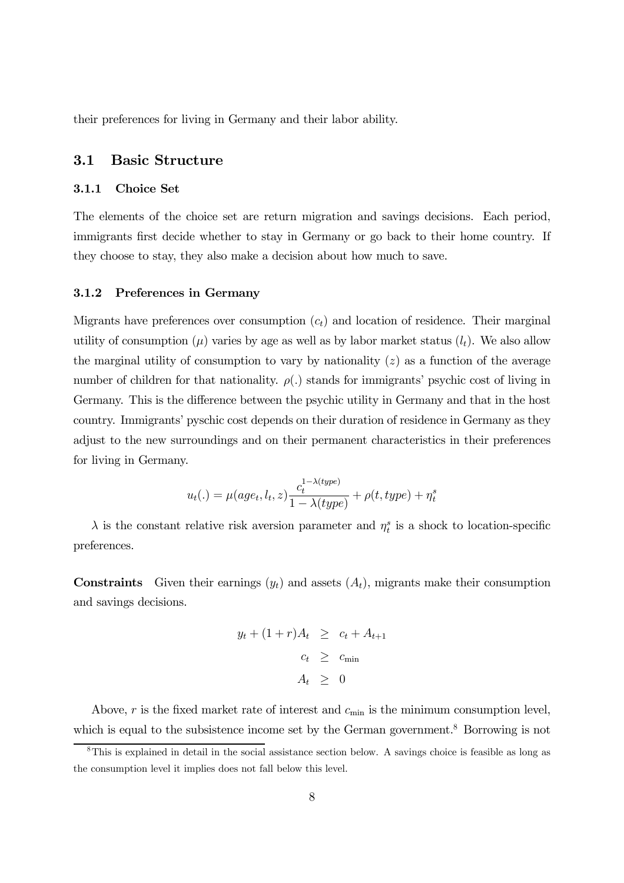their preferences for living in Germany and their labor ability.

## 3.1 Basic Structure

### 3.1.1 Choice Set

The elements of the choice set are return migration and savings decisions. Each period, immigrants first decide whether to stay in Germany or go back to their home country. If they choose to stay, they also make a decision about how much to save.

### 3.1.2 Preferences in Germany

Migrants have preferences over consumption ($c_t$) and location of residence. Their marginal utility of consumption ($\mu$) varies by age as well as by labor market status ($l_t$). We also allow the marginal utility of consumption to vary by nationality ($z$) as a function of the average number of children for that nationality. $\rho(.)$ stands for immigrants' psychic cost of living in Germany. This is the difference between the psychic utility in Germany and that in the host country. Immigrants' pyschic cost depends on their duration of residence in Germany as they adjust to the new surroundings and on their permanent characteristics in their preferences for living in Germany.

$$u_t(.) = \mu(age_t, l_t, z)\frac{c_t^{1-\lambda(type)}}{1-\lambda(type)} + \rho(t, type) + \eta_t^s$$

$\lambda$ is the constant relative risk aversion parameter and $\eta_t^s$ is a shock to location-specific preferences.

**Constraints** Given their earnings ($y_t$) and assets ($A_t$), migrants make their consumption and savings decisions.

$$\begin{aligned} y_t + (1+r)A_t &\geq c_t + A_{t+1} \\ c_t &\geq c_{\min} \\ A_t &\geq 0 \end{aligned}$$

Above, $r$ is the fixed market rate of interest and $c_{\min}$ is the minimum consumption level, which is equal to the subsistence income set by the German government.[8] Borrowing is not

[8] This is explained in detail in the social assistance section below. A savings choice is feasible as long as the consumption level it implies does not fall below this level.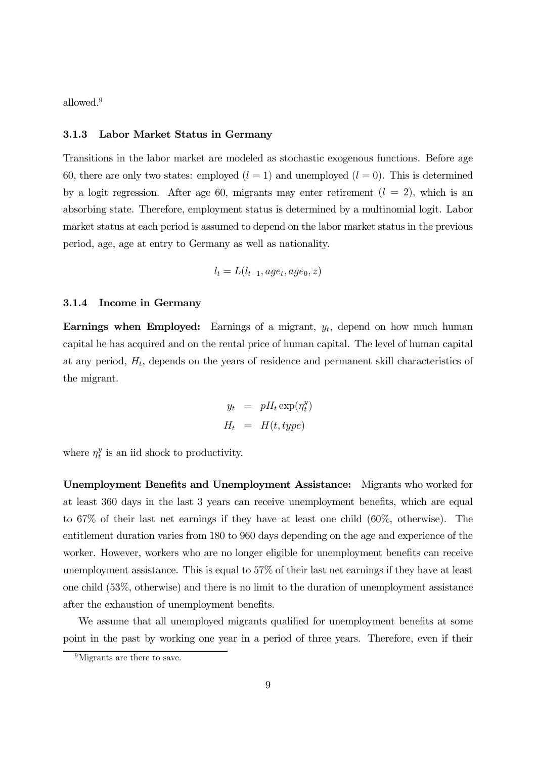allowed.[9]

### 3.1.3 Labor Market Status in Germany

Transitions in the labor market are modeled as stochastic exogenous functions. Before age 60, there are only two states: employed ($l = 1$) and unemployed ($l = 0$). This is determined by a logit regression. After age 60, migrants may enter retirement ($l = 2$), which is an absorbing state. Therefore, employment status is determined by a multinomial logit. Labor market status at each period is assumed to depend on the labor market status in the previous period, age, age at entry to Germany as well as nationality.

$$l_t = L(l_{t-1}, age_t, age_0, z)$$

### 3.1.4 Income in Germany

**Earnings when Employed:** Earnings of a migrant, $y_t$, depend on how much human capital he has acquired and on the rental price of human capital. The level of human capital at any period, $H_t$, depends on the years of residence and permanent skill characteristics of the migrant.

$$\begin{aligned} y_t &= pH_t \exp(\eta_t^y) \\ H_t &= H(t, type) \end{aligned}$$

where $\eta_t^y$ is an iid shock to productivity.

**Unemployment Benefits and Unemployment Assistance:** Migrants who worked for at least 360 days in the last 3 years can receive unemployment benefits, which are equal to 67% of their last net earnings if they have at least one child (60%, otherwise). The entitlement duration varies from 180 to 960 days depending on the age and experience of the worker. However, workers who are no longer eligible for unemployment benefits can receive unemployment assistance. This is equal to 57% of their last net earnings if they have at least one child (53%, otherwise) and there is no limit to the duration of unemployment assistance after the exhaustion of unemployment benefits.

We assume that all unemployed migrants qualified for unemployment benefits at some point in the past by working one year in a period of three years. Therefore, even if their

[9] Migrants are there to save.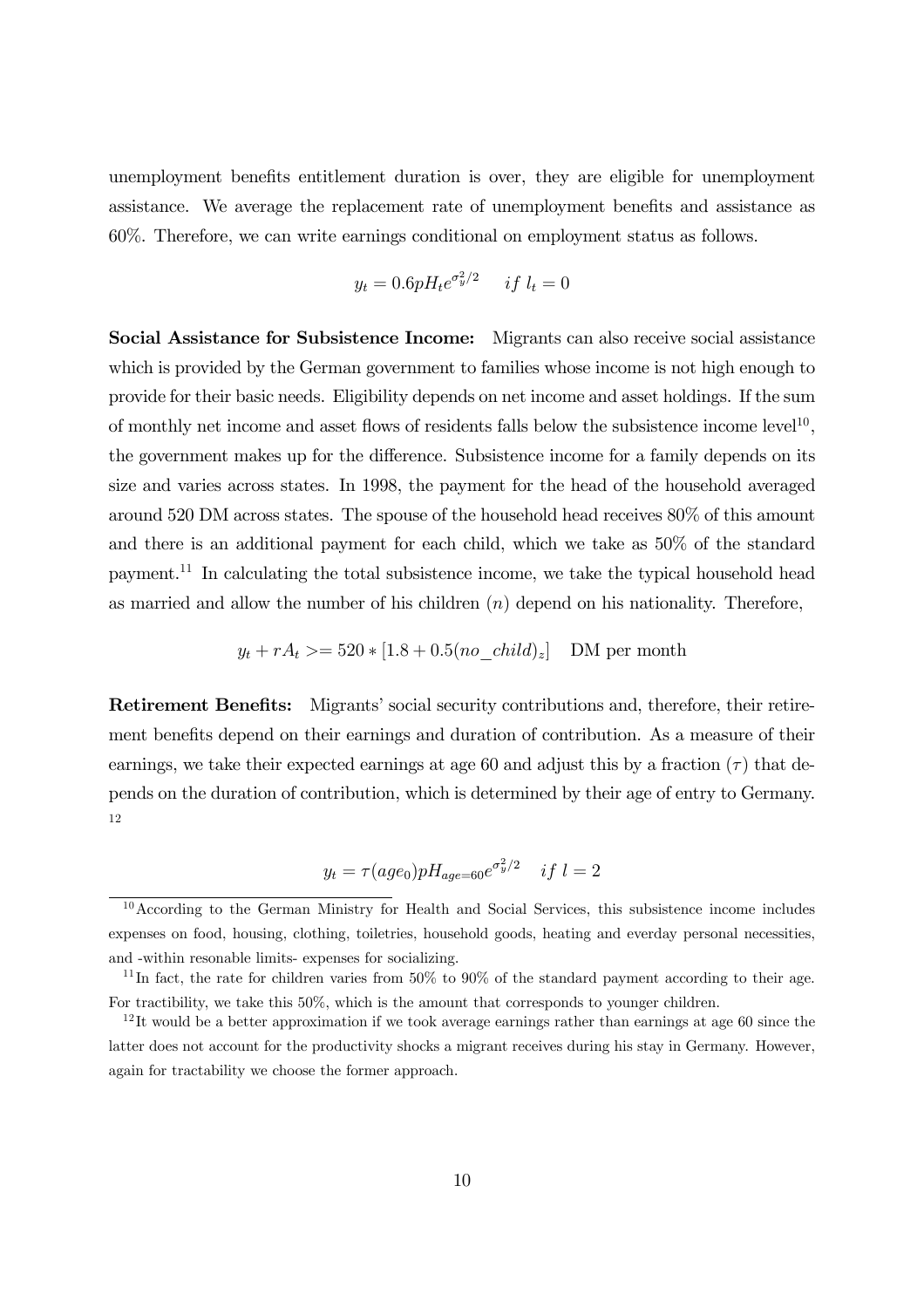unemployment benefits entitlement duration is over, they are eligible for unemployment assistance. We average the replacement rate of unemployment benefits and assistance as 60%. Therefore, we can write earnings conditional on employment status as follows.

$$y_t = 0.6pH_te^{\sigma_y^2/2} \quad if \; l_t = 0$$

**Social Assistance for Subsistence Income:** Migrants can also receive social assistance which is provided by the German government to families whose income is not high enough to provide for their basic needs. Eligibility depends on net income and asset holdings. If the sum of monthly net income and asset flows of residents falls below the subsistence income level[10], the government makes up for the difference. Subsistence income for a family depends on its size and varies across states. In 1998, the payment for the head of the household averaged around 520 DM across states. The spouse of the household head receives 80% of this amount and there is an additional payment for each child, which we take as 50% of the standard payment.[11] In calculating the total subsistence income, we take the typical household head as married and allow the number of his children ($n$) depend on his nationality. Therefore,

$$y_t + rA_t >= 520 * [1.8 + 0.5(no\_child)_z] \quad \text{DM per month}$$

**Retirement Benefits:** Migrants' social security contributions and, therefore, their retirement benefits depend on their earnings and duration of contribution. As a measure of their earnings, we take their expected earnings at age 60 and adjust this by a fraction ($\tau$) that depends on the duration of contribution, which is determined by their age of entry to Germany. [12]

$$y_t = \tau(age_0)pH_{age=60}e^{\sigma_y^2/2} \quad if \; l = 2$$

[10] According to the German Ministry for Health and Social Services, this subsistence income includes expenses on food, housing, clothing, toiletries, household goods, heating and everday personal necessities, and -within resonable limits- expenses for socializing.

[11] In fact, the rate for children varies from 50% to 90% of the standard payment according to their age. For tractibility, we take this 50%, which is the amount that corresponds to younger children.

[12] It would be a better approximation if we took average earnings rather than earnings at age 60 since the latter does not account for the productivity shocks a migrant receives during his stay in Germany. However, again for tractability we choose the former approach.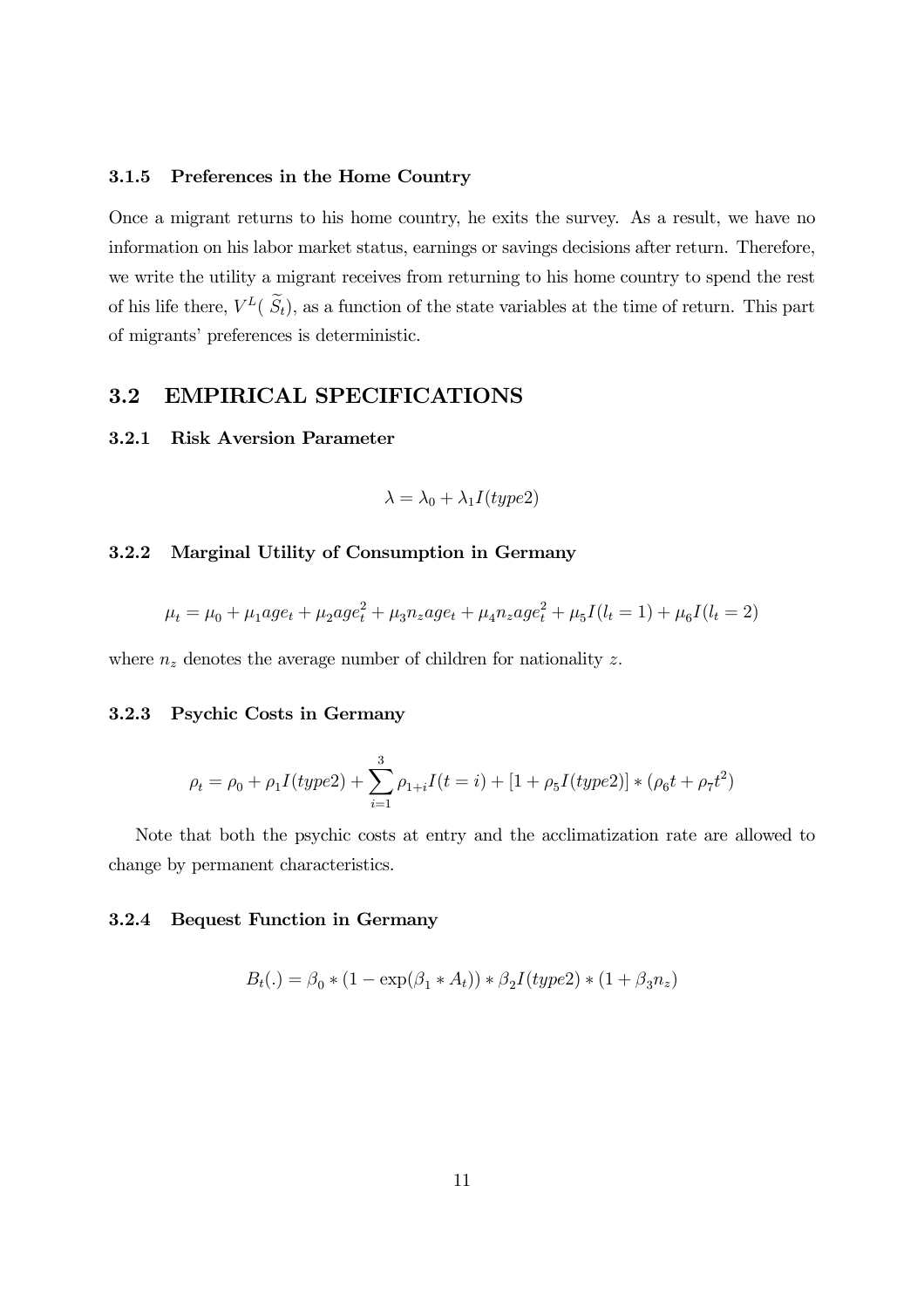### 3.1.5 Preferences in the Home Country

Once a migrant returns to his home country, he exits the survey. As a result, we have no information on his labor market status, earnings or savings decisions after return. Therefore, we write the utility a migrant receives from returning to his home country to spend the rest of his life there, $V^L(\widetilde{S}_t)$, as a function of the state variables at the time of return. This part of migrants' preferences is deterministic.

## 3.2 EMPIRICAL SPECIFICATIONS

### 3.2.1 Risk Aversion Parameter

$$\lambda = \lambda_0 + \lambda_1 I(type2)$$

### 3.2.2 Marginal Utility of Consumption in Germany

$$\mu_t = \mu_0 + \mu_1 age_t + \mu_2 age_t^2 + \mu_3 n_z age_t + \mu_4 n_z age_t^2 + \mu_5 I(l_t = 1) + \mu_6 I(l_t = 2)$$

where $n_z$ denotes the average number of children for nationality $z$.

### 3.2.3 Psychic Costs in Germany

$$\rho_t = \rho_0 + \rho_1 I(type2) + \sum_{i=1}^{3} \rho_{1+i} I(t = i) + [1 + \rho_5 I(type2)] * (\rho_6 t + \rho_7 t^2)$$

Note that both the psychic costs at entry and the acclimatization rate are allowed to change by permanent characteristics.

### 3.2.4 Bequest Function in Germany

$$B_t(.) = \beta_0 * (1 - \exp(\beta_1 * A_t)) * \beta_2 I(type2) * (1 + \beta_3 n_z)$$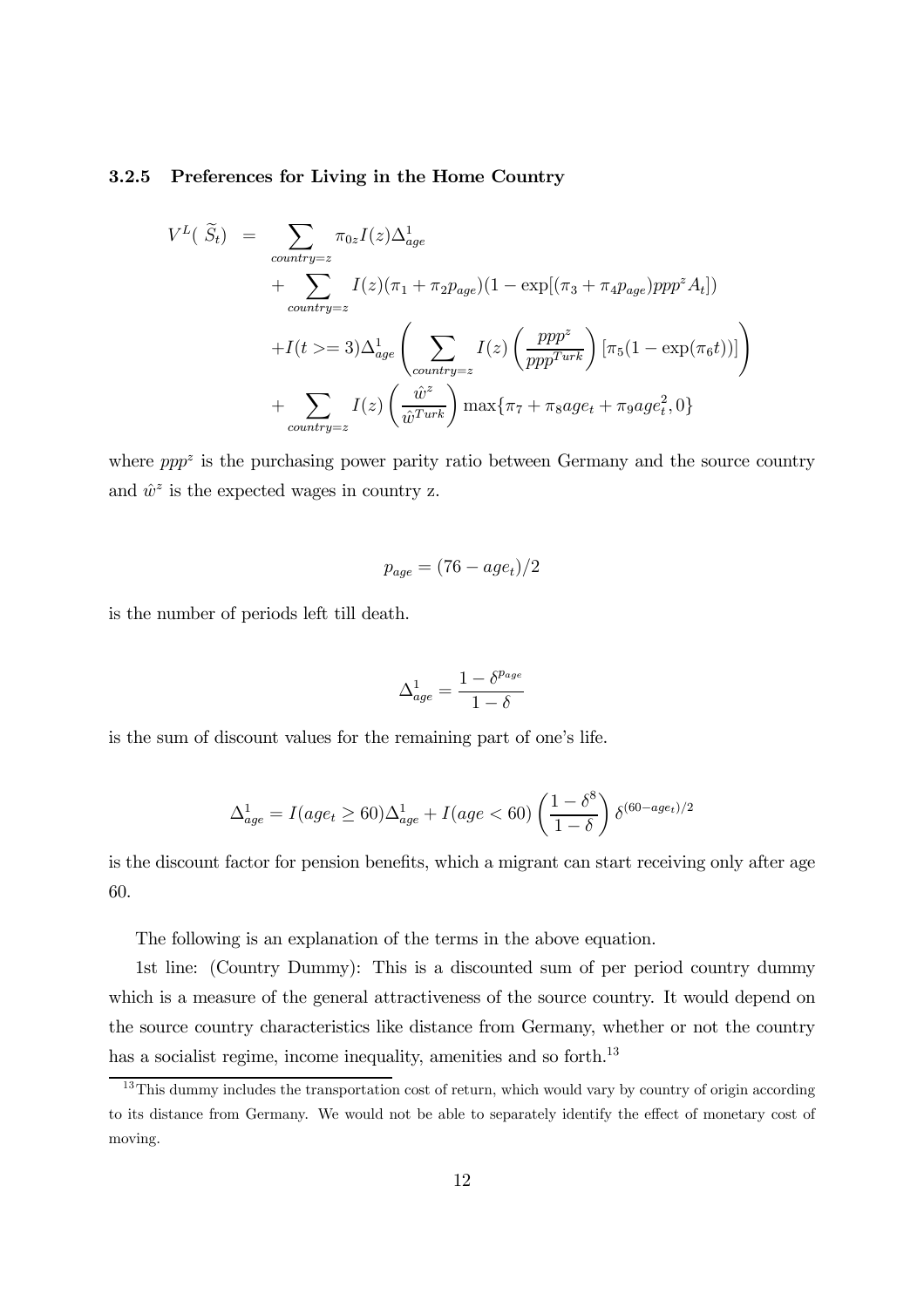### 3.2.5 Preferences for Living in the Home Country

$$
\begin{aligned}
V^L(\widetilde{S}_t) \;=\; & \sum_{country=z} \pi_{0z} I(z) \Delta^1_{age} \\
& + \sum_{country=z} I(z)(\pi_1 + \pi_2 p_{age})(1 - \exp[(\pi_3 + \pi_4 p_{age}) ppp^z A_t]) \\
& + I(t >= 3)\Delta^1_{age} \left( \sum_{country=z} I(z) \left( \frac{ppp^z}{ppp^{Turk}} \right) [\pi_5 (1 - \exp(\pi_6 t))] \right) \\
& + \sum_{country=z} I(z) \left( \frac{\hat{w}^z}{\hat{w}^{Turk}} \right) \max\{\pi_7 + \pi_8 age_t + \pi_9 age_t^2, 0\}
\end{aligned}
$$

where $ppp^z$ is the purchasing power parity ratio between Germany and the source country and $\hat{w}^z$ is the expected wages in country z.

$$
p_{age} = (76 - age_t)/2
$$

is the number of periods left till death.

$$
\Delta^1_{age} = \frac{1 - \delta^{p_{age}}}{1 - \delta}
$$

is the sum of discount values for the remaining part of one's life.

$$
\Delta^1_{age} = I(age_t \geq 60)\Delta^1_{age} + I(age < 60) \left( \frac{1 - \delta^8}{1 - \delta} \right) \delta^{(60 - age_t)/2}
$$

is the discount factor for pension benefits, which a migrant can start receiving only after age 60.

The following is an explanation of the terms in the above equation.

1st line: (Country Dummy): This is a discounted sum of per period country dummy which is a measure of the general attractiveness of the source country. It would depend on the source country characteristics like distance from Germany, whether or not the country has a socialist regime, income inequality, amenities and so forth.[13]

[13] This dummy includes the transportation cost of return, which would vary by country of origin according to its distance from Germany. We would not be able to separately identify the effect of monetary cost of moving.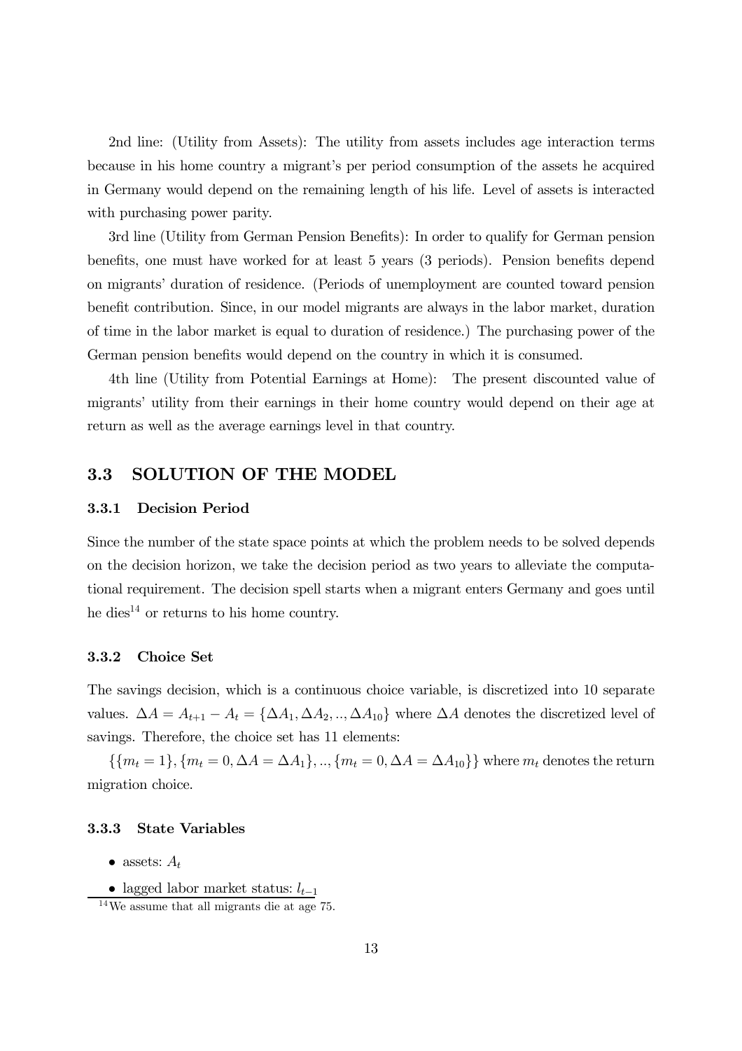2nd line: (Utility from Assets): The utility from assets includes age interaction terms because in his home country a migrant's per period consumption of the assets he acquired in Germany would depend on the remaining length of his life. Level of assets is interacted with purchasing power parity.

3rd line (Utility from German Pension Benefits): In order to qualify for German pension benefits, one must have worked for at least 5 years (3 periods). Pension benefits depend on migrants' duration of residence. (Periods of unemployment are counted toward pension benefit contribution. Since, in our model migrants are always in the labor market, duration of time in the labor market is equal to duration of residence.) The purchasing power of the German pension benefits would depend on the country in which it is consumed.

4th line (Utility from Potential Earnings at Home): The present discounted value of migrants' utility from their earnings in their home country would depend on their age at return as well as the average earnings level in that country.

## 3.3 SOLUTION OF THE MODEL

### 3.3.1 Decision Period

Since the number of the state space points at which the problem needs to be solved depends on the decision horizon, we take the decision period as two years to alleviate the computational requirement. The decision spell starts when a migrant enters Germany and goes until he dies[14] or returns to his home country.

### 3.3.2 Choice Set

The savings decision, which is a continuous choice variable, is discretized into 10 separate values. $\Delta A = A_{t+1} - A_t = \{\Delta A_1, \Delta A_2, .., \Delta A_{10}\}$ where $\Delta A$ denotes the discretized level of savings. Therefore, the choice set has 11 elements:

$\{\{m_t = 1\}, \{m_t = 0, \Delta A = \Delta A_1\}, .., \{m_t = 0, \Delta A = \Delta A_{10}\}\}$ where $m_t$ denotes the return migration choice.

### 3.3.3 State Variables

- assets: $A_t$
- lagged labor market status: $l_{t-1}$

[14] We assume that all migrants die at age 75.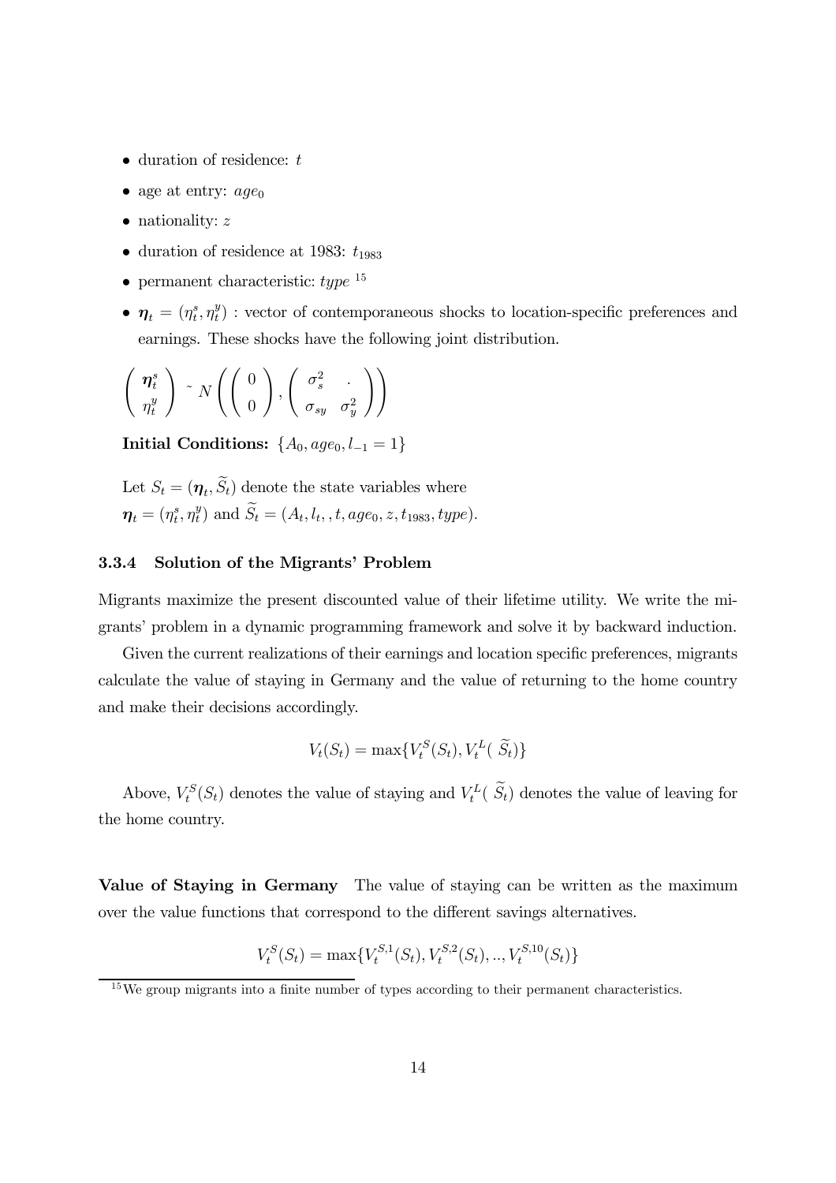- duration of residence: $t$
- age at entry: $age_0$
- nationality: $z$
- duration of residence at 1983: $t_{1983}$
- permanent characteristic: $type$ [15]
- $\boldsymbol{\eta}_t = (\eta_t^s, \eta_t^y)$ : vector of contemporaneous shocks to location-specific preferences and earnings. These shocks have the following joint distribution.

$$\begin{pmatrix} \boldsymbol{\eta}_t^s \\ \eta_t^y \end{pmatrix} \sim N\left( \begin{pmatrix} 0 \\ 0 \end{pmatrix}, \begin{pmatrix} \sigma_s^2 & . \\ \sigma_{sy} & \sigma_y^2 \end{pmatrix} \right)$$

**Initial Conditions:** $\{A_0, age_0, l_{-1} = 1\}$

Let $S_t = (\boldsymbol{\eta}_t, \widetilde{S}_t)$ denote the state variables where
$\boldsymbol{\eta}_t = (\eta_t^s, \eta_t^y)$ and $\widetilde{S}_t = (A_t, l_t, , t, age_0, z, t_{1983}, type)$.

### 3.3.4 Solution of the Migrants' Problem

Migrants maximize the present discounted value of their lifetime utility. We write the migrants' problem in a dynamic programming framework and solve it by backward induction.

Given the current realizations of their earnings and location specific preferences, migrants calculate the value of staying in Germany and the value of returning to the home country and make their decisions accordingly.

$$V_t(S_t) = \max\{V_t^S(S_t), V_t^L(\ \widetilde{S}_t)\}$$

Above, $V_t^S(S_t)$ denotes the value of staying and $V_t^L(\ \widetilde{S}_t)$ denotes the value of leaving for the home country.

**Value of Staying in Germany** The value of staying can be written as the maximum over the value functions that correspond to the different savings alternatives.

$$V_t^S(S_t) = \max\{V_t^{S,1}(S_t), V_t^{S,2}(S_t), .., V_t^{S,10}(S_t)\}$$

[15] We group migrants into a finite number of types according to their permanent characteristics.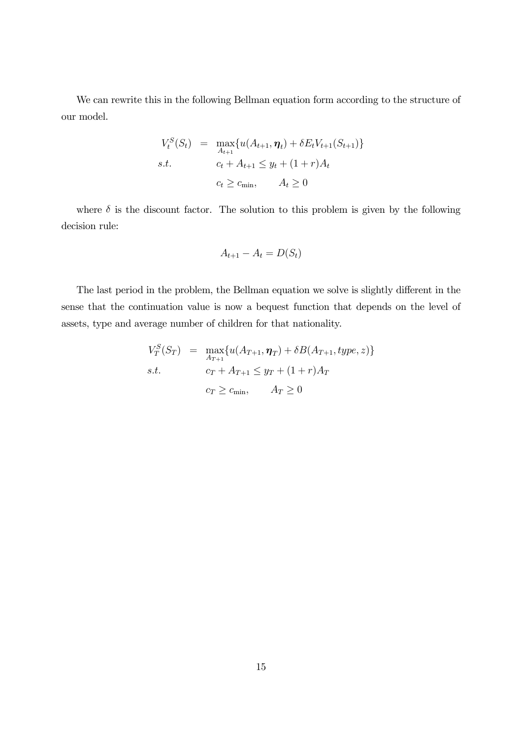We can rewrite this in the following Bellman equation form according to the structure of our model.

$$
\begin{aligned}
V_t^S(S_t) &= \max_{A_{t+1}} \{u(A_{t+1}, \boldsymbol{\eta}_t) + \delta E_t V_{t+1}(S_{t+1})\} \\
s.t. \quad & c_t + A_{t+1} \leq y_t + (1+r)A_t \\
& c_t \geq c_{\min}, \qquad A_t \geq 0
\end{aligned}
$$

where $\delta$ is the discount factor. The solution to this problem is given by the following decision rule:

$$
A_{t+1} - A_t = D(S_t)
$$

The last period in the problem, the Bellman equation we solve is slightly different in the sense that the continuation value is now a bequest function that depends on the level of assets, type and average number of children for that nationality.

$$
\begin{aligned}
V_T^S(S_T) &= \max_{A_{T+1}} \{u(A_{T+1}, \boldsymbol{\eta}_T) + \delta B(A_{T+1}, type, z)\} \\
s.t. \quad & c_T + A_{T+1} \leq y_T + (1+r)A_T \\
& c_T \geq c_{\min}, \qquad A_T \geq 0
\end{aligned}
$$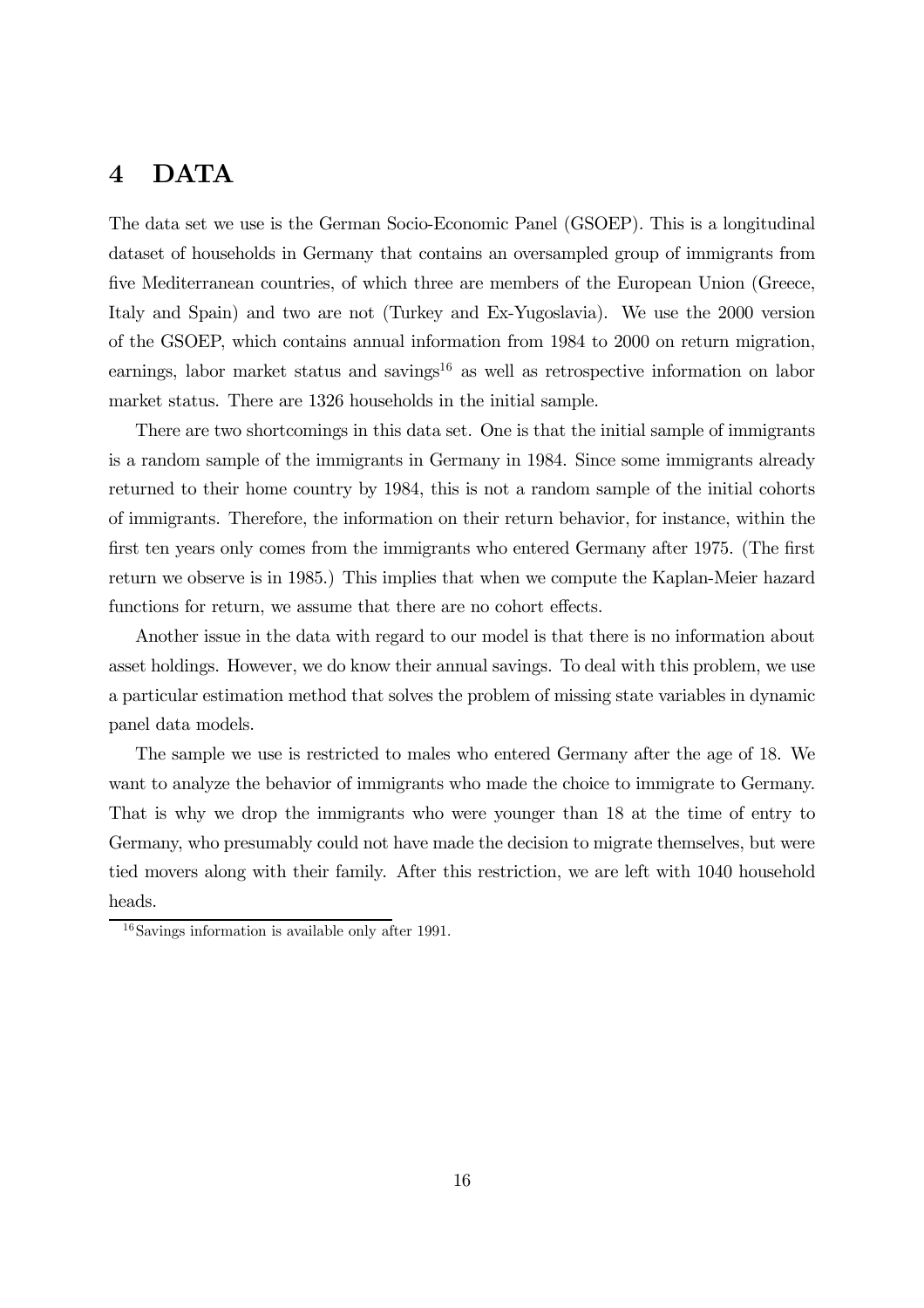# 4 DATA

The data set we use is the German Socio-Economic Panel (GSOEP). This is a longitudinal dataset of households in Germany that contains an oversampled group of immigrants from five Mediterranean countries, of which three are members of the European Union (Greece, Italy and Spain) and two are not (Turkey and Ex-Yugoslavia). We use the 2000 version of the GSOEP, which contains annual information from 1984 to 2000 on return migration, earnings, labor market status and savings[16] as well as retrospective information on labor market status. There are 1326 households in the initial sample.

There are two shortcomings in this data set. One is that the initial sample of immigrants is a random sample of the immigrants in Germany in 1984. Since some immigrants already returned to their home country by 1984, this is not a random sample of the initial cohorts of immigrants. Therefore, the information on their return behavior, for instance, within the first ten years only comes from the immigrants who entered Germany after 1975. (The first return we observe is in 1985.) This implies that when we compute the Kaplan-Meier hazard functions for return, we assume that there are no cohort effects.

Another issue in the data with regard to our model is that there is no information about asset holdings. However, we do know their annual savings. To deal with this problem, we use a particular estimation method that solves the problem of missing state variables in dynamic panel data models.

The sample we use is restricted to males who entered Germany after the age of 18. We want to analyze the behavior of immigrants who made the choice to immigrate to Germany. That is why we drop the immigrants who were younger than 18 at the time of entry to Germany, who presumably could not have made the decision to migrate themselves, but were tied movers along with their family. After this restriction, we are left with 1040 household heads.

[16] Savings information is available only after 1991.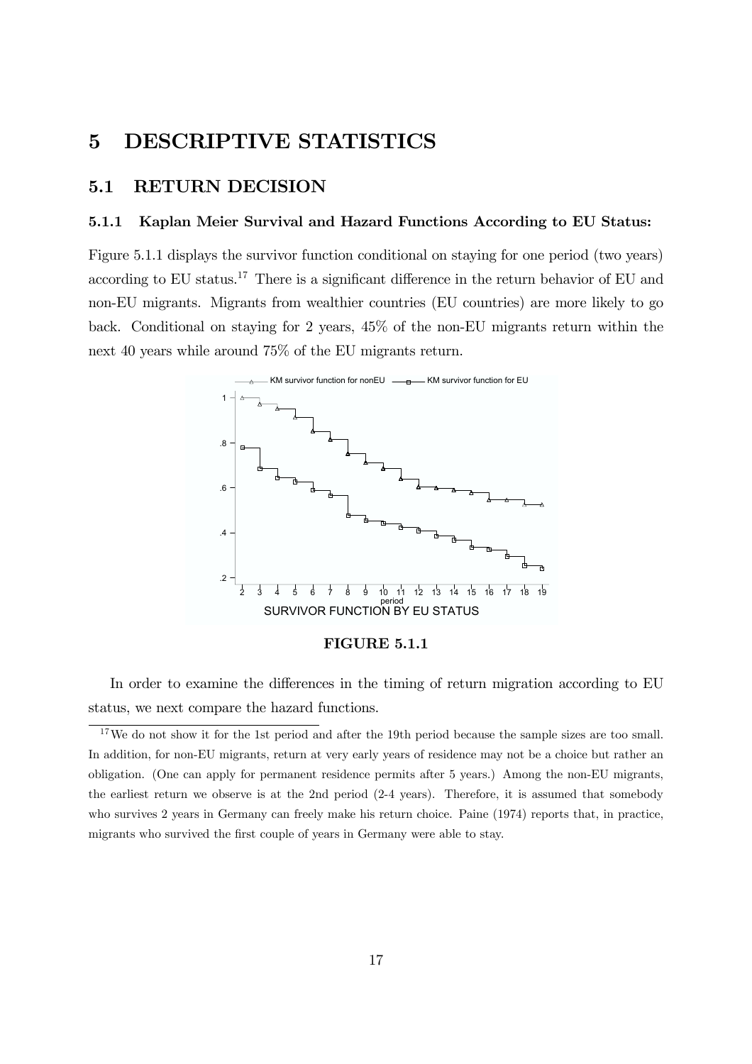# 5 DESCRIPTIVE STATISTICS

## 5.1 RETURN DECISION

### 5.1.1 Kaplan Meier Survival and Hazard Functions According to EU Status:

Figure 5.1.1 displays the survivor function conditional on staying for one period (two years) according to EU status.[17] There is a significant difference in the return behavior of EU and non-EU migrants. Migrants from wealthier countries (EU countries) are more likely to go back. Conditional on staying for 2 years, 45% of the non-EU migrants return within the next 40 years while around 75% of the EU migrants return.

**FIGURE 5.1.1**

In order to examine the differences in the timing of return migration according to EU status, we next compare the hazard functions.

[17] We do not show it for the 1st period and after the 19th period because the sample sizes are too small. In addition, for non-EU migrants, return at very early years of residence may not be a choice but rather an obligation. (One can apply for permanent residence permits after 5 years.) Among the non-EU migrants, the earliest return we observe is at the 2nd period (2-4 years). Therefore, it is assumed that somebody who survives 2 years in Germany can freely make his return choice. Paine (1974) reports that, in practice, migrants who survived the first couple of years in Germany were able to stay.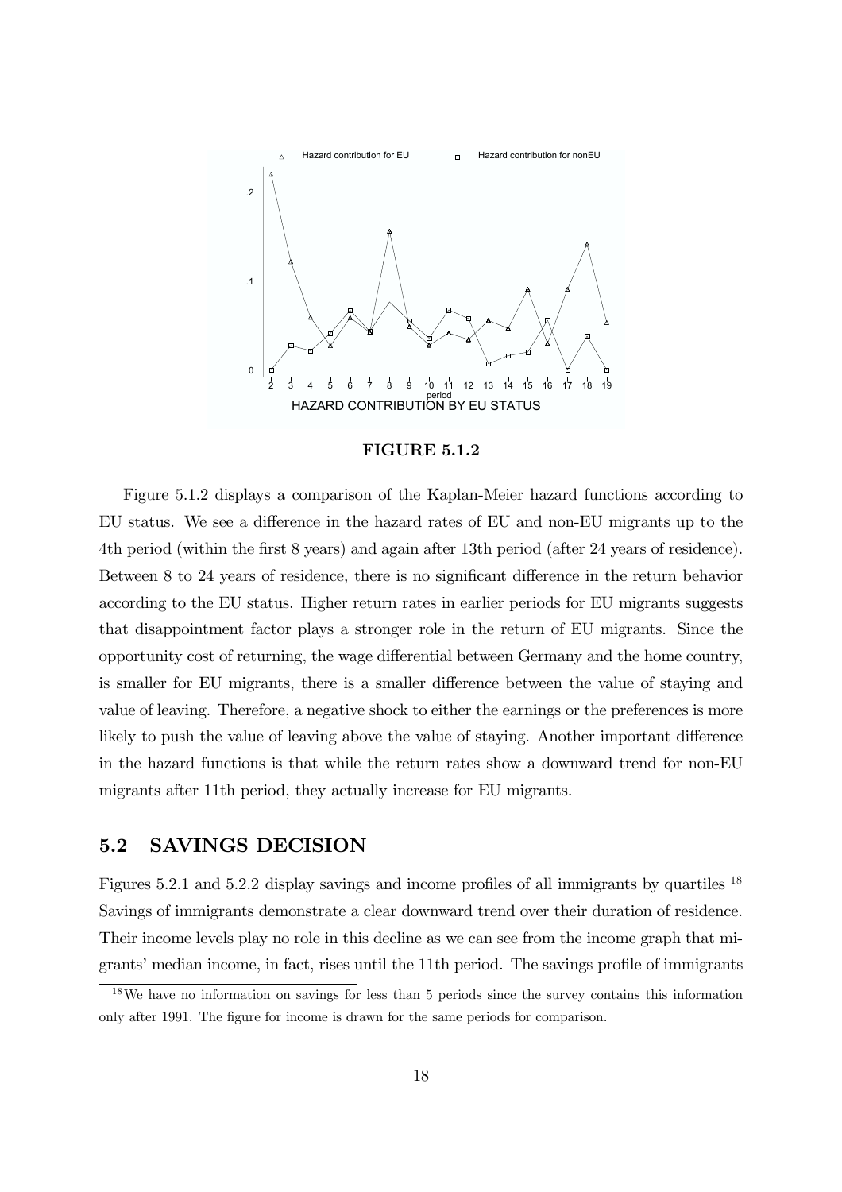FIGURE 5.1.2

Figure 5.1.2 displays a comparison of the Kaplan-Meier hazard functions according to EU status. We see a difference in the hazard rates of EU and non-EU migrants up to the 4th period (within the first 8 years) and again after 13th period (after 24 years of residence). Between 8 to 24 years of residence, there is no significant difference in the return behavior according to the EU status. Higher return rates in earlier periods for EU migrants suggests that disappointment factor plays a stronger role in the return of EU migrants. Since the opportunity cost of returning, the wage differential between Germany and the home country, is smaller for EU migrants, there is a smaller difference between the value of staying and value of leaving. Therefore, a negative shock to either the earnings or the preferences is more likely to push the value of leaving above the value of staying. Another important difference in the hazard functions is that while the return rates show a downward trend for non-EU migrants after 11th period, they actually increase for EU migrants.

## 5.2 SAVINGS DECISION

Figures 5.2.1 and 5.2.2 display savings and income profiles of all immigrants by quartiles [18] Savings of immigrants demonstrate a clear downward trend over their duration of residence. Their income levels play no role in this decline as we can see from the income graph that migrants' median income, in fact, rises until the 11th period. The savings profile of immigrants

[18] We have no information on savings for less than 5 periods since the survey contains this information only after 1991. The figure for income is drawn for the same periods for comparison.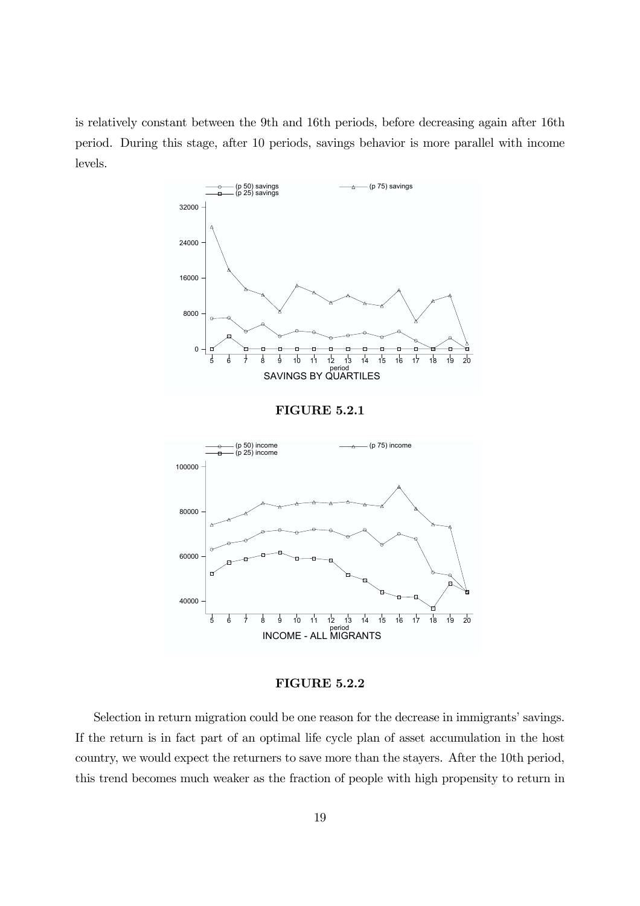is relatively constant between the 9th and 16th periods, before decreasing again after 16th period. During this stage, after 10 periods, savings behavior is more parallel with income levels.

**FIGURE 5.2.1**

**FIGURE 5.2.2**

Selection in return migration could be one reason for the decrease in immigrants' savings. If the return is in fact part of an optimal life cycle plan of asset accumulation in the host country, we would expect the returners to save more than the stayers. After the 10th period, this trend becomes much weaker as the fraction of people with high propensity to return in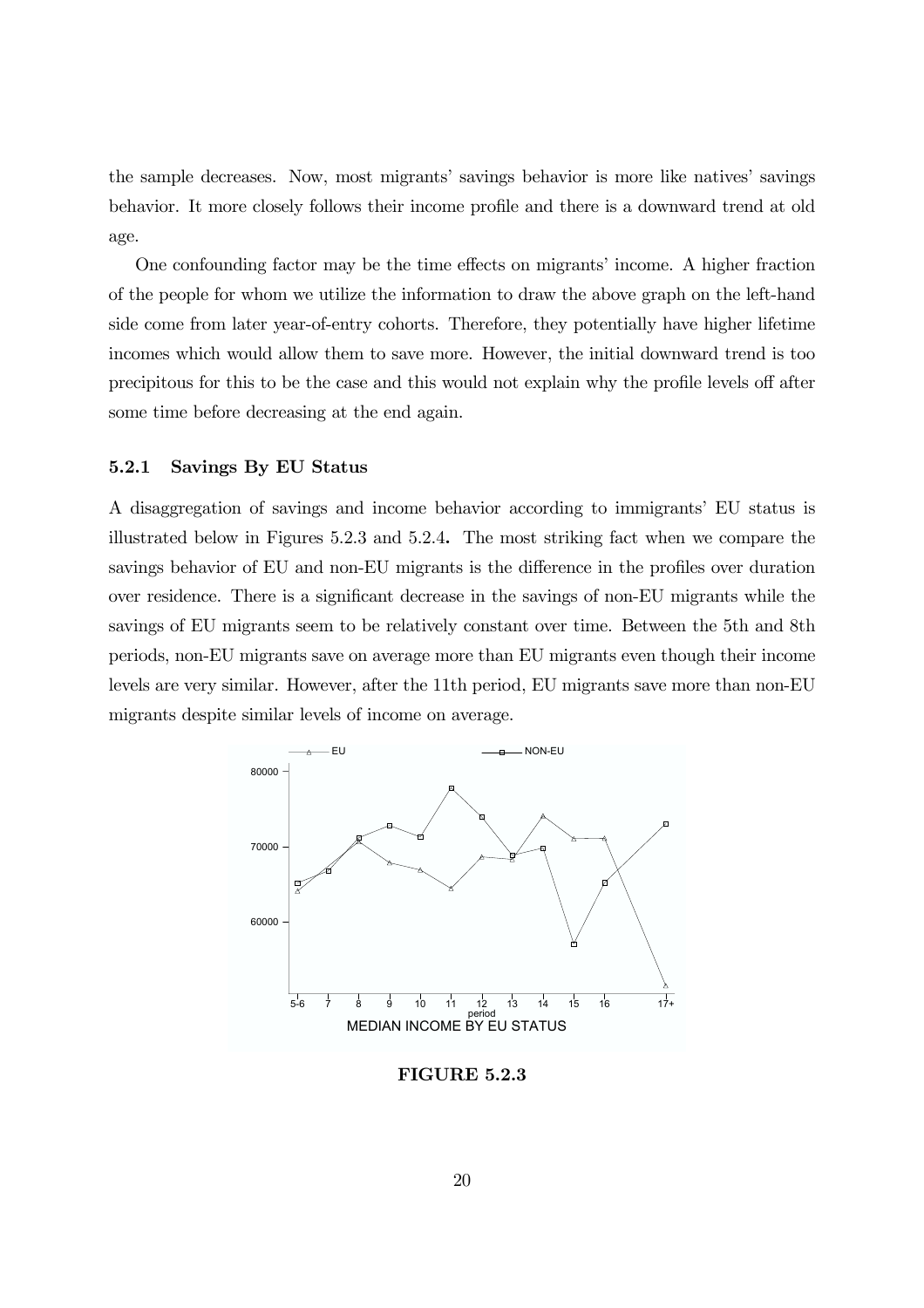the sample decreases. Now, most migrants' savings behavior is more like natives' savings behavior. It more closely follows their income profile and there is a downward trend at old age.

One confounding factor may be the time effects on migrants' income. A higher fraction of the people for whom we utilize the information to draw the above graph on the left-hand side come from later year-of-entry cohorts. Therefore, they potentially have higher lifetime incomes which would allow them to save more. However, the initial downward trend is too precipitous for this to be the case and this would not explain why the profile levels off after some time before decreasing at the end again.

### 5.2.1 Savings By EU Status

A disaggregation of savings and income behavior according to immigrants' EU status is illustrated below in Figures 5.2.3 and 5.2.4**.** The most striking fact when we compare the savings behavior of EU and non-EU migrants is the difference in the profiles over duration over residence. There is a significant decrease in the savings of non-EU migrants while the savings of EU migrants seem to be relatively constant over time. Between the 5th and 8th periods, non-EU migrants save on average more than EU migrants even though their income levels are very similar. However, after the 11th period, EU migrants save more than non-EU migrants despite similar levels of income on average.

MEDIAN INCOME BY EU STATUS

**FIGURE 5.2.3**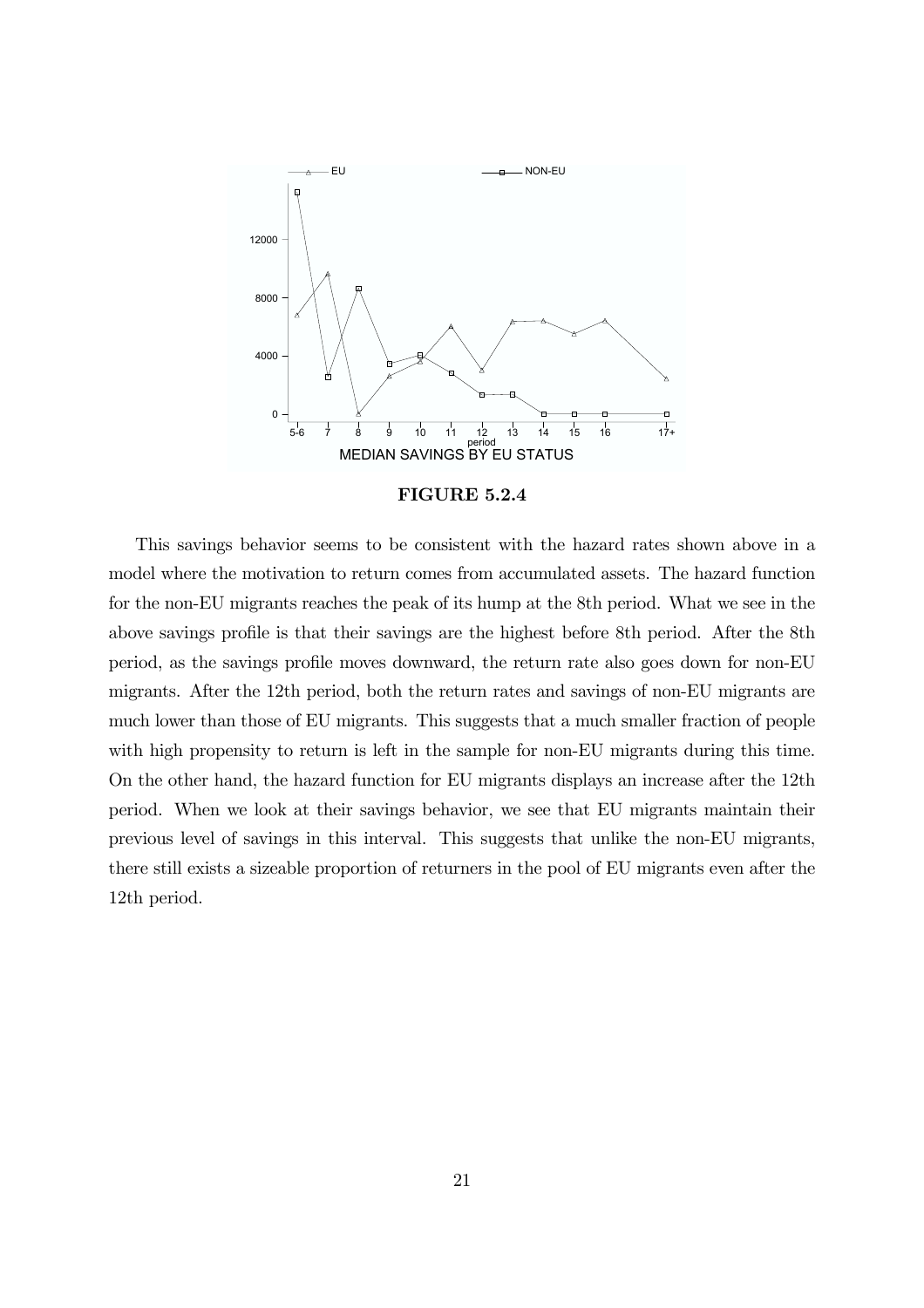**FIGURE 5.2.4**

This savings behavior seems to be consistent with the hazard rates shown above in a model where the motivation to return comes from accumulated assets. The hazard function for the non-EU migrants reaches the peak of its hump at the 8th period. What we see in the above savings profile is that their savings are the highest before 8th period. After the 8th period, as the savings profile moves downward, the return rate also goes down for non-EU migrants. After the 12th period, both the return rates and savings of non-EU migrants are much lower than those of EU migrants. This suggests that a much smaller fraction of people with high propensity to return is left in the sample for non-EU migrants during this time. On the other hand, the hazard function for EU migrants displays an increase after the 12th period. When we look at their savings behavior, we see that EU migrants maintain their previous level of savings in this interval. This suggests that unlike the non-EU migrants, there still exists a sizeable proportion of returners in the pool of EU migrants even after the 12th period.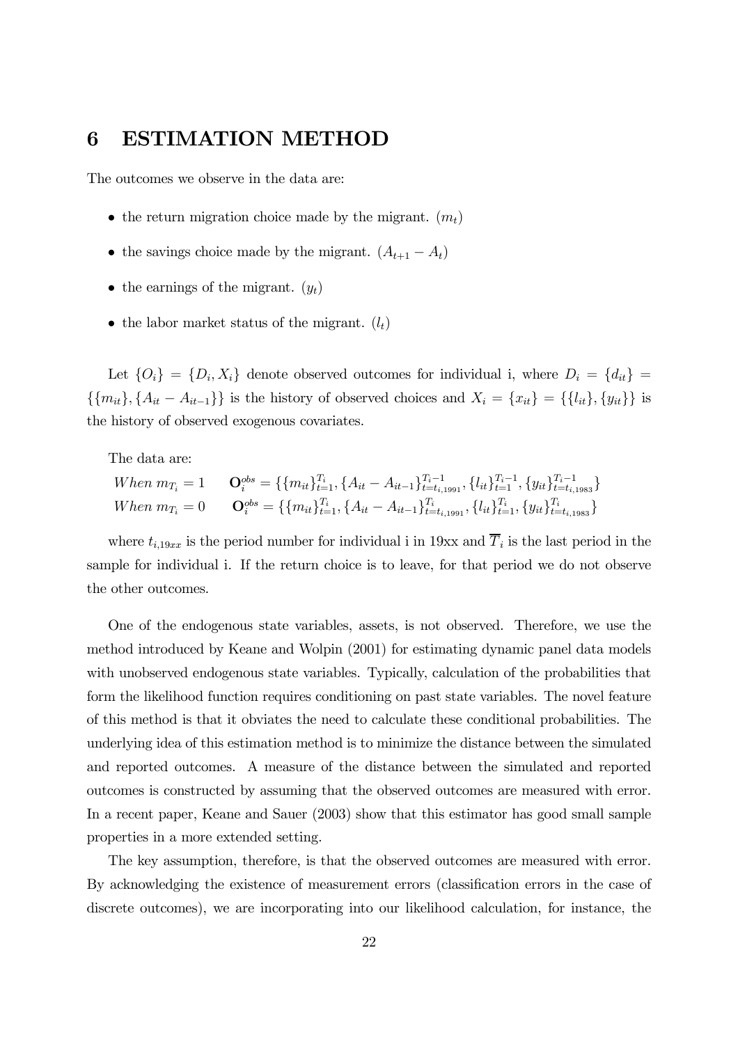# 6 ESTIMATION METHOD

The outcomes we observe in the data are:

- the return migration choice made by the migrant. $(m_t)$
- the savings choice made by the migrant. $(A_{t+1} - A_t)$
- the earnings of the migrant. $(y_t)$
- the labor market status of the migrant. $(l_t)$

Let $\{O_i\} = \{D_i, X_i\}$ denote observed outcomes for individual i, where $D_i = \{d_{it}\} = \{\{m_{it}\}, \{A_{it} - A_{it-1}\}\}$ is the history of observed choices and $X_i = \{x_{it}\} = \{\{l_{it}\}, \{y_{it}\}\}$ is the history of observed exogenous covariates.

The data are:

$$When\ m_{T_i} = 1 \qquad \mathbf{O}_i^{obs} = \{\{m_{it}\}_{t=1}^{T_i}, \{A_{it} - A_{it-1}\}_{t=t_{i,1991}}^{T_i-1}, \{l_{it}\}_{t=1}^{T_i-1}, \{y_{it}\}_{t=t_{i,1983}}^{T_i-1}\}$$
$$When\ m_{T_i} = 0 \qquad \mathbf{O}_i^{obs} = \{\{m_{it}\}_{t=1}^{T_i}, \{A_{it} - A_{it-1}\}_{t=t_{i,1991}}^{T_i}, \{l_{it}\}_{t=1}^{T_i}, \{y_{it}\}_{t=t_{i,1983}}^{T_i}\}$$

where $t_{i,19xx}$ is the period number for individual i in 19xx and $\overline{T}_i$ is the last period in the sample for individual i. If the return choice is to leave, for that period we do not observe the other outcomes.

One of the endogenous state variables, assets, is not observed. Therefore, we use the method introduced by Keane and Wolpin (2001) for estimating dynamic panel data models with unobserved endogenous state variables. Typically, calculation of the probabilities that form the likelihood function requires conditioning on past state variables. The novel feature of this method is that it obviates the need to calculate these conditional probabilities. The underlying idea of this estimation method is to minimize the distance between the simulated and reported outcomes. A measure of the distance between the simulated and reported outcomes is constructed by assuming that the observed outcomes are measured with error. In a recent paper, Keane and Sauer (2003) show that this estimator has good small sample properties in a more extended setting.

The key assumption, therefore, is that the observed outcomes are measured with error. By acknowledging the existence of measurement errors (classification errors in the case of discrete outcomes), we are incorporating into our likelihood calculation, for instance, the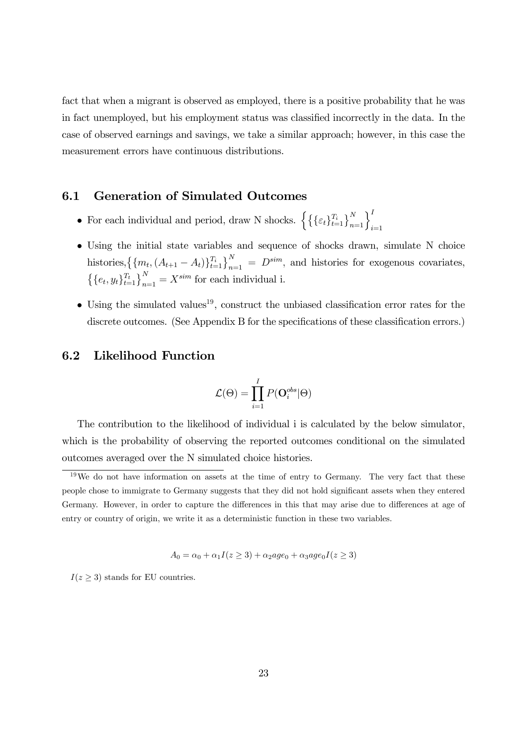fact that when a migrant is observed as employed, there is a positive probability that he was in fact unemployed, but his employment status was classified incorrectly in the data. In the case of observed earnings and savings, we take a similar approach; however, in this case the measurement errors have continuous distributions.

## 6.1 Generation of Simulated Outcomes

- For each individual and period, draw N shocks. $\left\{\left\{\{\varepsilon_t\}_{t=1}^{T_i}\right\}_{n=1}^{N}\right\}_{i=1}^{I}$
- Using the initial state variables and sequence of shocks drawn, simulate N choice histories, $\left\{\{m_t, (A_{t+1} - A_t)\}_{t=1}^{T_i}\right\}_{n=1}^{N} = D^{sim}$, and histories for exogenous covariates, $\left\{\{e_t, y_t\}_{t=1}^{T_t}\right\}_{n=1}^{N} = X^{sim}$ for each individual i.
- Using the simulated values[19], construct the unbiased classification error rates for the discrete outcomes. (See Appendix B for the specifications of these classification errors.)

## 6.2 Likelihood Function

$$\mathcal{L}(\Theta) = \prod_{i=1}^{I} P(\mathbf{O}_i^{obs}|\Theta)$$

The contribution to the likelihood of individual i is calculated by the below simulator, which is the probability of observing the reported outcomes conditional on the simulated outcomes averaged over the N simulated choice histories.

[19] We do not have information on assets at the time of entry to Germany. The very fact that these people chose to immigrate to Germany suggests that they did not hold significant assets when they entered Germany. However, in order to capture the differences in this that may arise due to differences at age of entry or country of origin, we write it as a deterministic function in these two variables.

$$A_0 = \alpha_0 + \alpha_1 I(z \geq 3) + \alpha_2 age_0 + \alpha_3 age_0 I(z \geq 3)$$

$I(z \geq 3)$ stands for EU countries.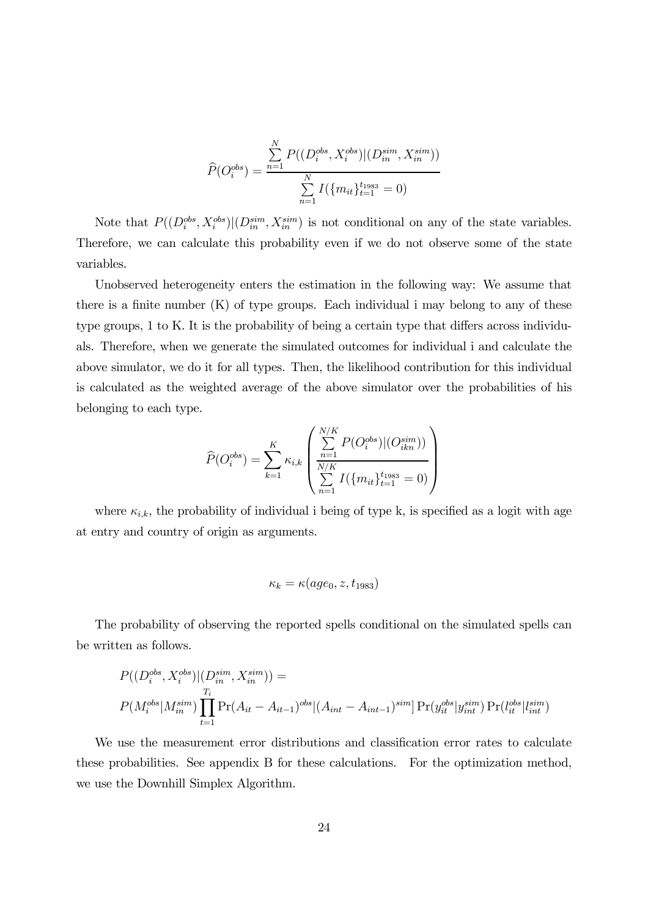$$\widehat{P}(O_i^{obs}) = \frac{\sum_{n=1}^{N} P((D_i^{obs}, X_i^{obs})|(D_{in}^{sim}, X_{in}^{sim}))}{\sum_{n=1}^{N} I(\{m_{it}\}_{t=1}^{t_{1983}} = 0)}$$

Note that $P((D_i^{obs}, X_i^{obs})|(D_{in}^{sim}, X_{in}^{sim})$ is not conditional on any of the state variables. Therefore, we can calculate this probability even if we do not observe some of the state variables.

Unobserved heterogeneity enters the estimation in the following way: We assume that there is a finite number (K) of type groups. Each individual i may belong to any of these type groups, 1 to K. It is the probability of being a certain type that differs across individuals. Therefore, when we generate the simulated outcomes for individual i and calculate the above simulator, we do it for all types. Then, the likelihood contribution for this individual is calculated as the weighted average of the above simulator over the probabilities of his belonging to each type.

$$\widehat{P}(O_i^{obs}) = \sum_{k=1}^{K} \kappa_{i,k} \left( \frac{\sum_{n=1}^{N/K} P(O_i^{obs})|(O_{ikn}^{sim}))}{\sum_{n=1}^{N/K} I(\{m_{it}\}_{t=1}^{t_{1983}} = 0)} \right)$$

where $\kappa_{i,k}$, the probability of individual i being of type k, is specified as a logit with age at entry and country of origin as arguments.

$$\kappa_k = \kappa(age_0, z, t_{1983})$$

The probability of observing the reported spells conditional on the simulated spells can be written as follows.

$$P((D_i^{obs}, X_i^{obs})|(D_{in}^{sim}, X_{in}^{sim})) =$$
$$P(M_i^{obs}|M_{in}^{sim}) \prod_{t=1}^{T_i} \Pr(A_{it} - A_{it-1})^{obs}|(A_{int} - A_{int-1})^{sim}] \Pr(y_{it}^{obs}|y_{int}^{sim}) \Pr(l_{it}^{obs}|l_{int}^{sim})$$

We use the measurement error distributions and classification error rates to calculate these probabilities. See appendix B for these calculations. For the optimization method, we use the Downhill Simplex Algorithm.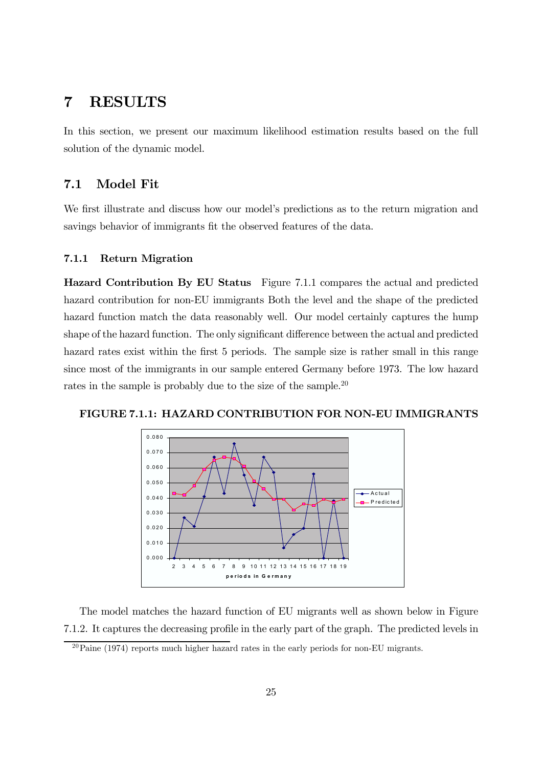# 7 RESULTS

In this section, we present our maximum likelihood estimation results based on the full solution of the dynamic model.

## 7.1 Model Fit

We first illustrate and discuss how our model's predictions as to the return migration and savings behavior of immigrants fit the observed features of the data.

### 7.1.1 Return Migration

**Hazard Contribution By EU Status** Figure 7.1.1 compares the actual and predicted hazard contribution for non-EU immigrants Both the level and the shape of the predicted hazard function match the data reasonably well. Our model certainly captures the hump shape of the hazard function. The only significant difference between the actual and predicted hazard rates exist within the first 5 periods. The sample size is rather small in this range since most of the immigrants in our sample entered Germany before 1973. The low hazard rates in the sample is probably due to the size of the sample.[20]

**FIGURE 7.1.1: HAZARD CONTRIBUTION FOR NON-EU IMMIGRANTS**

The model matches the hazard function of EU migrants well as shown below in Figure 7.1.2. It captures the decreasing profile in the early part of the graph. The predicted levels in

[20] Paine (1974) reports much higher hazard rates in the early periods for non-EU migrants.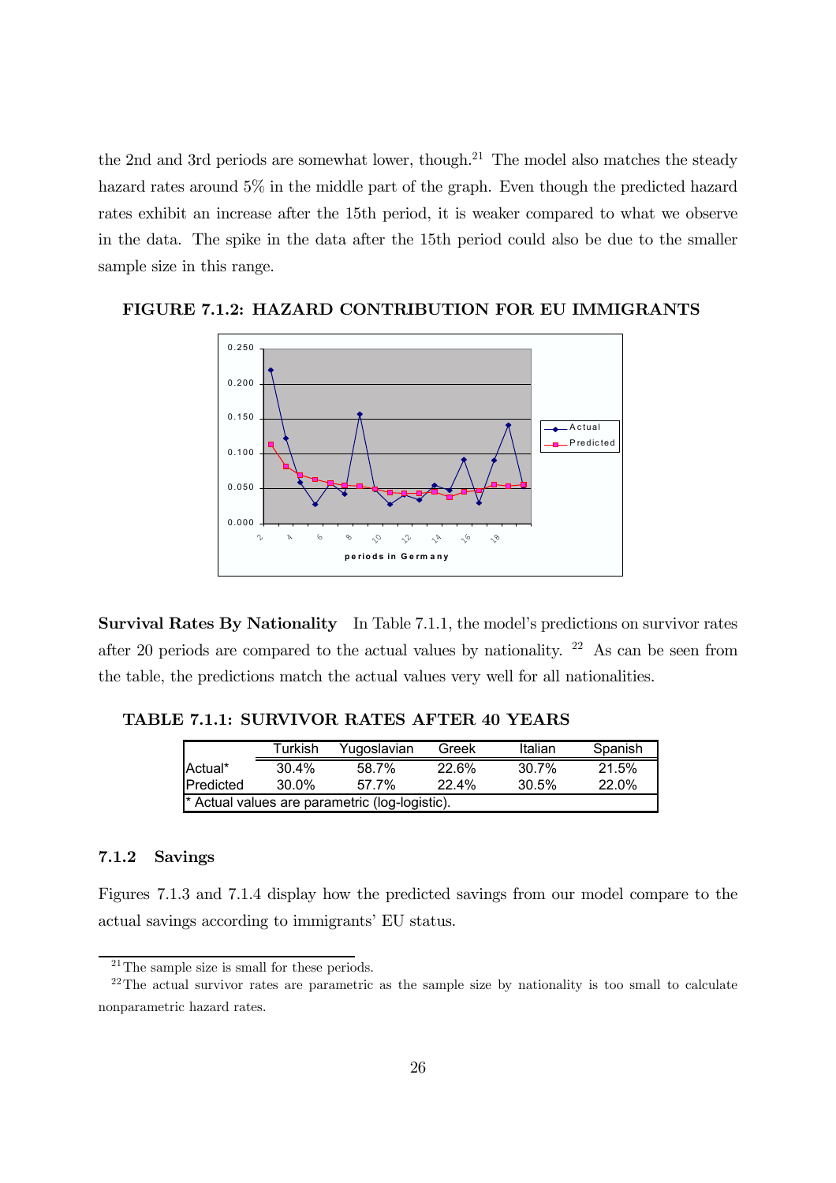the 2nd and 3rd periods are somewhat lower, though.[21] The model also matches the steady hazard rates around 5% in the middle part of the graph. Even though the predicted hazard rates exhibit an increase after the 15th period, it is weaker compared to what we observe in the data. The spike in the data after the 15th period could also be due to the smaller sample size in this range.

**FIGURE 7.1.2: HAZARD CONTRIBUTION FOR EU IMMIGRANTS**

**Survival Rates By Nationality** In Table 7.1.1, the model's predictions on survivor rates after 20 periods are compared to the actual values by nationality. [22] As can be seen from the table, the predictions match the actual values very well for all nationalities.

**TABLE 7.1.1: SURVIVOR RATES AFTER 40 YEARS**

| | Turkish | Yugoslavian | Greek | Italian | Spanish |
|---|---|---|---|---|---|
| Actual* | 30.4% | 58.7% | 22.6% | 30.7% | 21.5% |
| Predicted | 30.0% | 57.7% | 22.4% | 30.5% | 22.0% |
| * Actual values are parametric (log-logistic). | | | | | |

### 7.1.2 Savings

Figures 7.1.3 and 7.1.4 display how the predicted savings from our model compare to the actual savings according to immigrants' EU status.

[21] The sample size is small for these periods.

[22] The actual survivor rates are parametric as the sample size by nationality is too small to calculate nonparametric hazard rates.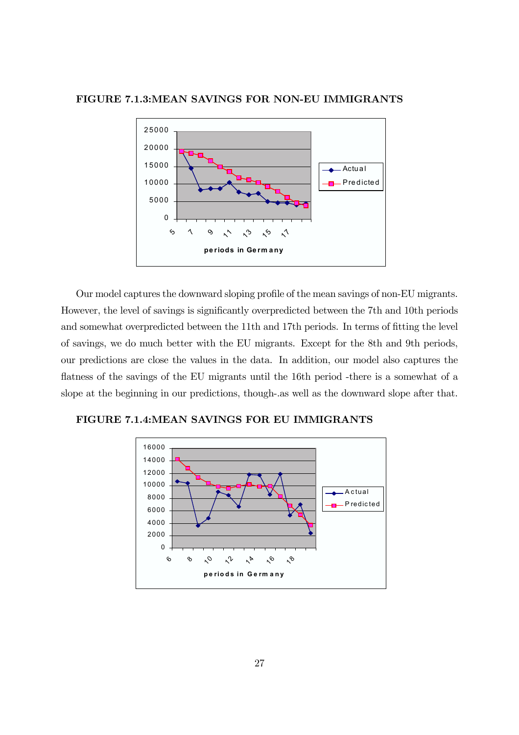**FIGURE 7.1.3:MEAN SAVINGS FOR NON-EU IMMIGRANTS**

Our model captures the downward sloping profile of the mean savings of non-EU migrants. However, the level of savings is significantly overpredicted between the 7th and 10th periods and somewhat overpredicted between the 11th and 17th periods. In terms of fitting the level of savings, we do much better with the EU migrants. Except for the 8th and 9th periods, our predictions are close the values in the data. In addition, our model also captures the flatness of the savings of the EU migrants until the 16th period -there is a somewhat of a slope at the beginning in our predictions, though-.as well as the downward slope after that.

**FIGURE 7.1.4:MEAN SAVINGS FOR EU IMMIGRANTS**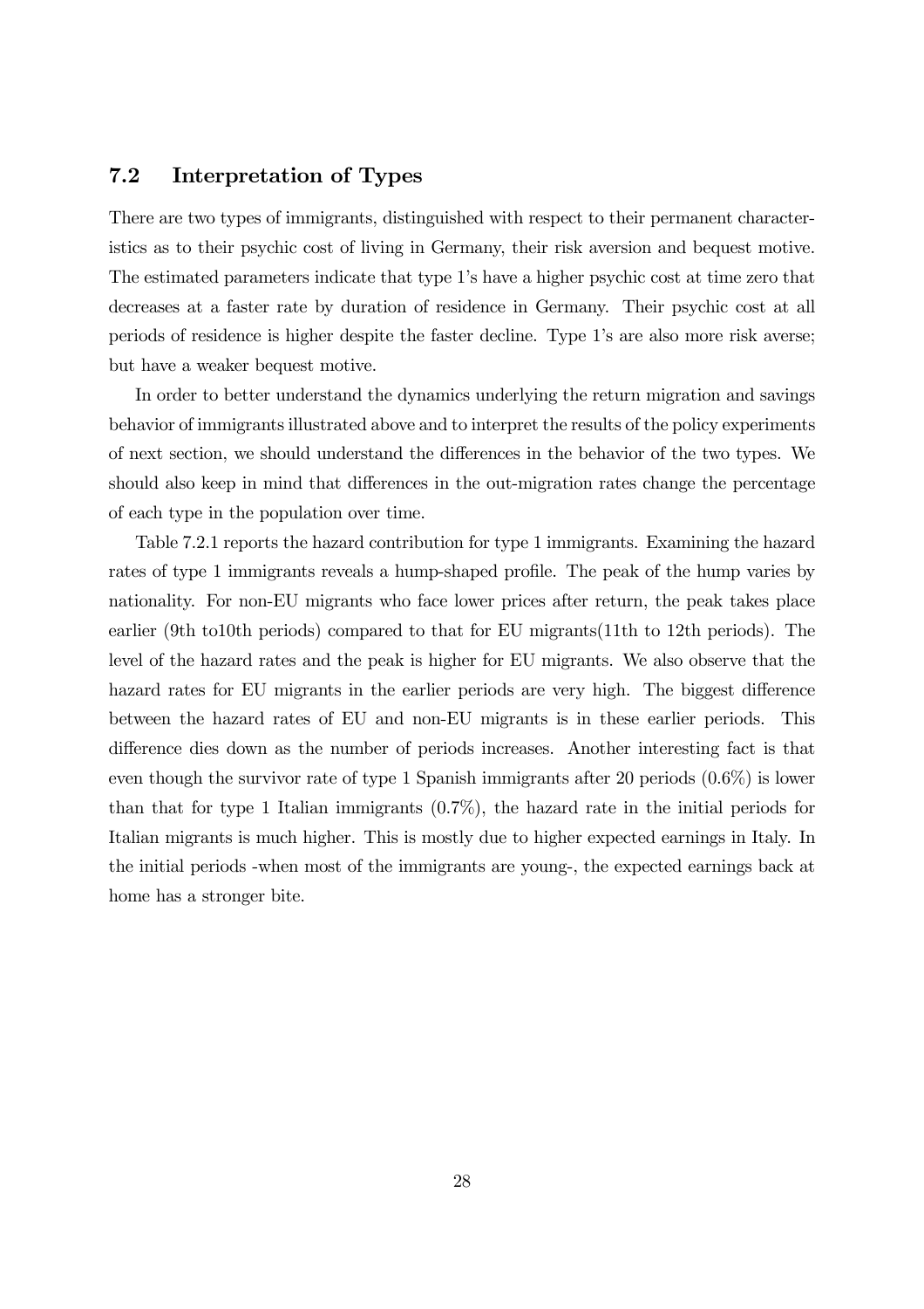## 7.2 Interpretation of Types

There are two types of immigrants, distinguished with respect to their permanent characteristics as to their psychic cost of living in Germany, their risk aversion and bequest motive. The estimated parameters indicate that type 1's have a higher psychic cost at time zero that decreases at a faster rate by duration of residence in Germany. Their psychic cost at all periods of residence is higher despite the faster decline. Type 1's are also more risk averse; but have a weaker bequest motive.

In order to better understand the dynamics underlying the return migration and savings behavior of immigrants illustrated above and to interpret the results of the policy experiments of next section, we should understand the differences in the behavior of the two types. We should also keep in mind that differences in the out-migration rates change the percentage of each type in the population over time.

Table 7.2.1 reports the hazard contribution for type 1 immigrants. Examining the hazard rates of type 1 immigrants reveals a hump-shaped profile. The peak of the hump varies by nationality. For non-EU migrants who face lower prices after return, the peak takes place earlier (9th to10th periods) compared to that for EU migrants(11th to 12th periods). The level of the hazard rates and the peak is higher for EU migrants. We also observe that the hazard rates for EU migrants in the earlier periods are very high. The biggest difference between the hazard rates of EU and non-EU migrants is in these earlier periods. This difference dies down as the number of periods increases. Another interesting fact is that even though the survivor rate of type 1 Spanish immigrants after 20 periods (0.6%) is lower than that for type 1 Italian immigrants (0.7%), the hazard rate in the initial periods for Italian migrants is much higher. This is mostly due to higher expected earnings in Italy. In the initial periods -when most of the immigrants are young-, the expected earnings back at home has a stronger bite.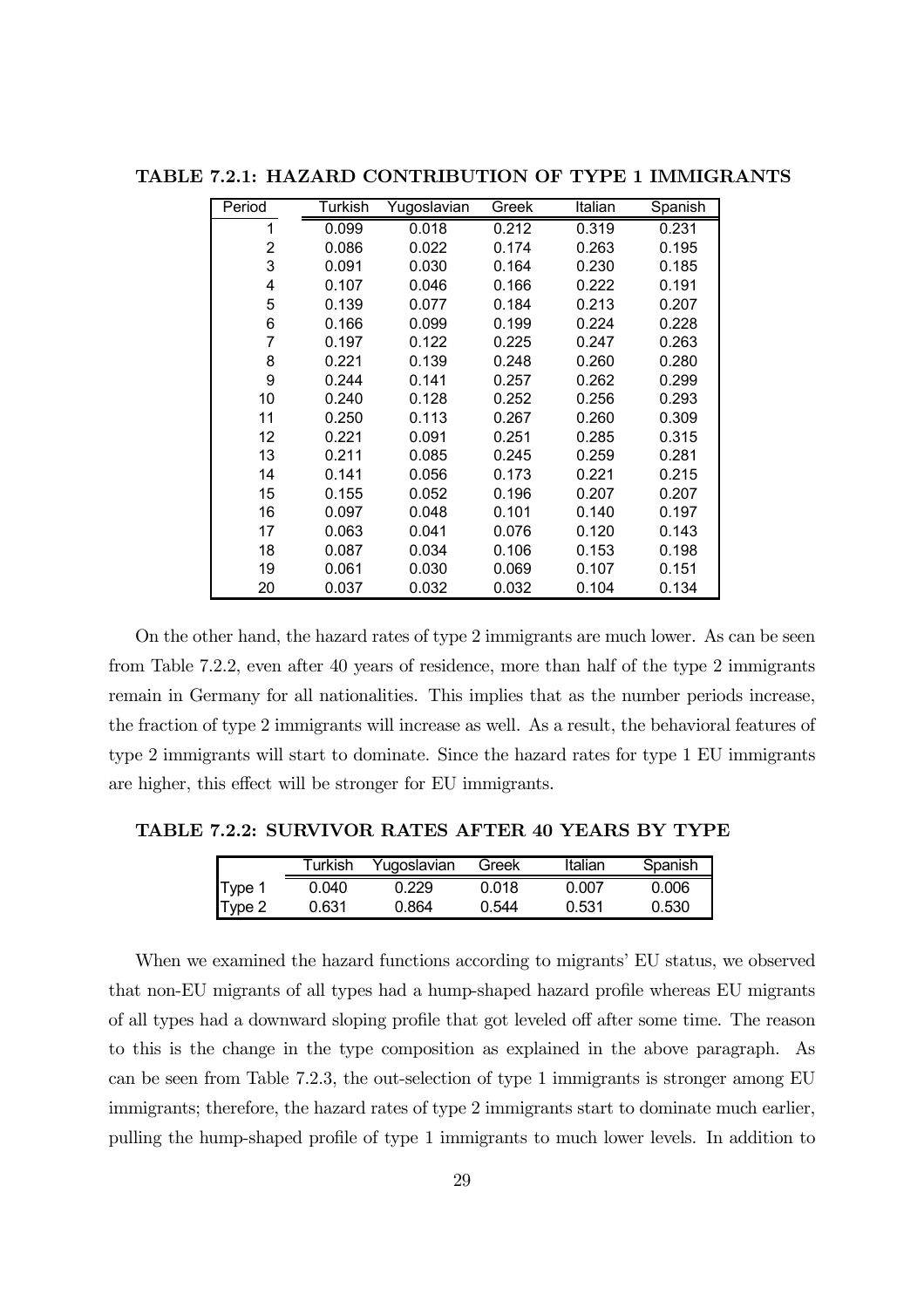**TABLE 7.2.1: HAZARD CONTRIBUTION OF TYPE 1 IMMIGRANTS**

| Period | Turkish | Yugoslavian | Greek | Italian | Spanish |
|---|---|---|---|---|---|
| 1 | 0.099 | 0.018 | 0.212 | 0.319 | 0.231 |
| 2 | 0.086 | 0.022 | 0.174 | 0.263 | 0.195 |
| 3 | 0.091 | 0.030 | 0.164 | 0.230 | 0.185 |
| 4 | 0.107 | 0.046 | 0.166 | 0.222 | 0.191 |
| 5 | 0.139 | 0.077 | 0.184 | 0.213 | 0.207 |
| 6 | 0.166 | 0.099 | 0.199 | 0.224 | 0.228 |
| 7 | 0.197 | 0.122 | 0.225 | 0.247 | 0.263 |
| 8 | 0.221 | 0.139 | 0.248 | 0.260 | 0.280 |
| 9 | 0.244 | 0.141 | 0.257 | 0.262 | 0.299 |
| 10 | 0.240 | 0.128 | 0.252 | 0.256 | 0.293 |
| 11 | 0.250 | 0.113 | 0.267 | 0.260 | 0.309 |
| 12 | 0.221 | 0.091 | 0.251 | 0.285 | 0.315 |
| 13 | 0.211 | 0.085 | 0.245 | 0.259 | 0.281 |
| 14 | 0.141 | 0.056 | 0.173 | 0.221 | 0.215 |
| 15 | 0.155 | 0.052 | 0.196 | 0.207 | 0.207 |
| 16 | 0.097 | 0.048 | 0.101 | 0.140 | 0.197 |
| 17 | 0.063 | 0.041 | 0.076 | 0.120 | 0.143 |
| 18 | 0.087 | 0.034 | 0.106 | 0.153 | 0.198 |
| 19 | 0.061 | 0.030 | 0.069 | 0.107 | 0.151 |
| 20 | 0.037 | 0.032 | 0.032 | 0.104 | 0.134 |

On the other hand, the hazard rates of type 2 immigrants are much lower. As can be seen from Table 7.2.2, even after 40 years of residence, more than half of the type 2 immigrants remain in Germany for all nationalities. This implies that as the number periods increase, the fraction of type 2 immigrants will increase as well. As a result, the behavioral features of type 2 immigrants will start to dominate. Since the hazard rates for type 1 EU immigrants are higher, this effect will be stronger for EU immigrants.

**TABLE 7.2.2: SURVIVOR RATES AFTER 40 YEARS BY TYPE**

| | Turkish | Yugoslavian | Greek | Italian | Spanish |
|---|---|---|---|---|---|
| Type 1 | 0.040 | 0.229 | 0.018 | 0.007 | 0.006 |
| Type 2 | 0.631 | 0.864 | 0.544 | 0.531 | 0.530 |

When we examined the hazard functions according to migrants' EU status, we observed that non-EU migrants of all types had a hump-shaped hazard profile whereas EU migrants of all types had a downward sloping profile that got leveled off after some time. The reason to this is the change in the type composition as explained in the above paragraph. As can be seen from Table 7.2.3, the out-selection of type 1 immigrants is stronger among EU immigrants; therefore, the hazard rates of type 2 immigrants start to dominate much earlier, pulling the hump-shaped profile of type 1 immigrants to much lower levels. In addition to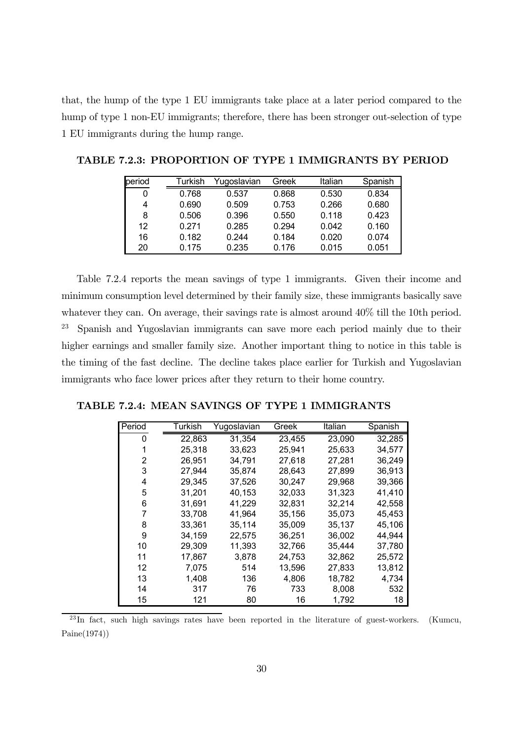that, the hump of the type 1 EU immigrants take place at a later period compared to the hump of type 1 non-EU immigrants; therefore, there has been stronger out-selection of type 1 EU immigrants during the hump range.

**TABLE 7.2.3: PROPORTION OF TYPE 1 IMMIGRANTS BY PERIOD**

| period | Turkish | Yugoslavian | Greek | Italian | Spanish |
|---|---|---|---|---|---|
| 0 | 0.768 | 0.537 | 0.868 | 0.530 | 0.834 |
| 4 | 0.690 | 0.509 | 0.753 | 0.266 | 0.680 |
| 8 | 0.506 | 0.396 | 0.550 | 0.118 | 0.423 |
| 12 | 0.271 | 0.285 | 0.294 | 0.042 | 0.160 |
| 16 | 0.182 | 0.244 | 0.184 | 0.020 | 0.074 |
| 20 | 0.175 | 0.235 | 0.176 | 0.015 | 0.051 |

Table 7.2.4 reports the mean savings of type 1 immigrants. Given their income and minimum consumption level determined by their family size, these immigrants basically save whatever they can. On average, their savings rate is almost around 40% till the 10th period. [23] Spanish and Yugoslavian immigrants can save more each period mainly due to their higher earnings and smaller family size. Another important thing to notice in this table is the timing of the fast decline. The decline takes place earlier for Turkish and Yugoslavian immigrants who face lower prices after they return to their home country.

**TABLE 7.2.4: MEAN SAVINGS OF TYPE 1 IMMIGRANTS**

| Period | Turkish | Yugoslavian | Greek | Italian | Spanish |
|---|---|---|---|---|---|
| 0 | 22,863 | 31,354 | 23,455 | 23,090 | 32,285 |
| 1 | 25,318 | 33,623 | 25,941 | 25,633 | 34,577 |
| 2 | 26,951 | 34,791 | 27,618 | 27,281 | 36,249 |
| 3 | 27,944 | 35,874 | 28,643 | 27,899 | 36,913 |
| 4 | 29,345 | 37,526 | 30,247 | 29,968 | 39,366 |
| 5 | 31,201 | 40,153 | 32,033 | 31,323 | 41,410 |
| 6 | 31,691 | 41,229 | 32,831 | 32,214 | 42,558 |
| 7 | 33,708 | 41,964 | 35,156 | 35,073 | 45,453 |
| 8 | 33,361 | 35,114 | 35,009 | 35,137 | 45,106 |
| 9 | 34,159 | 22,575 | 36,251 | 36,002 | 44,944 |
| 10 | 29,309 | 11,393 | 32,766 | 35,444 | 37,780 |
| 11 | 17,867 | 3,878 | 24,753 | 32,862 | 25,572 |
| 12 | 7,075 | 514 | 13,596 | 27,833 | 13,812 |
| 13 | 1,408 | 136 | 4,806 | 18,782 | 4,734 |
| 14 | 317 | 76 | 733 | 8,008 | 532 |
| 15 | 121 | 80 | 16 | 1,792 | 18 |

[23] In fact, such high savings rates have been reported in the literature of guest-workers. (Kumcu, Paine(1974))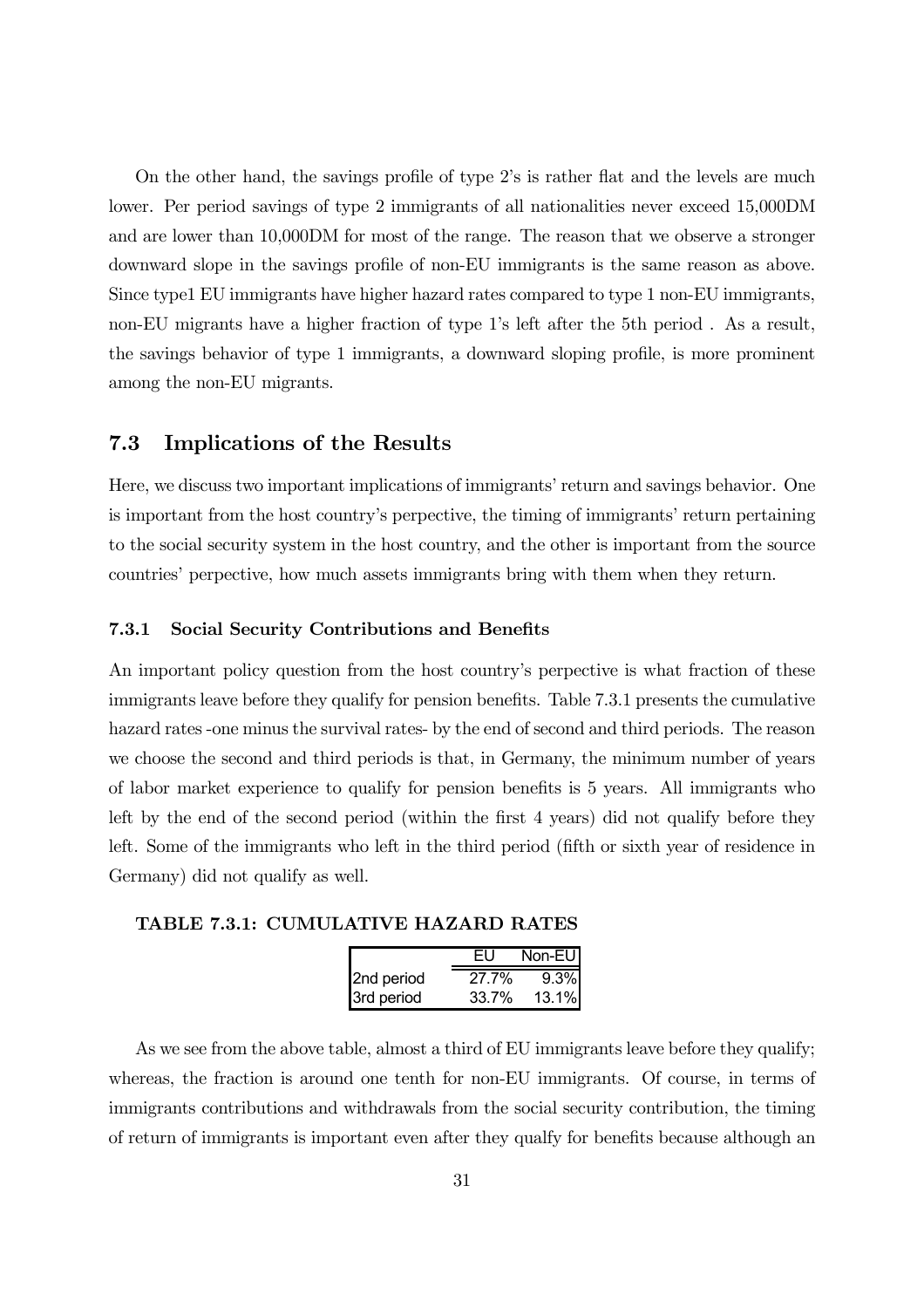On the other hand, the savings profile of type 2's is rather flat and the levels are much lower. Per period savings of type 2 immigrants of all nationalities never exceed 15,000DM and are lower than 10,000DM for most of the range. The reason that we observe a stronger downward slope in the savings profile of non-EU immigrants is the same reason as above. Since type1 EU immigrants have higher hazard rates compared to type 1 non-EU immigrants, non-EU migrants have a higher fraction of type 1's left after the 5th period . As a result, the savings behavior of type 1 immigrants, a downward sloping profile, is more prominent among the non-EU migrants.

## 7.3 Implications of the Results

Here, we discuss two important implications of immigrants' return and savings behavior. One is important from the host country's perpective, the timing of immigrants' return pertaining to the social security system in the host country, and the other is important from the source countries' perpective, how much assets immigrants bring with them when they return.

### 7.3.1 Social Security Contributions and Benefits

An important policy question from the host country's perpective is what fraction of these immigrants leave before they qualify for pension benefits. Table 7.3.1 presents the cumulative hazard rates -one minus the survival rates- by the end of second and third periods. The reason we choose the second and third periods is that, in Germany, the minimum number of years of labor market experience to qualify for pension benefits is 5 years. All immigrants who left by the end of the second period (within the first 4 years) did not qualify before they left. Some of the immigrants who left in the third period (fifth or sixth year of residence in Germany) did not qualify as well.

**TABLE 7.3.1: CUMULATIVE HAZARD RATES**

| | EU | Non-EU |
|---|---|---|
| 2nd period | 27.7% | 9.3% |
| 3rd period | 33.7% | 13.1% |

As we see from the above table, almost a third of EU immigrants leave before they qualify; whereas, the fraction is around one tenth for non-EU immigrants. Of course, in terms of immigrants contributions and withdrawals from the social security contribution, the timing of return of immigrants is important even after they qualfy for benefits because although an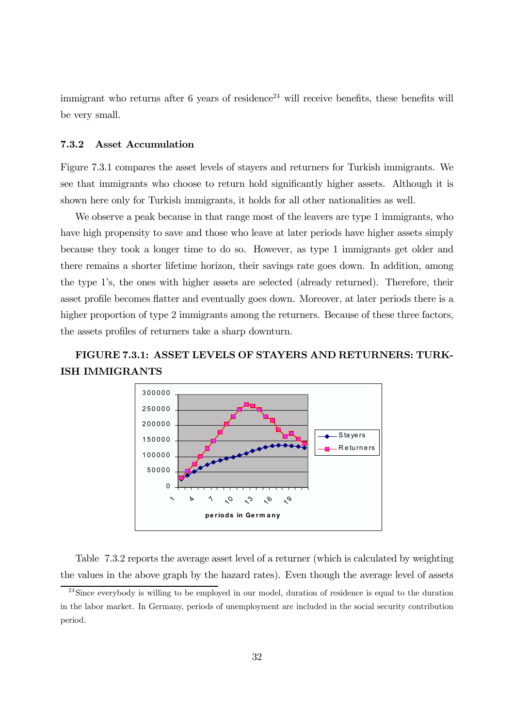immigrant who returns after 6 years of residence[24] will receive benefits, these benefits will be very small.

### 7.3.2 Asset Accumulation

Figure 7.3.1 compares the asset levels of stayers and returners for Turkish immigrants. We see that immigrants who choose to return hold significantly higher assets. Although it is shown here only for Turkish immigrants, it holds for all other nationalities as well.

We observe a peak because in that range most of the leavers are type 1 immigrants, who have high propensity to save and those who leave at later periods have higher assets simply because they took a longer time to do so. However, as type 1 immigrants get older and there remains a shorter lifetime horizon, their savings rate goes down. In addition, among the type 1's, the ones with higher assets are selected (already returned). Therefore, their asset profile becomes flatter and eventually goes down. Moreover, at later periods there is a higher proportion of type 2 immigrants among the returners. Because of these three factors, the assets profiles of returners take a sharp downturn.

**FIGURE 7.3.1: ASSET LEVELS OF STAYERS AND RETURNERS: TURKISH IMMIGRANTS**

Table 7.3.2 reports the average asset level of a returner (which is calculated by weighting the values in the above graph by the hazard rates). Even though the average level of assets

[24] Since everybody is willing to be employed in our model, duration of residence is equal to the duration in the labor market. In Germany, periods of unemployment are included in the social security contribution period.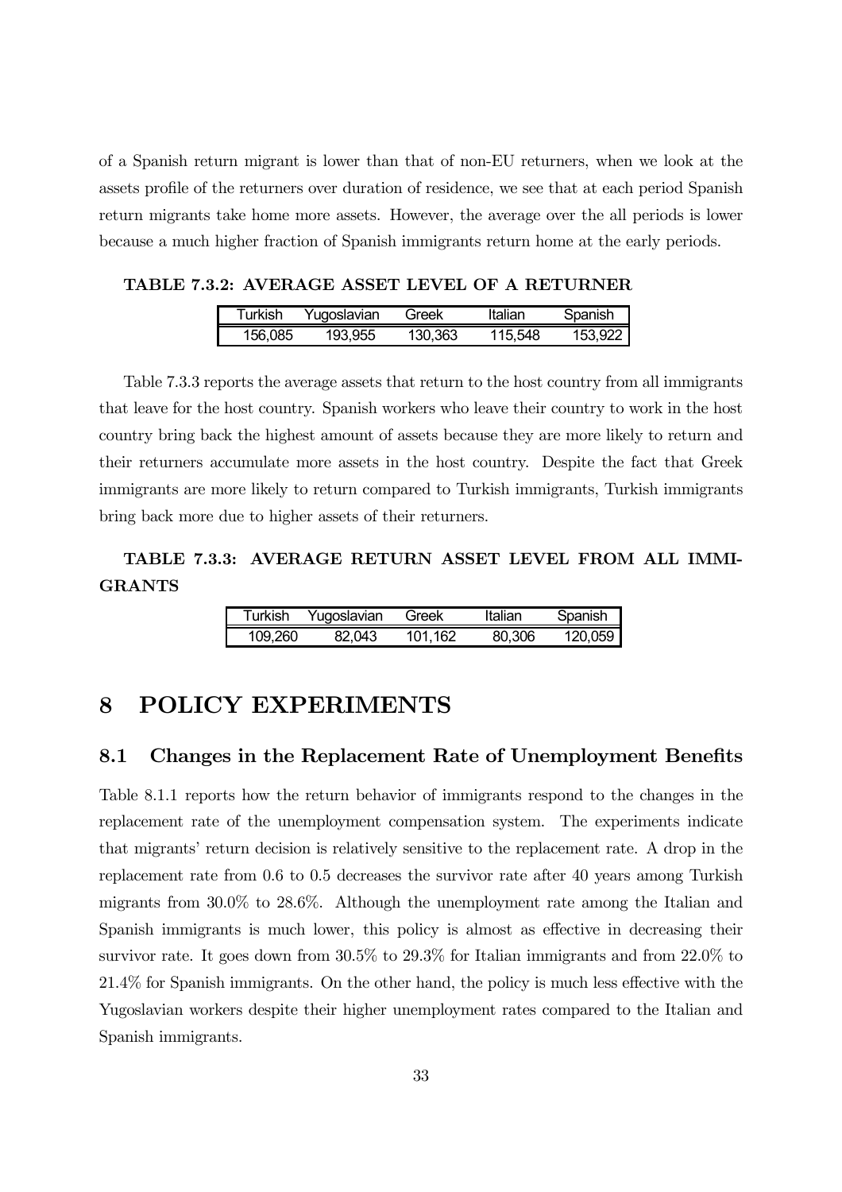of a Spanish return migrant is lower than that of non-EU returners, when we look at the assets profile of the returners over duration of residence, we see that at each period Spanish return migrants take home more assets. However, the average over the all periods is lower because a much higher fraction of Spanish immigrants return home at the early periods.

**TABLE 7.3.2: AVERAGE ASSET LEVEL OF A RETURNER**

| Turkish | Yugoslavian | Greek | Italian | Spanish |
|---|---|---|---|---|
| 156,085 | 193,955 | 130,363 | 115,548 | 153,922 |

Table 7.3.3 reports the average assets that return to the host country from all immigrants that leave for the host country. Spanish workers who leave their country to work in the host country bring back the highest amount of assets because they are more likely to return and their returners accumulate more assets in the host country. Despite the fact that Greek immigrants are more likely to return compared to Turkish immigrants, Turkish immigrants bring back more due to higher assets of their returners.

**TABLE 7.3.3: AVERAGE RETURN ASSET LEVEL FROM ALL IMMIGRANTS**

| Turkish | Yugoslavian | Greek | Italian | Spanish |
|---|---|---|---|---|
| 109,260 | 82,043 | 101,162 | 80,306 | 120,059 |

# 8 POLICY EXPERIMENTS

## 8.1 Changes in the Replacement Rate of Unemployment Benefits

Table 8.1.1 reports how the return behavior of immigrants respond to the changes in the replacement rate of the unemployment compensation system. The experiments indicate that migrants' return decision is relatively sensitive to the replacement rate. A drop in the replacement rate from 0.6 to 0.5 decreases the survivor rate after 40 years among Turkish migrants from 30.0% to 28.6%. Although the unemployment rate among the Italian and Spanish immigrants is much lower, this policy is almost as effective in decreasing their survivor rate. It goes down from 30.5% to 29.3% for Italian immigrants and from 22.0% to 21.4% for Spanish immigrants. On the other hand, the policy is much less effective with the Yugoslavian workers despite their higher unemployment rates compared to the Italian and Spanish immigrants.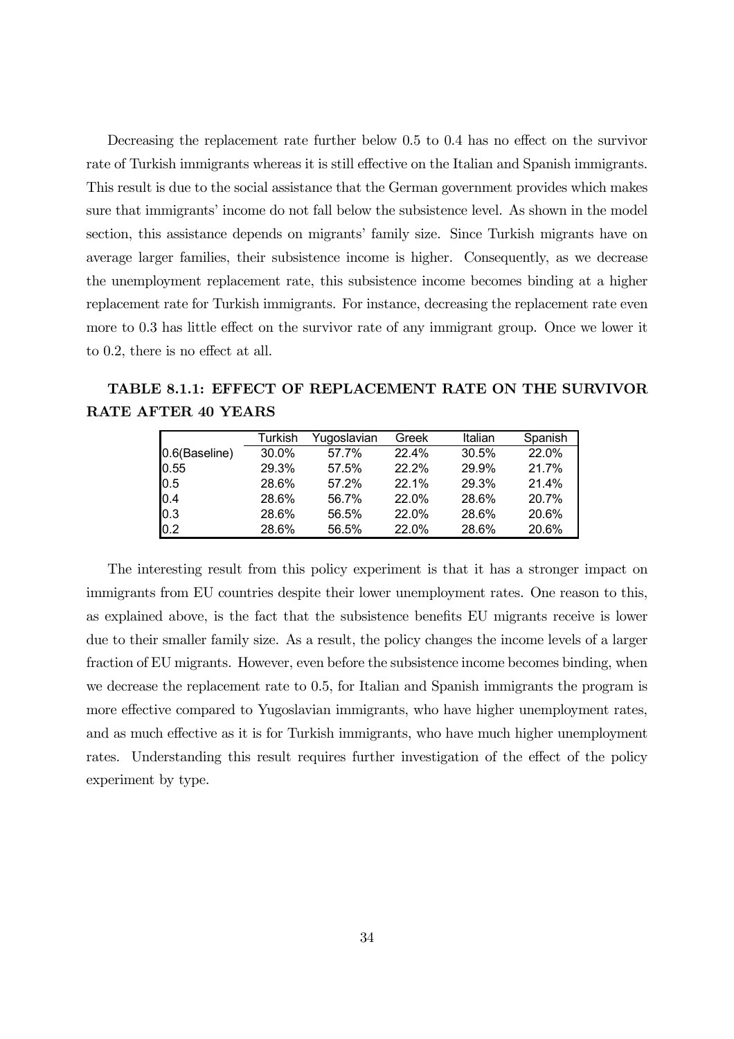Decreasing the replacement rate further below 0.5 to 0.4 has no effect on the survivor rate of Turkish immigrants whereas it is still effective on the Italian and Spanish immigrants. This result is due to the social assistance that the German government provides which makes sure that immigrants' income do not fall below the subsistence level. As shown in the model section, this assistance depends on migrants' family size. Since Turkish migrants have on average larger families, their subsistence income is higher. Consequently, as we decrease the unemployment replacement rate, this subsistence income becomes binding at a higher replacement rate for Turkish immigrants. For instance, decreasing the replacement rate even more to 0.3 has little effect on the survivor rate of any immigrant group. Once we lower it to 0.2, there is no effect at all.

**TABLE 8.1.1: EFFECT OF REPLACEMENT RATE ON THE SURVIVOR RATE AFTER 40 YEARS**

| | Turkish | Yugoslavian | Greek | Italian | Spanish |
|---|---|---|---|---|---|
| 0.6(Baseline) | 30.0% | 57.7% | 22.4% | 30.5% | 22.0% |
| 0.55 | 29.3% | 57.5% | 22.2% | 29.9% | 21.7% |
| 0.5 | 28.6% | 57.2% | 22.1% | 29.3% | 21.4% |
| 0.4 | 28.6% | 56.7% | 22.0% | 28.6% | 20.7% |
| 0.3 | 28.6% | 56.5% | 22.0% | 28.6% | 20.6% |
| 0.2 | 28.6% | 56.5% | 22.0% | 28.6% | 20.6% |

The interesting result from this policy experiment is that it has a stronger impact on immigrants from EU countries despite their lower unemployment rates. One reason to this, as explained above, is the fact that the subsistence benefits EU migrants receive is lower due to their smaller family size. As a result, the policy changes the income levels of a larger fraction of EU migrants. However, even before the subsistence income becomes binding, when we decrease the replacement rate to 0.5, for Italian and Spanish immigrants the program is more effective compared to Yugoslavian immigrants, who have higher unemployment rates, and as much effective as it is for Turkish immigrants, who have much higher unemployment rates. Understanding this result requires further investigation of the effect of the policy experiment by type.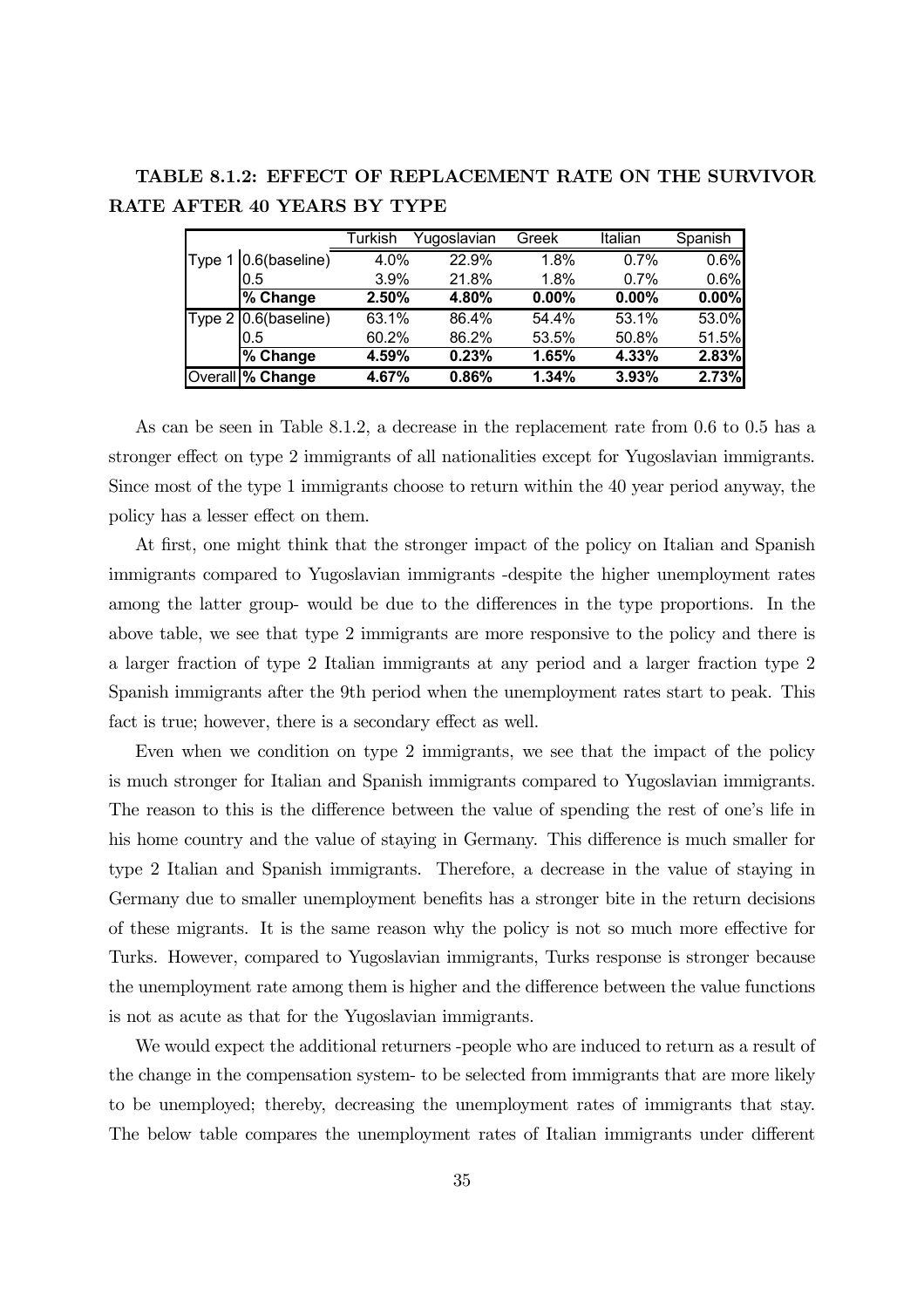**TABLE 8.1.2: EFFECT OF REPLACEMENT RATE ON THE SURVIVOR RATE AFTER 40 YEARS BY TYPE**

| | | Turkish | Yugoslavian | Greek | Italian | Spanish |
|---|---|---|---|---|---|---|
| Type 1 | 0.6(baseline) | 4.0% | 22.9% | 1.8% | 0.7% | 0.6% |
| | 0.5 | 3.9% | 21.8% | 1.8% | 0.7% | 0.6% |
| | **% Change** | **2.50%** | **4.80%** | **0.00%** | **0.00%** | **0.00%** |
| Type 2 | 0.6(baseline) | 63.1% | 86.4% | 54.4% | 53.1% | 53.0% |
| | 0.5 | 60.2% | 86.2% | 53.5% | 50.8% | 51.5% |
| | **% Change** | **4.59%** | **0.23%** | **1.65%** | **4.33%** | **2.83%** |
| Overall | **% Change** | **4.67%** | **0.86%** | **1.34%** | **3.93%** | **2.73%** |

As can be seen in Table 8.1.2, a decrease in the replacement rate from 0.6 to 0.5 has a stronger effect on type 2 immigrants of all nationalities except for Yugoslavian immigrants. Since most of the type 1 immigrants choose to return within the 40 year period anyway, the policy has a lesser effect on them.

At first, one might think that the stronger impact of the policy on Italian and Spanish immigrants compared to Yugoslavian immigrants -despite the higher unemployment rates among the latter group- would be due to the differences in the type proportions. In the above table, we see that type 2 immigrants are more responsive to the policy and there is a larger fraction of type 2 Italian immigrants at any period and a larger fraction type 2 Spanish immigrants after the 9th period when the unemployment rates start to peak. This fact is true; however, there is a secondary effect as well.

Even when we condition on type 2 immigrants, we see that the impact of the policy is much stronger for Italian and Spanish immigrants compared to Yugoslavian immigrants. The reason to this is the difference between the value of spending the rest of one's life in his home country and the value of staying in Germany. This difference is much smaller for type 2 Italian and Spanish immigrants. Therefore, a decrease in the value of staying in Germany due to smaller unemployment benefits has a stronger bite in the return decisions of these migrants. It is the same reason why the policy is not so much more effective for Turks. However, compared to Yugoslavian immigrants, Turks response is stronger because the unemployment rate among them is higher and the difference between the value functions is not as acute as that for the Yugoslavian immigrants.

We would expect the additional returners -people who are induced to return as a result of the change in the compensation system- to be selected from immigrants that are more likely to be unemployed; thereby, decreasing the unemployment rates of immigrants that stay. The below table compares the unemployment rates of Italian immigrants under different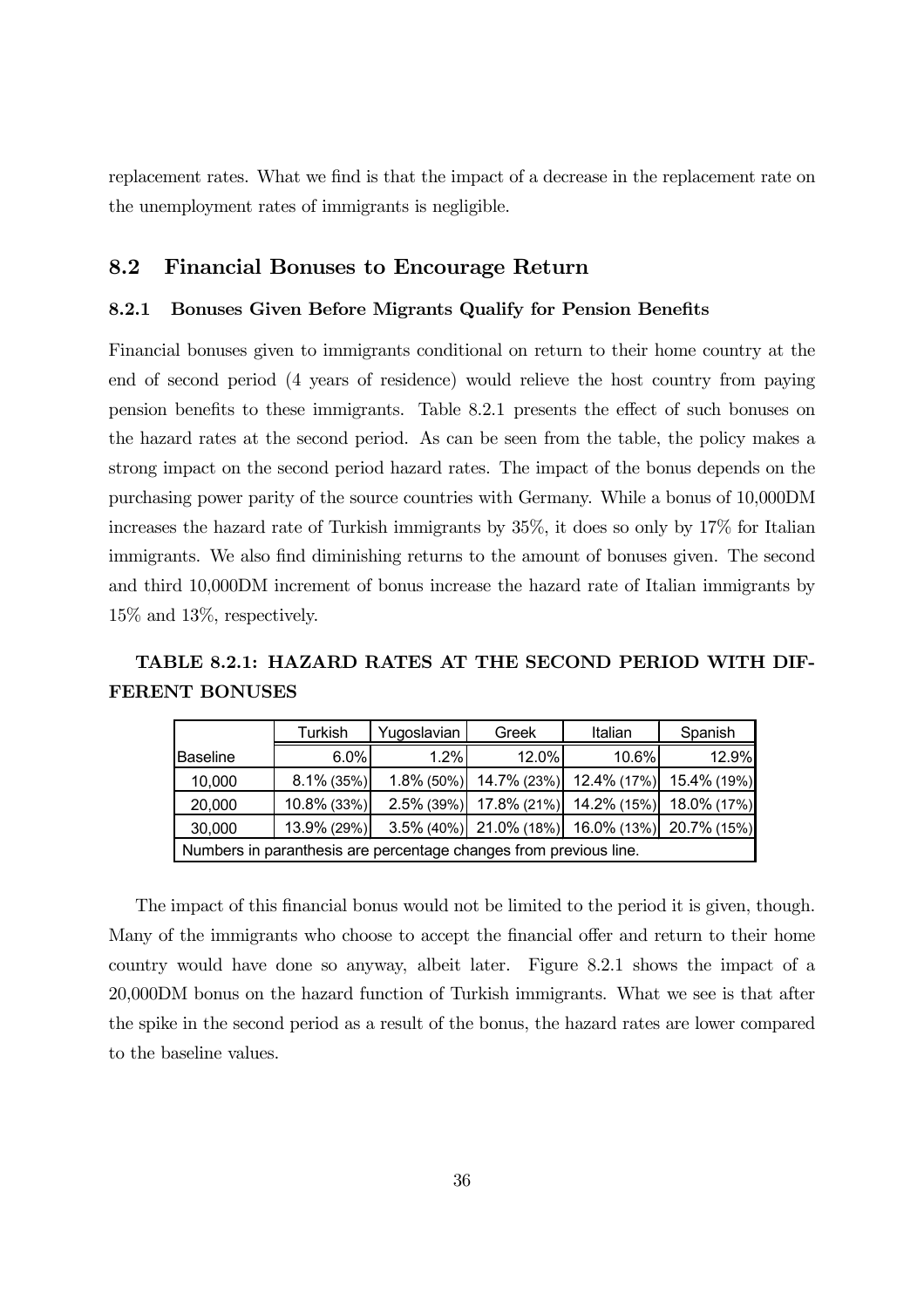replacement rates. What we find is that the impact of a decrease in the replacement rate on the unemployment rates of immigrants is negligible.

## 8.2 Financial Bonuses to Encourage Return

### 8.2.1 Bonuses Given Before Migrants Qualify for Pension Benefits

Financial bonuses given to immigrants conditional on return to their home country at the end of second period (4 years of residence) would relieve the host country from paying pension benefits to these immigrants. Table 8.2.1 presents the effect of such bonuses on the hazard rates at the second period. As can be seen from the table, the policy makes a strong impact on the second period hazard rates. The impact of the bonus depends on the purchasing power parity of the source countries with Germany. While a bonus of 10,000DM increases the hazard rate of Turkish immigrants by 35%, it does so only by 17% for Italian immigrants. We also find diminishing returns to the amount of bonuses given. The second and third 10,000DM increment of bonus increase the hazard rate of Italian immigrants by 15% and 13%, respectively.

**TABLE 8.2.1: HAZARD RATES AT THE SECOND PERIOD WITH DIFFERENT BONUSES**

| | Turkish | Yugoslavian | Greek | Italian | Spanish |
|---|---|---|---|---|---|
| Baseline | 6.0% | 1.2% | 12.0% | 10.6% | 12.9% |
| 10,000 | 8.1% (35%) | 1.8% (50%) | 14.7% (23%) | 12.4% (17%) | 15.4% (19%) |
| 20,000 | 10.8% (33%) | 2.5% (39%) | 17.8% (21%) | 14.2% (15%) | 18.0% (17%) |
| 30,000 | 13.9% (29%) | 3.5% (40%) | 21.0% (18%) | 16.0% (13%) | 20.7% (15%) |
| Numbers in paranthesis are percentage changes from previous line. | | | | | |

The impact of this financial bonus would not be limited to the period it is given, though. Many of the immigrants who choose to accept the financial offer and return to their home country would have done so anyway, albeit later. Figure 8.2.1 shows the impact of a 20,000DM bonus on the hazard function of Turkish immigrants. What we see is that after the spike in the second period as a result of the bonus, the hazard rates are lower compared to the baseline values.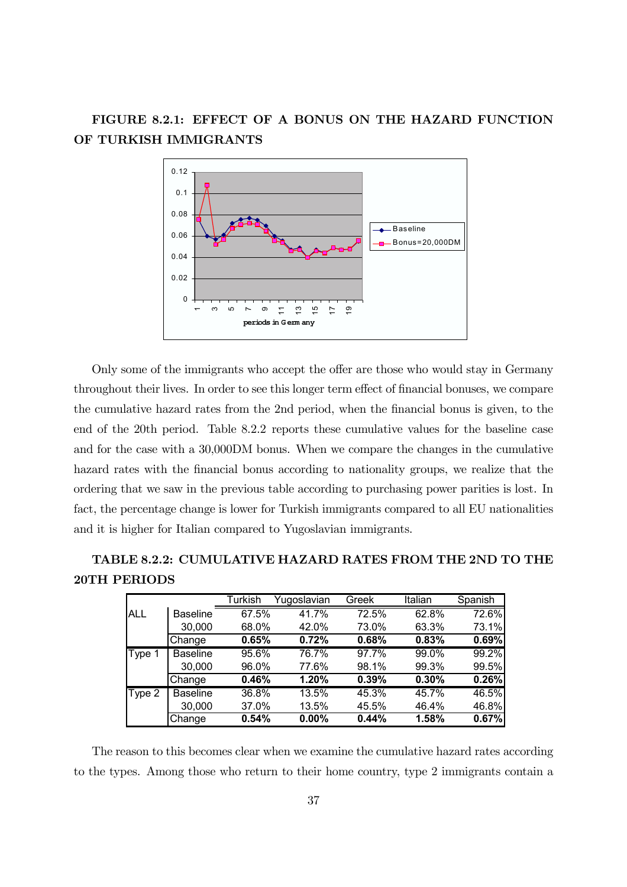**FIGURE 8.2.1: EFFECT OF A BONUS ON THE HAZARD FUNCTION OF TURKISH IMMIGRANTS**

Only some of the immigrants who accept the offer are those who would stay in Germany throughout their lives. In order to see this longer term effect of financial bonuses, we compare the cumulative hazard rates from the 2nd period, when the financial bonus is given, to the end of the 20th period. Table 8.2.2 reports these cumulative values for the baseline case and for the case with a 30,000DM bonus. When we compare the changes in the cumulative hazard rates with the financial bonus according to nationality groups, we realize that the ordering that we saw in the previous table according to purchasing power parities is lost. In fact, the percentage change is lower for Turkish immigrants compared to all EU nationalities and it is higher for Italian compared to Yugoslavian immigrants.

**TABLE 8.2.2: CUMULATIVE HAZARD RATES FROM THE 2ND TO THE 20TH PERIODS**

| | | Turkish | Yugoslavian | Greek | Italian | Spanish |
|---|---|---|---|---|---|---|
| ALL | Baseline | 67.5% | 41.7% | 72.5% | 62.8% | 72.6% |
| | 30,000 | 68.0% | 42.0% | 73.0% | 63.3% | 73.1% |
| | Change | **0.65%** | **0.72%** | **0.68%** | **0.83%** | **0.69%** |
| Type 1 | Baseline | 95.6% | 76.7% | 97.7% | 99.0% | 99.2% |
| | 30,000 | 96.0% | 77.6% | 98.1% | 99.3% | 99.5% |
| | Change | **0.46%** | **1.20%** | **0.39%** | **0.30%** | **0.26%** |
| Type 2 | Baseline | 36.8% | 13.5% | 45.3% | 45.7% | 46.5% |
| | 30,000 | 37.0% | 13.5% | 45.5% | 46.4% | 46.8% |
| | Change | **0.54%** | **0.00%** | **0.44%** | **1.58%** | **0.67%** |

The reason to this becomes clear when we examine the cumulative hazard rates according to the types. Among those who return to their home country, type 2 immigrants contain a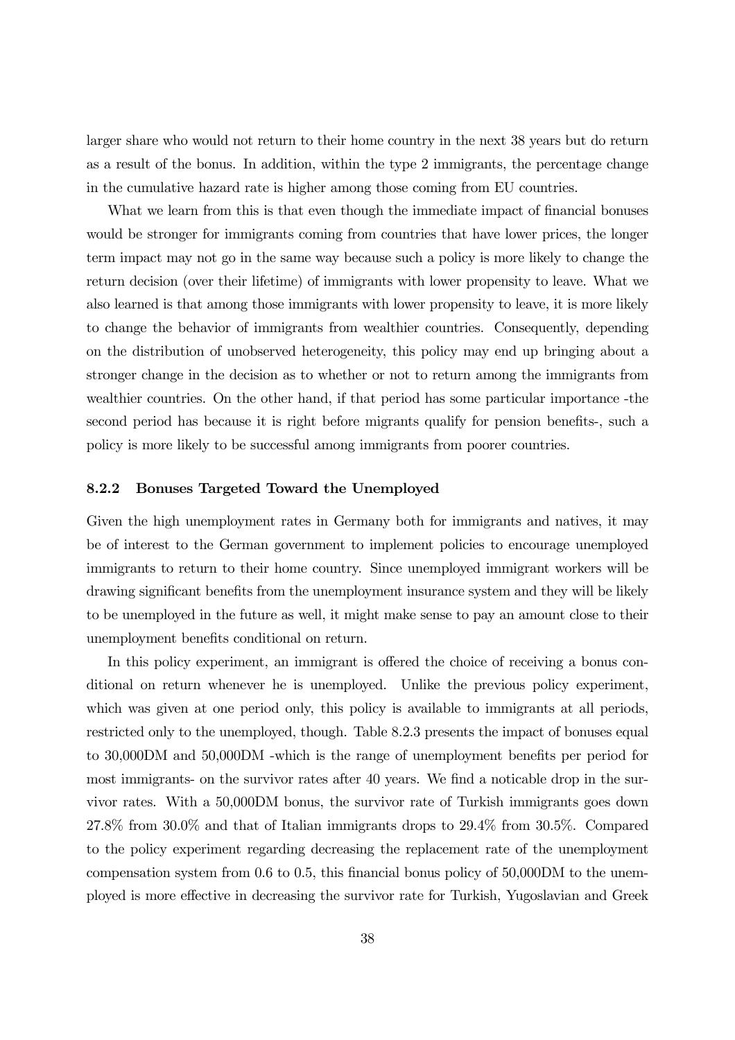larger share who would not return to their home country in the next 38 years but do return as a result of the bonus. In addition, within the type 2 immigrants, the percentage change in the cumulative hazard rate is higher among those coming from EU countries.

What we learn from this is that even though the immediate impact of financial bonuses would be stronger for immigrants coming from countries that have lower prices, the longer term impact may not go in the same way because such a policy is more likely to change the return decision (over their lifetime) of immigrants with lower propensity to leave. What we also learned is that among those immigrants with lower propensity to leave, it is more likely to change the behavior of immigrants from wealthier countries. Consequently, depending on the distribution of unobserved heterogeneity, this policy may end up bringing about a stronger change in the decision as to whether or not to return among the immigrants from wealthier countries. On the other hand, if that period has some particular importance -the second period has because it is right before migrants qualify for pension benefits-, such a policy is more likely to be successful among immigrants from poorer countries.

### 8.2.2 Bonuses Targeted Toward the Unemployed

Given the high unemployment rates in Germany both for immigrants and natives, it may be of interest to the German government to implement policies to encourage unemployed immigrants to return to their home country. Since unemployed immigrant workers will be drawing significant benefits from the unemployment insurance system and they will be likely to be unemployed in the future as well, it might make sense to pay an amount close to their unemployment benefits conditional on return.

In this policy experiment, an immigrant is offered the choice of receiving a bonus conditional on return whenever he is unemployed. Unlike the previous policy experiment, which was given at one period only, this policy is available to immigrants at all periods, restricted only to the unemployed, though. Table 8.2.3 presents the impact of bonuses equal to 30,000DM and 50,000DM -which is the range of unemployment benefits per period for most immigrants- on the survivor rates after 40 years. We find a noticable drop in the survivor rates. With a 50,000DM bonus, the survivor rate of Turkish immigrants goes down 27.8% from 30.0% and that of Italian immigrants drops to 29.4% from 30.5%. Compared to the policy experiment regarding decreasing the replacement rate of the unemployment compensation system from 0.6 to 0.5, this financial bonus policy of 50,000DM to the unemployed is more effective in decreasing the survivor rate for Turkish, Yugoslavian and Greek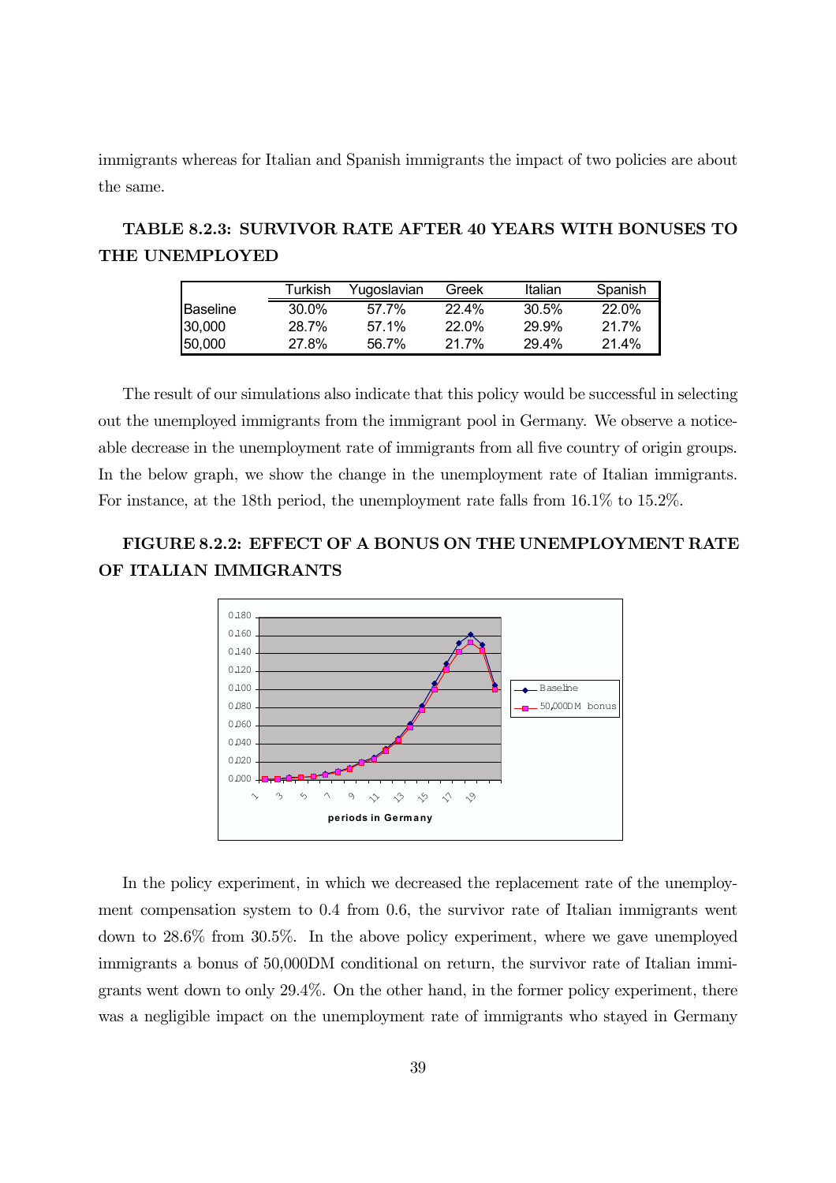immigrants whereas for Italian and Spanish immigrants the impact of two policies are about the same.

**TABLE 8.2.3: SURVIVOR RATE AFTER 40 YEARS WITH BONUSES TO THE UNEMPLOYED**

| | Turkish | Yugoslavian | Greek | Italian | Spanish |
|---|---|---|---|---|---|
| Baseline | 30.0% | 57.7% | 22.4% | 30.5% | 22.0% |
| 30,000 | 28.7% | 57.1% | 22.0% | 29.9% | 21.7% |
| 50,000 | 27.8% | 56.7% | 21.7% | 29.4% | 21.4% |

The result of our simulations also indicate that this policy would be successful in selecting out the unemployed immigrants from the immigrant pool in Germany. We observe a noticeable decrease in the unemployment rate of immigrants from all five country of origin groups. In the below graph, we show the change in the unemployment rate of Italian immigrants. For instance, at the 18th period, the unemployment rate falls from 16.1% to 15.2%.

**FIGURE 8.2.2: EFFECT OF A BONUS ON THE UNEMPLOYMENT RATE OF ITALIAN IMMIGRANTS**

In the policy experiment, in which we decreased the replacement rate of the unemployment compensation system to 0.4 from 0.6, the survivor rate of Italian immigrants went down to 28.6% from 30.5%. In the above policy experiment, where we gave unemployed immigrants a bonus of 50,000DM conditional on return, the survivor rate of Italian immigrants went down to only 29.4%. On the other hand, in the former policy experiment, there was a negligible impact on the unemployment rate of immigrants who stayed in Germany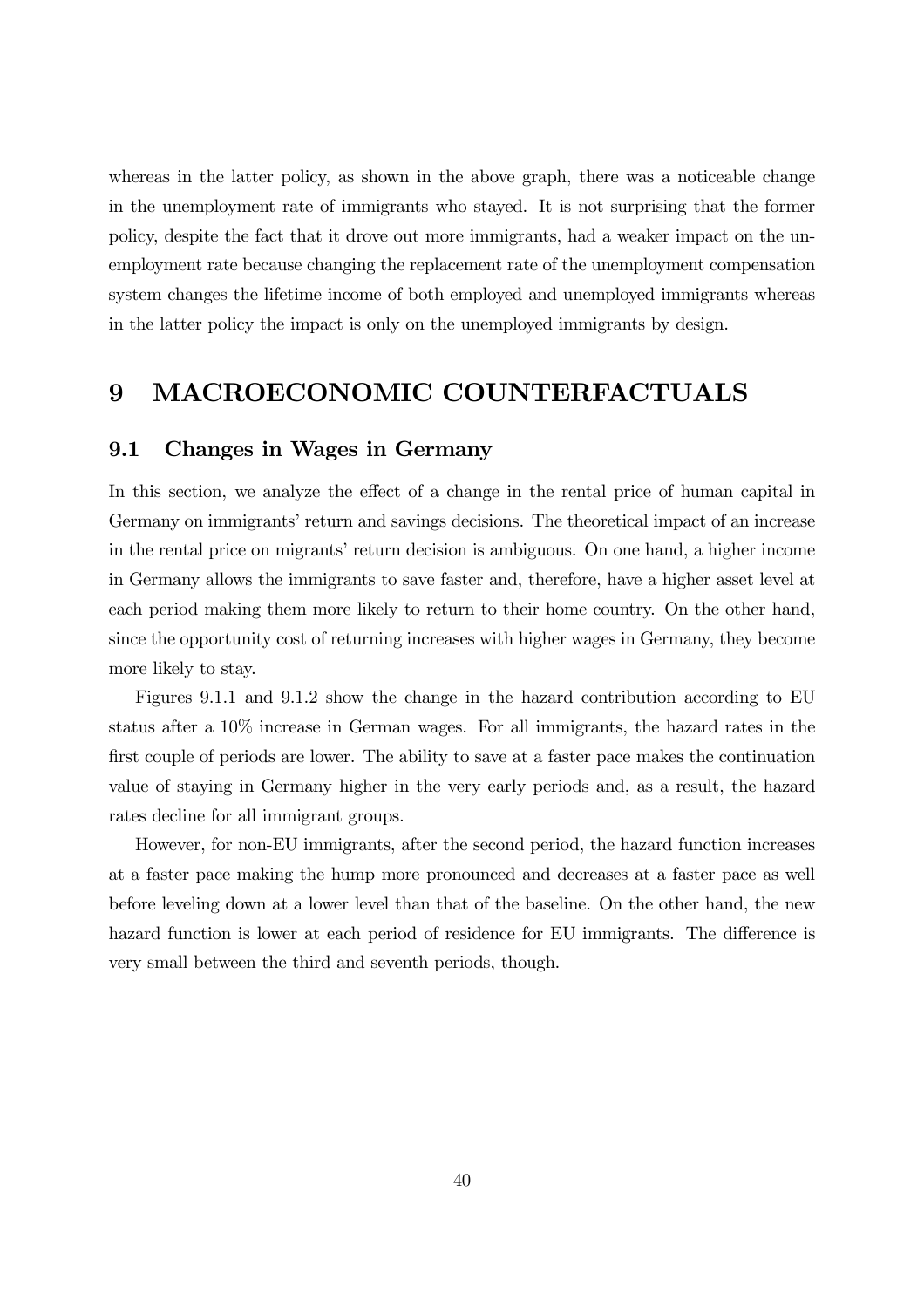whereas in the latter policy, as shown in the above graph, there was a noticeable change in the unemployment rate of immigrants who stayed. It is not surprising that the former policy, despite the fact that it drove out more immigrants, had a weaker impact on the unemployment rate because changing the replacement rate of the unemployment compensation system changes the lifetime income of both employed and unemployed immigrants whereas in the latter policy the impact is only on the unemployed immigrants by design.

# 9 MACROECONOMIC COUNTERFACTUALS

## 9.1 Changes in Wages in Germany

In this section, we analyze the effect of a change in the rental price of human capital in Germany on immigrants' return and savings decisions. The theoretical impact of an increase in the rental price on migrants' return decision is ambiguous. On one hand, a higher income in Germany allows the immigrants to save faster and, therefore, have a higher asset level at each period making them more likely to return to their home country. On the other hand, since the opportunity cost of returning increases with higher wages in Germany, they become more likely to stay.

Figures 9.1.1 and 9.1.2 show the change in the hazard contribution according to EU status after a 10% increase in German wages. For all immigrants, the hazard rates in the first couple of periods are lower. The ability to save at a faster pace makes the continuation value of staying in Germany higher in the very early periods and, as a result, the hazard rates decline for all immigrant groups.

However, for non-EU immigrants, after the second period, the hazard function increases at a faster pace making the hump more pronounced and decreases at a faster pace as well before leveling down at a lower level than that of the baseline. On the other hand, the new hazard function is lower at each period of residence for EU immigrants. The difference is very small between the third and seventh periods, though.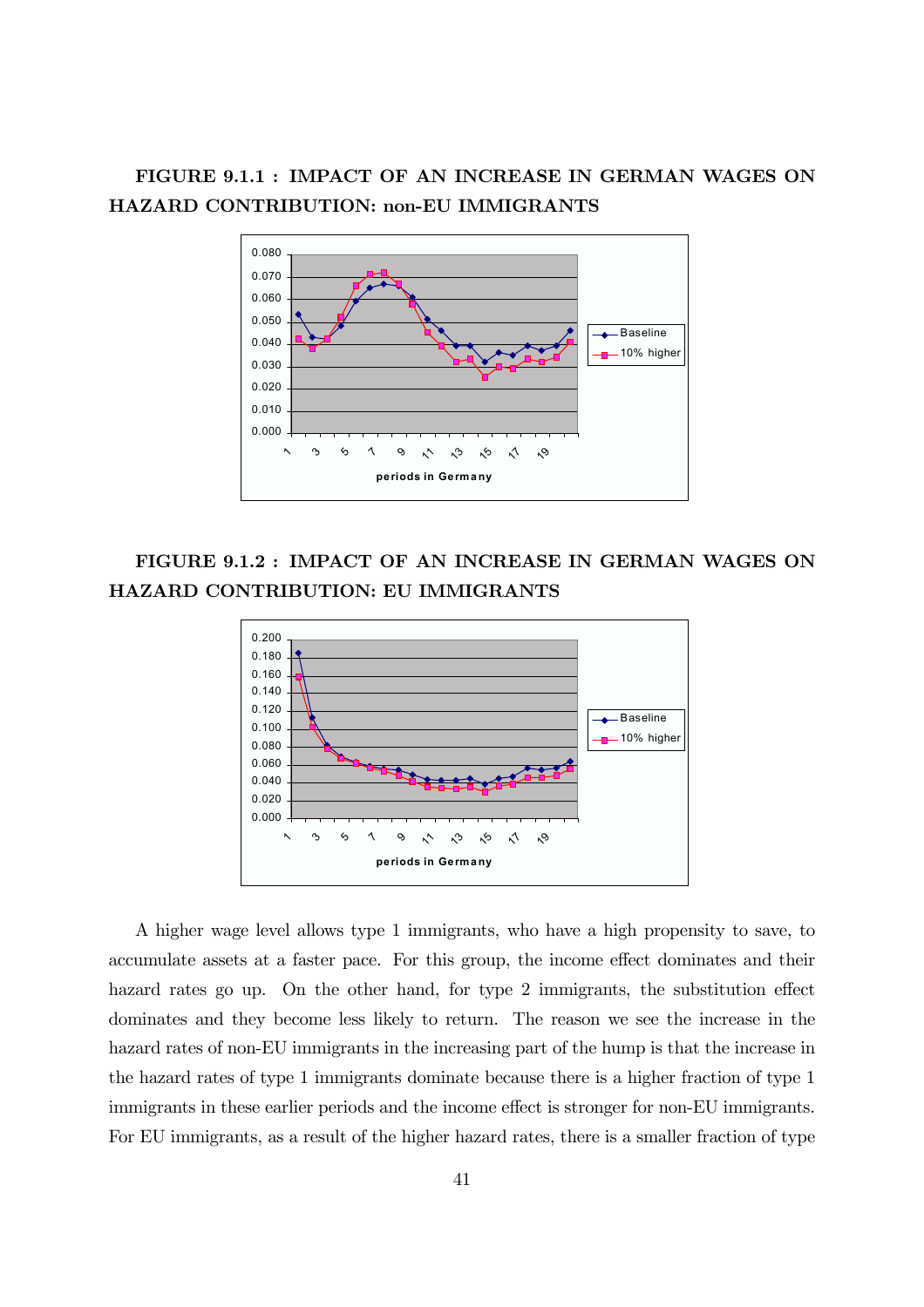**FIGURE 9.1.1 : IMPACT OF AN INCREASE IN GERMAN WAGES ON HAZARD CONTRIBUTION: non-EU IMMIGRANTS**

**FIGURE 9.1.2 : IMPACT OF AN INCREASE IN GERMAN WAGES ON HAZARD CONTRIBUTION: EU IMMIGRANTS**

A higher wage level allows type 1 immigrants, who have a high propensity to save, to accumulate assets at a faster pace. For this group, the income effect dominates and their hazard rates go up. On the other hand, for type 2 immigrants, the substitution effect dominates and they become less likely to return. The reason we see the increase in the hazard rates of non-EU immigrants in the increasing part of the hump is that the increase in the hazard rates of type 1 immigrants dominate because there is a higher fraction of type 1 immigrants in these earlier periods and the income effect is stronger for non-EU immigrants. For EU immigrants, as a result of the higher hazard rates, there is a smaller fraction of type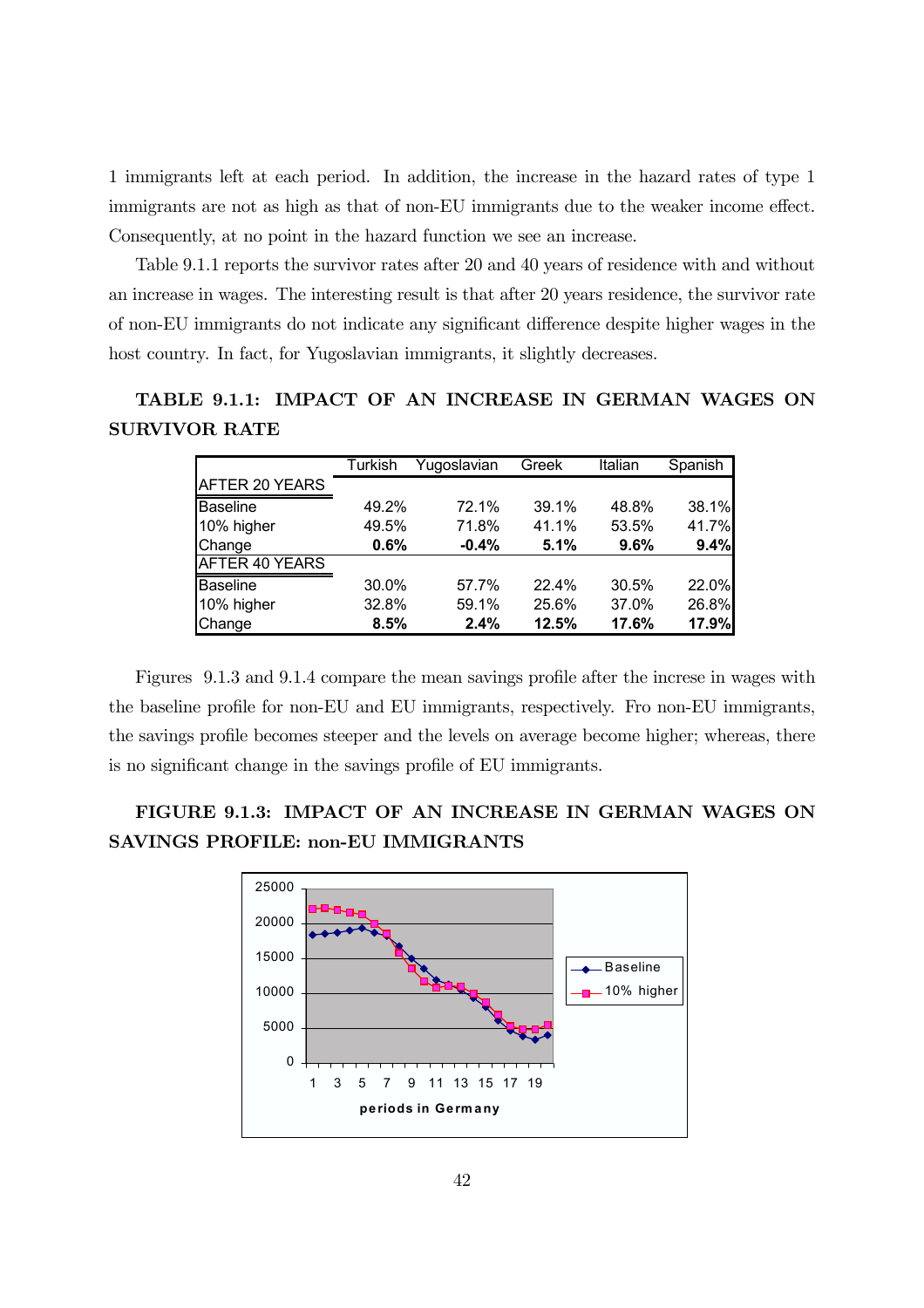1 immigrants left at each period. In addition, the increase in the hazard rates of type 1 immigrants are not as high as that of non-EU immigrants due to the weaker income effect. Consequently, at no point in the hazard function we see an increase.

Table 9.1.1 reports the survivor rates after 20 and 40 years of residence with and without an increase in wages. The interesting result is that after 20 years residence, the survivor rate of non-EU immigrants do not indicate any significant difference despite higher wages in the host country. In fact, for Yugoslavian immigrants, it slightly decreases.

**TABLE 9.1.1: IMPACT OF AN INCREASE IN GERMAN WAGES ON SURVIVOR RATE**

| | Turkish | Yugoslavian | Greek | Italian | Spanish |
|---|---|---|---|---|---|
| AFTER 20 YEARS | | | | | |
| Baseline | 49.2% | 72.1% | 39.1% | 48.8% | 38.1% |
| 10% higher | 49.5% | 71.8% | 41.1% | 53.5% | 41.7% |
| Change | **0.6%** | **-0.4%** | **5.1%** | **9.6%** | **9.4%** |
| AFTER 40 YEARS | | | | | |
| Baseline | 30.0% | 57.7% | 22.4% | 30.5% | 22.0% |
| 10% higher | 32.8% | 59.1% | 25.6% | 37.0% | 26.8% |
| Change | **8.5%** | **2.4%** | **12.5%** | **17.6%** | **17.9%** |

Figures 9.1.3 and 9.1.4 compare the mean savings profile after the increse in wages with the baseline profile for non-EU and EU immigrants, respectively. Fro non-EU immigrants, the savings profile becomes steeper and the levels on average become higher; whereas, there is no significant change in the savings profile of EU immigrants.

**FIGURE 9.1.3: IMPACT OF AN INCREASE IN GERMAN WAGES ON SAVINGS PROFILE: non-EU IMMIGRANTS**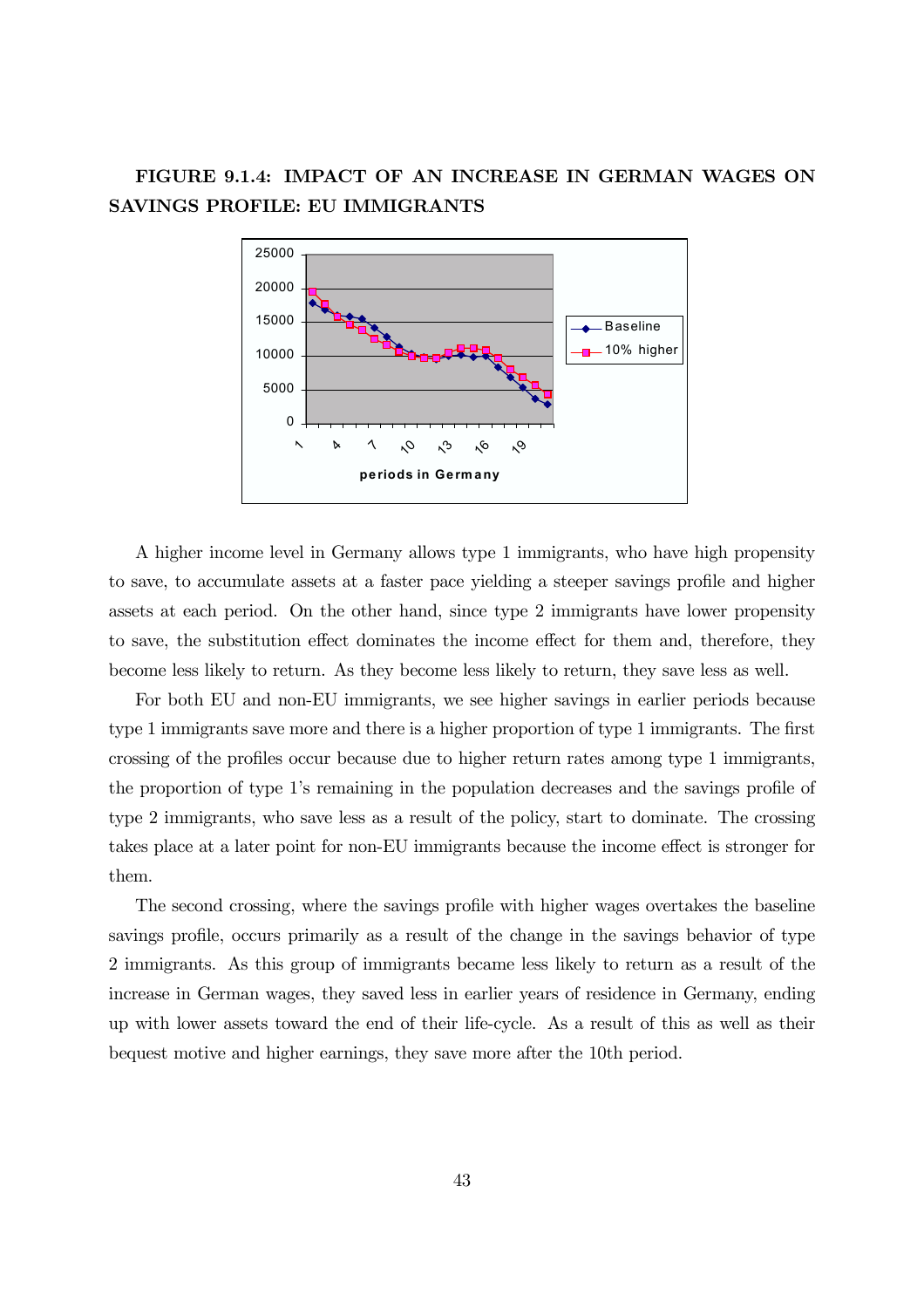**FIGURE 9.1.4: IMPACT OF AN INCREASE IN GERMAN WAGES ON SAVINGS PROFILE: EU IMMIGRANTS**

A higher income level in Germany allows type 1 immigrants, who have high propensity to save, to accumulate assets at a faster pace yielding a steeper savings profile and higher assets at each period. On the other hand, since type 2 immigrants have lower propensity to save, the substitution effect dominates the income effect for them and, therefore, they become less likely to return. As they become less likely to return, they save less as well.

For both EU and non-EU immigrants, we see higher savings in earlier periods because type 1 immigrants save more and there is a higher proportion of type 1 immigrants. The first crossing of the profiles occur because due to higher return rates among type 1 immigrants, the proportion of type 1's remaining in the population decreases and the savings profile of type 2 immigrants, who save less as a result of the policy, start to dominate. The crossing takes place at a later point for non-EU immigrants because the income effect is stronger for them.

The second crossing, where the savings profile with higher wages overtakes the baseline savings profile, occurs primarily as a result of the change in the savings behavior of type 2 immigrants. As this group of immigrants became less likely to return as a result of the increase in German wages, they saved less in earlier years of residence in Germany, ending up with lower assets toward the end of their life-cycle. As a result of this as well as their bequest motive and higher earnings, they save more after the 10th period.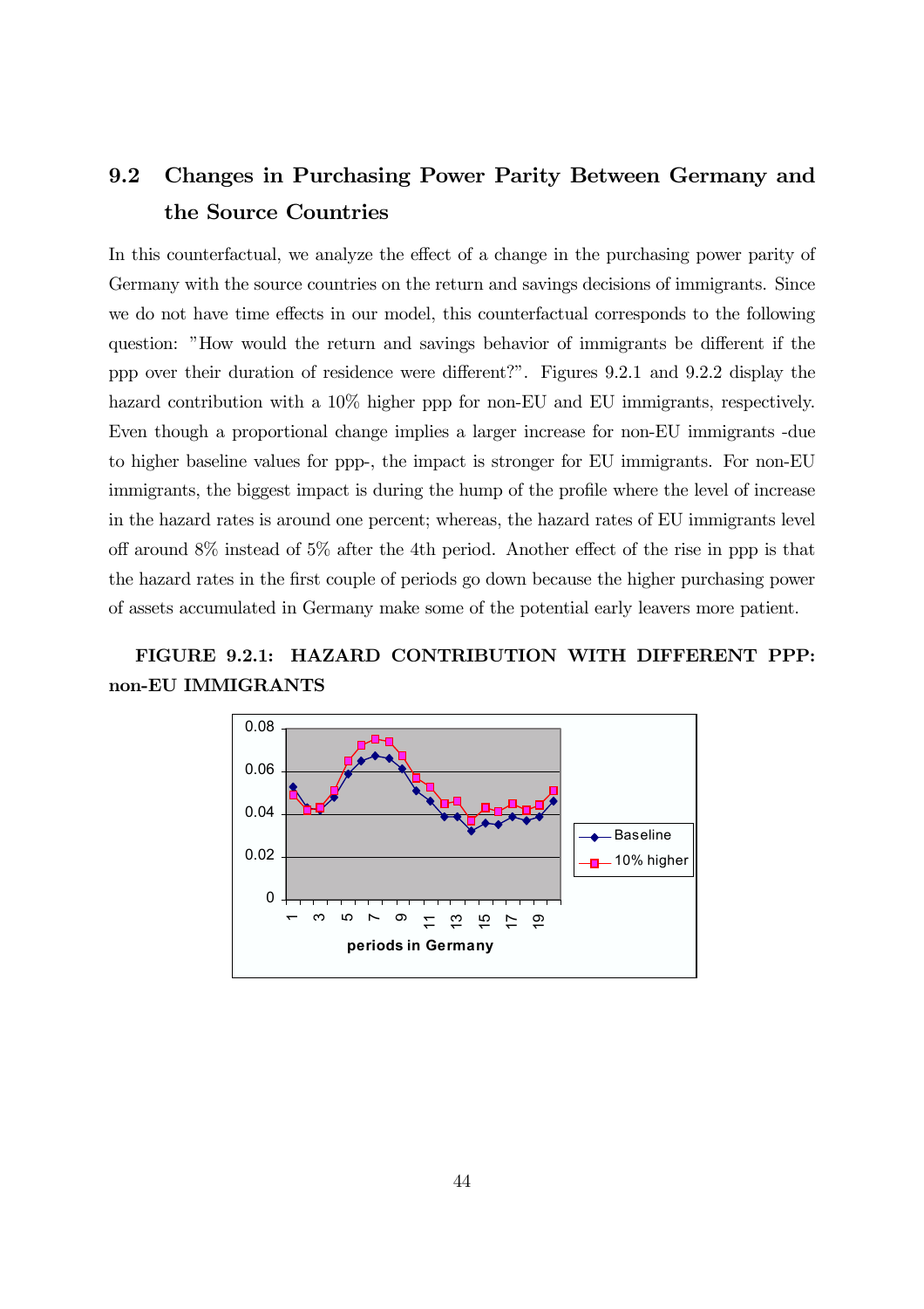## 9.2 Changes in Purchasing Power Parity Between Germany and the Source Countries

In this counterfactual, we analyze the effect of a change in the purchasing power parity of Germany with the source countries on the return and savings decisions of immigrants. Since we do not have time effects in our model, this counterfactual corresponds to the following question: "How would the return and savings behavior of immigrants be different if the ppp over their duration of residence were different?". Figures 9.2.1 and 9.2.2 display the hazard contribution with a 10% higher ppp for non-EU and EU immigrants, respectively. Even though a proportional change implies a larger increase for non-EU immigrants -due to higher baseline values for ppp-, the impact is stronger for EU immigrants. For non-EU immigrants, the biggest impact is during the hump of the profile where the level of increase in the hazard rates is around one percent; whereas, the hazard rates of EU immigrants level off around 8% instead of 5% after the 4th period. Another effect of the rise in ppp is that the hazard rates in the first couple of periods go down because the higher purchasing power of assets accumulated in Germany make some of the potential early leavers more patient.

**FIGURE 9.2.1: HAZARD CONTRIBUTION WITH DIFFERENT PPP: non-EU IMMIGRANTS**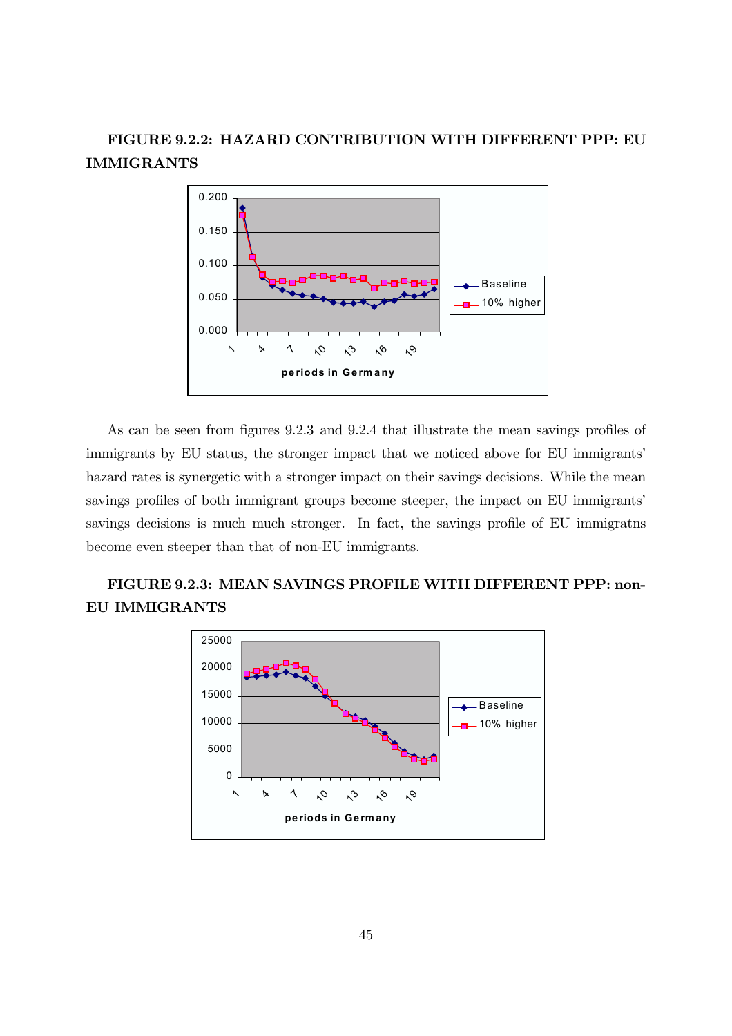**FIGURE 9.2.2: HAZARD CONTRIBUTION WITH DIFFERENT PPP: EU IMMIGRANTS**

As can be seen from figures 9.2.3 and 9.2.4 that illustrate the mean savings profiles of immigrants by EU status, the stronger impact that we noticed above for EU immigrants' hazard rates is synergetic with a stronger impact on their savings decisions. While the mean savings profiles of both immigrant groups become steeper, the impact on EU immigrants' savings decisions is much much stronger. In fact, the savings profile of EU immigratns become even steeper than that of non-EU immigrants.

**FIGURE 9.2.3: MEAN SAVINGS PROFILE WITH DIFFERENT PPP: non-EU IMMIGRANTS**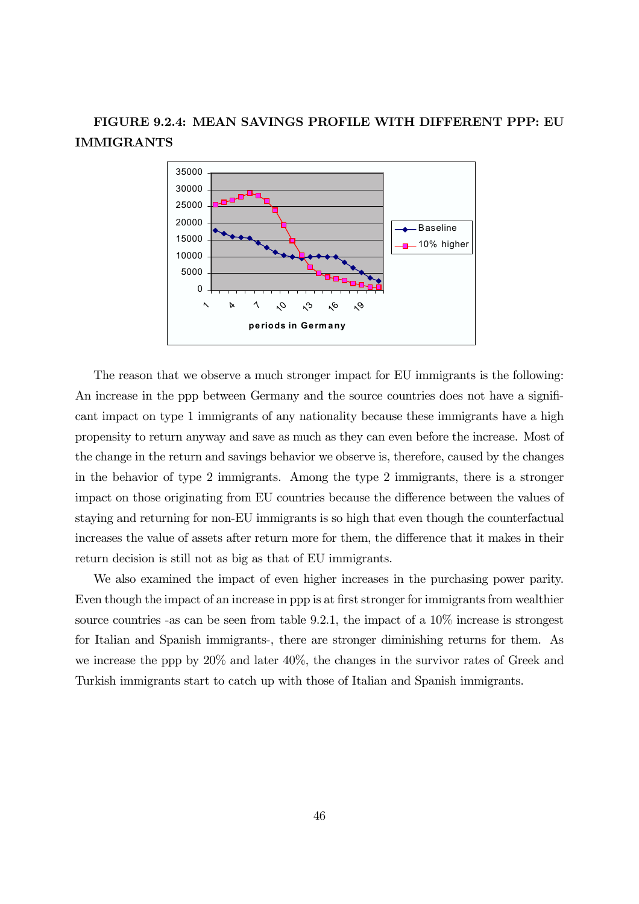**FIGURE 9.2.4: MEAN SAVINGS PROFILE WITH DIFFERENT PPP: EU IMMIGRANTS**

The reason that we observe a much stronger impact for EU immigrants is the following: An increase in the ppp between Germany and the source countries does not have a significant impact on type 1 immigrants of any nationality because these immigrants have a high propensity to return anyway and save as much as they can even before the increase. Most of the change in the return and savings behavior we observe is, therefore, caused by the changes in the behavior of type 2 immigrants. Among the type 2 immigrants, there is a stronger impact on those originating from EU countries because the difference between the values of staying and returning for non-EU immigrants is so high that even though the counterfactual increases the value of assets after return more for them, the difference that it makes in their return decision is still not as big as that of EU immigrants.

We also examined the impact of even higher increases in the purchasing power parity. Even though the impact of an increase in ppp is at first stronger for immigrants from wealthier source countries -as can be seen from table 9.2.1, the impact of a 10% increase is strongest for Italian and Spanish immigrants-, there are stronger diminishing returns for them. As we increase the ppp by 20% and later 40%, the changes in the survivor rates of Greek and Turkish immigrants start to catch up with those of Italian and Spanish immigrants.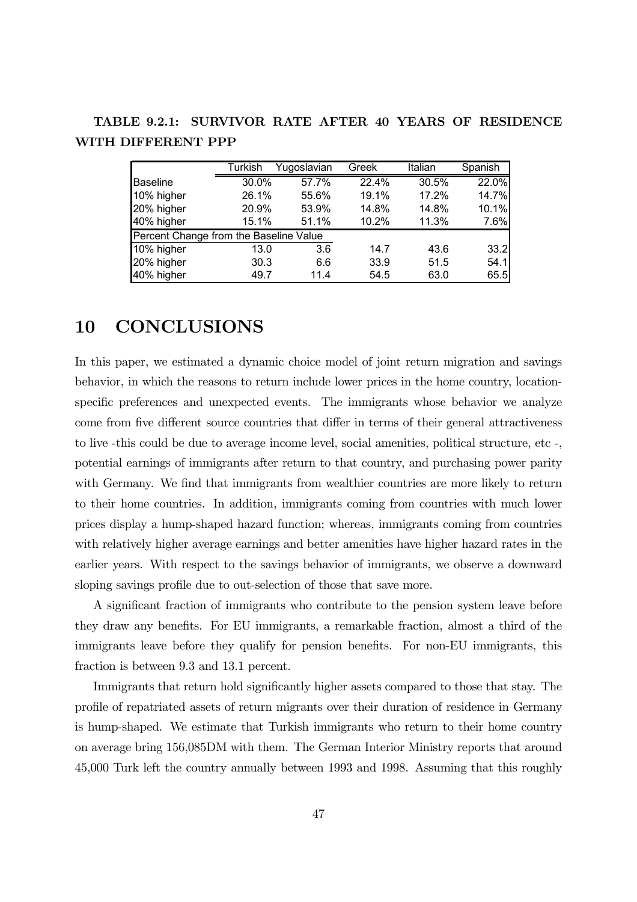**TABLE 9.2.1: SURVIVOR RATE AFTER 40 YEARS OF RESIDENCE WITH DIFFERENT PPP**

| | Turkish | Yugoslavian | Greek | Italian | Spanish |
|---|---|---|---|---|---|
| Baseline | 30.0% | 57.7% | 22.4% | 30.5% | 22.0% |
| 10% higher | 26.1% | 55.6% | 19.1% | 17.2% | 14.7% |
| 20% higher | 20.9% | 53.9% | 14.8% | 14.8% | 10.1% |
| 40% higher | 15.1% | 51.1% | 10.2% | 11.3% | 7.6% |
| Percent Change from the Baseline Value | | | | | |
| 10% higher | 13.0 | 3.6 | 14.7 | 43.6 | 33.2 |
| 20% higher | 30.3 | 6.6 | 33.9 | 51.5 | 54.1 |
| 40% higher | 49.7 | 11.4 | 54.5 | 63.0 | 65.5 |

# 10 CONCLUSIONS

In this paper, we estimated a dynamic choice model of joint return migration and savings behavior, in which the reasons to return include lower prices in the home country, location-specific preferences and unexpected events. The immigrants whose behavior we analyze come from five different source countries that differ in terms of their general attractiveness to live -this could be due to average income level, social amenities, political structure, etc -, potential earnings of immigrants after return to that country, and purchasing power parity with Germany. We find that immigrants from wealthier countries are more likely to return to their home countries. In addition, immigrants coming from countries with much lower prices display a hump-shaped hazard function; whereas, immigrants coming from countries with relatively higher average earnings and better amenities have higher hazard rates in the earlier years. With respect to the savings behavior of immigrants, we observe a downward sloping savings profile due to out-selection of those that save more.

A significant fraction of immigrants who contribute to the pension system leave before they draw any benefits. For EU immigrants, a remarkable fraction, almost a third of the immigrants leave before they qualify for pension benefits. For non-EU immigrants, this fraction is between 9.3 and 13.1 percent.

Immigrants that return hold significantly higher assets compared to those that stay. The profile of repatriated assets of return migrants over their duration of residence in Germany is hump-shaped. We estimate that Turkish immigrants who return to their home country on average bring 156,085DM with them. The German Interior Ministry reports that around 45,000 Turk left the country annually between 1993 and 1998. Assuming that this roughly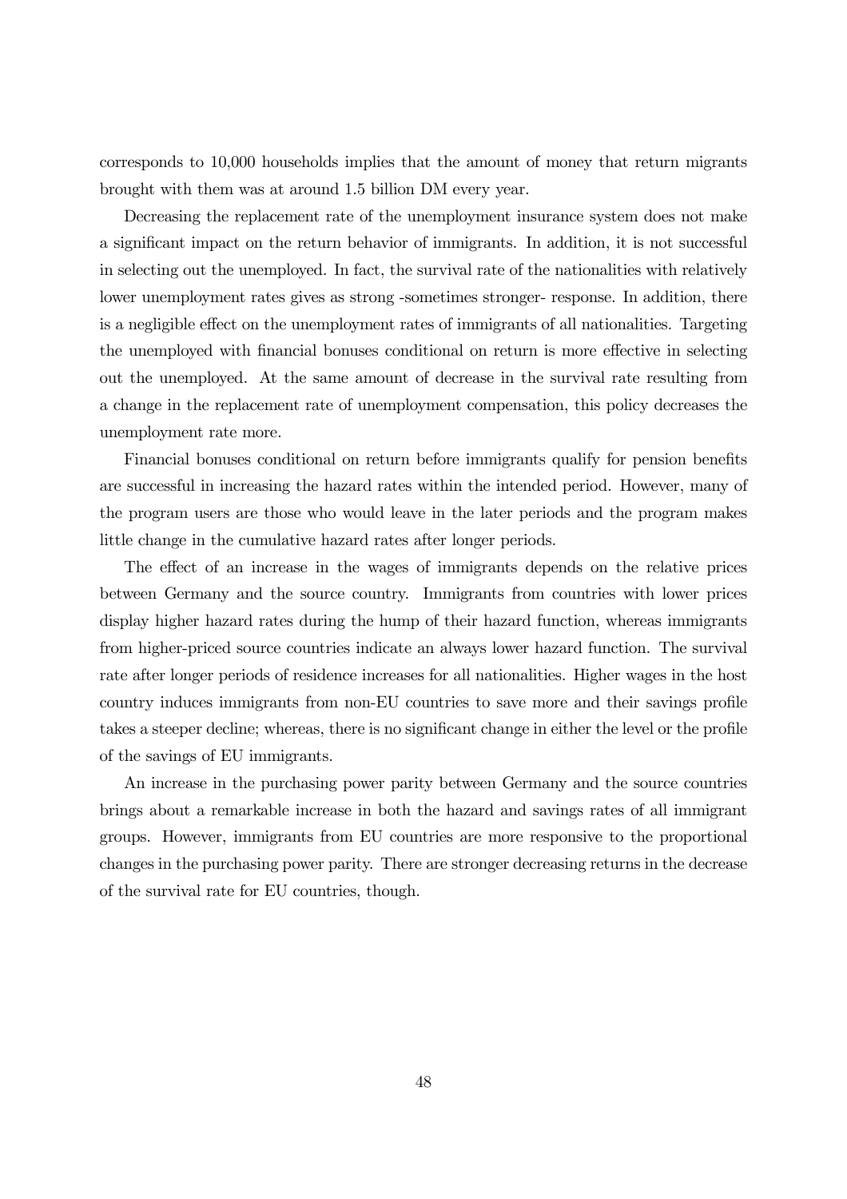corresponds to 10,000 households implies that the amount of money that return migrants brought with them was at around 1.5 billion DM every year.

Decreasing the replacement rate of the unemployment insurance system does not make a significant impact on the return behavior of immigrants. In addition, it is not successful in selecting out the unemployed. In fact, the survival rate of the nationalities with relatively lower unemployment rates gives as strong -sometimes stronger- response. In addition, there is a negligible effect on the unemployment rates of immigrants of all nationalities. Targeting the unemployed with financial bonuses conditional on return is more effective in selecting out the unemployed. At the same amount of decrease in the survival rate resulting from a change in the replacement rate of unemployment compensation, this policy decreases the unemployment rate more.

Financial bonuses conditional on return before immigrants qualify for pension benefits are successful in increasing the hazard rates within the intended period. However, many of the program users are those who would leave in the later periods and the program makes little change in the cumulative hazard rates after longer periods.

The effect of an increase in the wages of immigrants depends on the relative prices between Germany and the source country. Immigrants from countries with lower prices display higher hazard rates during the hump of their hazard function, whereas immigrants from higher-priced source countries indicate an always lower hazard function. The survival rate after longer periods of residence increases for all nationalities. Higher wages in the host country induces immigrants from non-EU countries to save more and their savings profile takes a steeper decline; whereas, there is no significant change in either the level or the profile of the savings of EU immigrants.

An increase in the purchasing power parity between Germany and the source countries brings about a remarkable increase in both the hazard and savings rates of all immigrant groups. However, immigrants from EU countries are more responsive to the proportional changes in the purchasing power parity. There are stronger decreasing returns in the decrease of the survival rate for EU countries, though.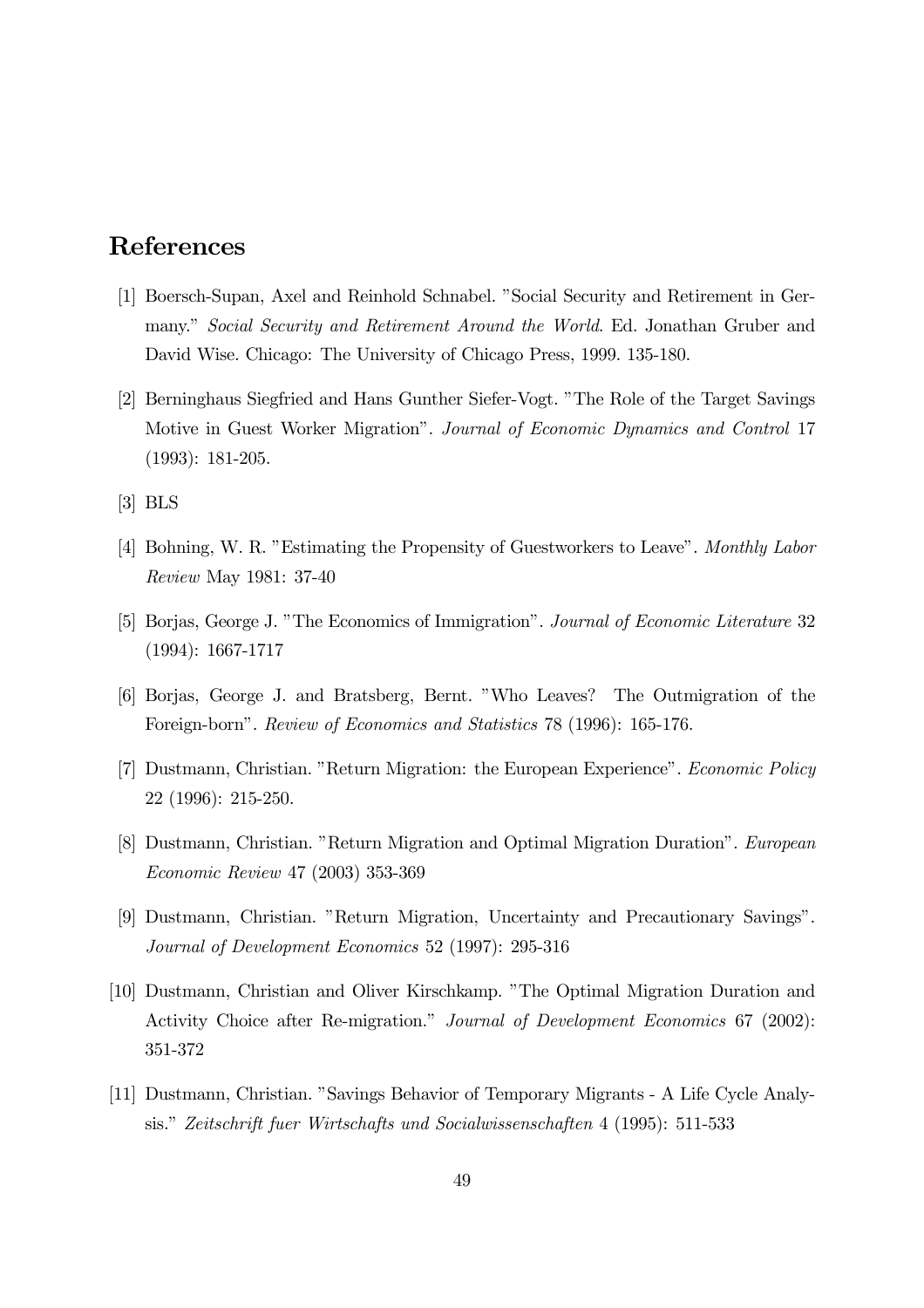# References

[1] Boersch-Supan, Axel and Reinhold Schnabel. "Social Security and Retirement in Germany." *Social Security and Retirement Around the World*. Ed. Jonathan Gruber and David Wise. Chicago: The University of Chicago Press, 1999. 135-180.

[2] Berninghaus Siegfried and Hans Gunther Siefer-Vogt. "The Role of the Target Savings Motive in Guest Worker Migration". *Journal of Economic Dynamics and Control* 17 (1993): 181-205.

[3] BLS

[4] Bohning, W. R. "Estimating the Propensity of Guestworkers to Leave". *Monthly Labor Review* May 1981: 37-40

[5] Borjas, George J. "The Economics of Immigration". *Journal of Economic Literature* 32 (1994): 1667-1717

[6] Borjas, George J. and Bratsberg, Bernt. "Who Leaves? The Outmigration of the Foreign-born". *Review of Economics and Statistics* 78 (1996): 165-176.

[7] Dustmann, Christian. "Return Migration: the European Experience". *Economic Policy* 22 (1996): 215-250.

[8] Dustmann, Christian. "Return Migration and Optimal Migration Duration". *European Economic Review* 47 (2003) 353-369

[9] Dustmann, Christian. "Return Migration, Uncertainty and Precautionary Savings". *Journal of Development Economics* 52 (1997): 295-316

[10] Dustmann, Christian and Oliver Kirschkamp. "The Optimal Migration Duration and Activity Choice after Re-migration." *Journal of Development Economics* 67 (2002): 351-372

[11] Dustmann, Christian. "Savings Behavior of Temporary Migrants - A Life Cycle Analysis." *Zeitschrift fuer Wirtschafts und Socialwissenschaften* 4 (1995): 511-533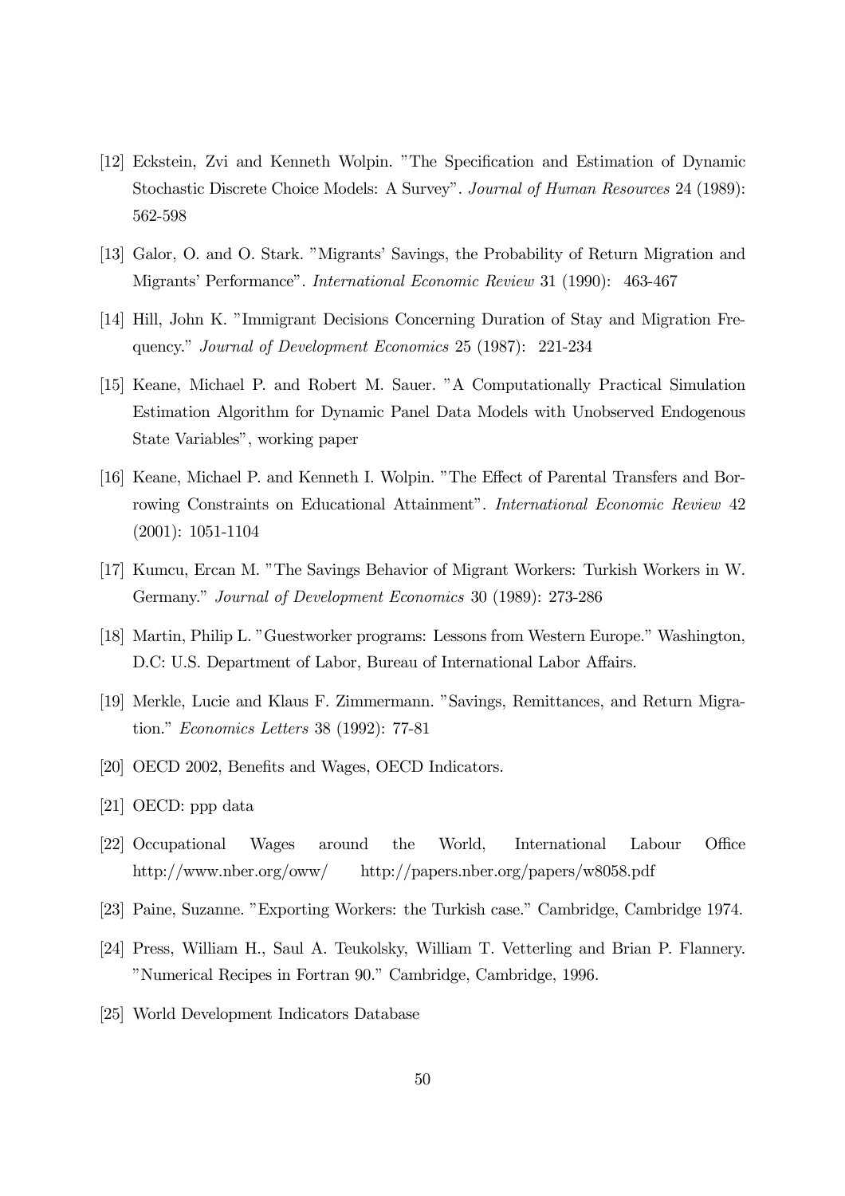[12] Eckstein, Zvi and Kenneth Wolpin. "The Specification and Estimation of Dynamic Stochastic Discrete Choice Models: A Survey". *Journal of Human Resources* 24 (1989): 562-598

[13] Galor, O. and O. Stark. "Migrants' Savings, the Probability of Return Migration and Migrants' Performance". *International Economic Review* 31 (1990): 463-467

[14] Hill, John K. "Immigrant Decisions Concerning Duration of Stay and Migration Frequency." *Journal of Development Economics* 25 (1987): 221-234

[15] Keane, Michael P. and Robert M. Sauer. "A Computationally Practical Simulation Estimation Algorithm for Dynamic Panel Data Models with Unobserved Endogenous State Variables", working paper

[16] Keane, Michael P. and Kenneth I. Wolpin. "The Effect of Parental Transfers and Borrowing Constraints on Educational Attainment". *International Economic Review* 42 (2001): 1051-1104

[17] Kumcu, Ercan M. "The Savings Behavior of Migrant Workers: Turkish Workers in W. Germany." *Journal of Development Economics* 30 (1989): 273-286

[18] Martin, Philip L. "Guestworker programs: Lessons from Western Europe." Washington, D.C: U.S. Department of Labor, Bureau of International Labor Affairs.

[19] Merkle, Lucie and Klaus F. Zimmermann. "Savings, Remittances, and Return Migration." *Economics Letters* 38 (1992): 77-81

[20] OECD 2002, Benefits and Wages, OECD Indicators.

[21] OECD: ppp data

[22] Occupational Wages around the World, International Labour Office http://www.nber.org/oww/ http://papers.nber.org/papers/w8058.pdf

[23] Paine, Suzanne. "Exporting Workers: the Turkish case." Cambridge, Cambridge 1974.

[24] Press, William H., Saul A. Teukolsky, William T. Vetterling and Brian P. Flannery. "Numerical Recipes in Fortran 90." Cambridge, Cambridge, 1996.

[25] World Development Indicators Database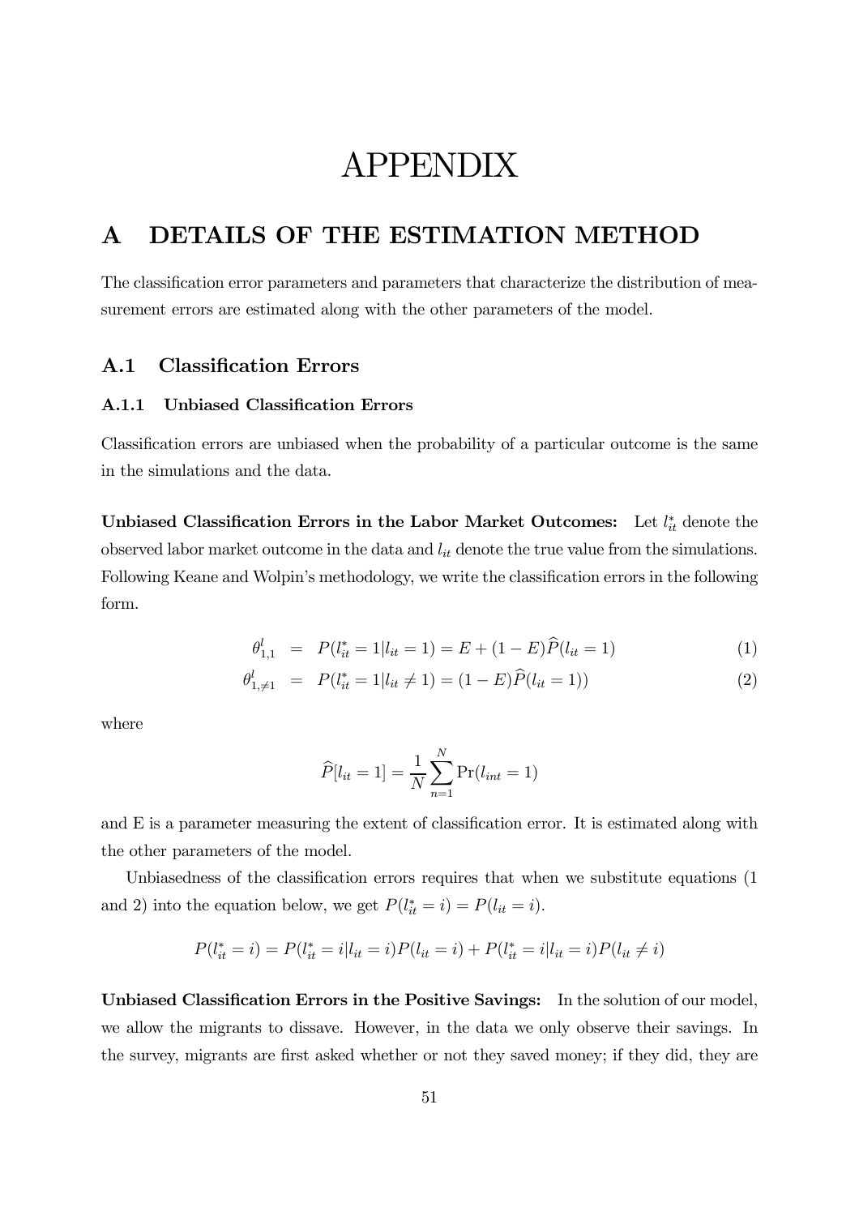# APPENDIX

# A DETAILS OF THE ESTIMATION METHOD

The classification error parameters and parameters that characterize the distribution of measurement errors are estimated along with the other parameters of the model.

## A.1 Classification Errors

### A.1.1 Unbiased Classification Errors

Classification errors are unbiased when the probability of a particular outcome is the same in the simulations and the data.

**Unbiased Classification Errors in the Labor Market Outcomes:** Let $l_{it}^{*}$ denote the observed labor market outcome in the data and $l_{it}$ denote the true value from the simulations. Following Keane and Wolpin's methodology, we write the classification errors in the following form.

$$\theta_{1,1}^{l} = P(l_{it}^{*} = 1 | l_{it} = 1) = E + (1 - E)\widehat{P}(l_{it} = 1) \tag{1}$$

$$\theta_{1,\neq 1}^{l} = P(l_{it}^{*} = 1 | l_{it} \neq 1) = (1 - E)\widehat{P}(l_{it} = 1)) \tag{2}$$

where

$$\widehat{P}[l_{it} = 1] = \frac{1}{N} \sum_{n=1}^{N} \Pr(l_{int} = 1)$$

and E is a parameter measuring the extent of classification error. It is estimated along with the other parameters of the model.

Unbiasedness of the classification errors requires that when we substitute equations (1 and 2) into the equation below, we get $P(l_{it}^{*} = i) = P(l_{it} = i)$.

$$P(l_{it}^{*} = i) = P(l_{it}^{*} = i | l_{it} = i)P(l_{it} = i) + P(l_{it}^{*} = i | l_{it} = i)P(l_{it} \neq i)$$

**Unbiased Classification Errors in the Positive Savings:** In the solution of our model, we allow the migrants to dissave. However, in the data we only observe their savings. In the survey, migrants are first asked whether or not they saved money; if they did, they are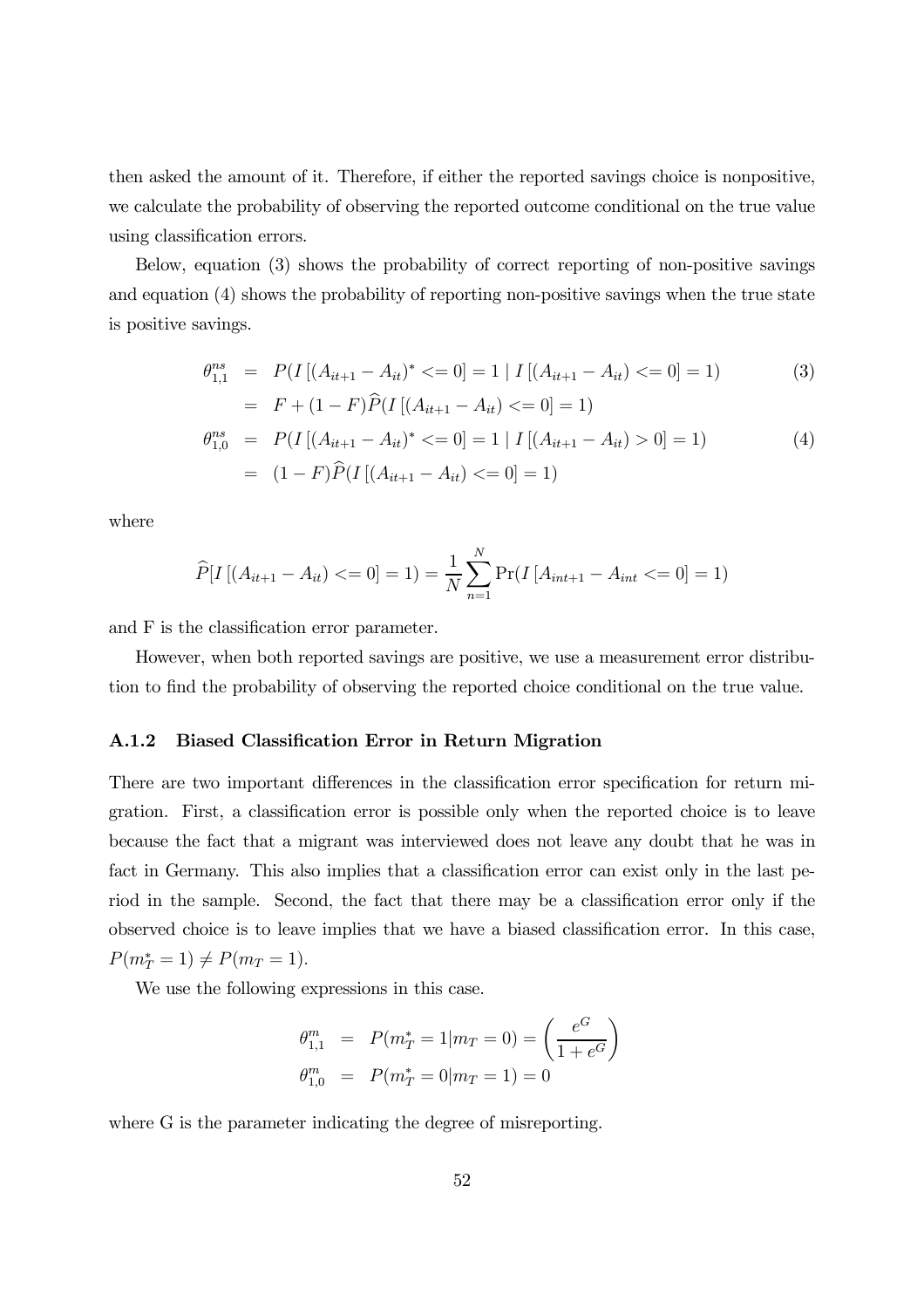then asked the amount of it. Therefore, if either the reported savings choice is nonpositive, we calculate the probability of observing the reported outcome conditional on the true value using classification errors.

Below, equation (3) shows the probability of correct reporting of non-positive savings and equation (4) shows the probability of reporting non-positive savings when the true state is positive savings.

$$
\begin{aligned}
\theta_{1,1}^{ns} &= P(I\left[(A_{it+1} - A_{it})^* <= 0\right] = 1 \mid I\left[(A_{it+1} - A_{it}) <= 0\right] = 1) \qquad (3) \\
&= F + (1-F)\widehat{P}(I\left[(A_{it+1} - A_{it}) <= 0\right] = 1) \\
\theta_{1,0}^{ns} &= P(I\left[(A_{it+1} - A_{it})^* <= 0\right] = 1 \mid I\left[(A_{it+1} - A_{it}) > 0\right] = 1) \qquad (4) \\
&= (1-F)\widehat{P}(I\left[(A_{it+1} - A_{it}) <= 0\right] = 1)
\end{aligned}
$$

where

$$
\widehat{P}[I\left[(A_{it+1} - A_{it}) <= 0\right] = 1) = \frac{1}{N}\sum_{n=1}^{N} \Pr(I\left[A_{int+1} - A_{int} <= 0\right] = 1)
$$

and F is the classification error parameter.

However, when both reported savings are positive, we use a measurement error distribution to find the probability of observing the reported choice conditional on the true value.

### A.1.2 Biased Classification Error in Return Migration

There are two important differences in the classification error specification for return migration. First, a classification error is possible only when the reported choice is to leave because the fact that a migrant was interviewed does not leave any doubt that he was in fact in Germany. This also implies that a classification error can exist only in the last period in the sample. Second, the fact that there may be a classification error only if the observed choice is to leave implies that we have a biased classification error. In this case, $P(m_T^* = 1) \neq P(m_T = 1)$.

We use the following expressions in this case.

$$
\begin{aligned}
\theta_{1,1}^{m} &= P(m_T^* = 1 | m_T = 0) = \left(\frac{e^G}{1+e^G}\right) \\
\theta_{1,0}^{m} &= P(m_T^* = 0 | m_T = 1) = 0
\end{aligned}
$$

where G is the parameter indicating the degree of misreporting.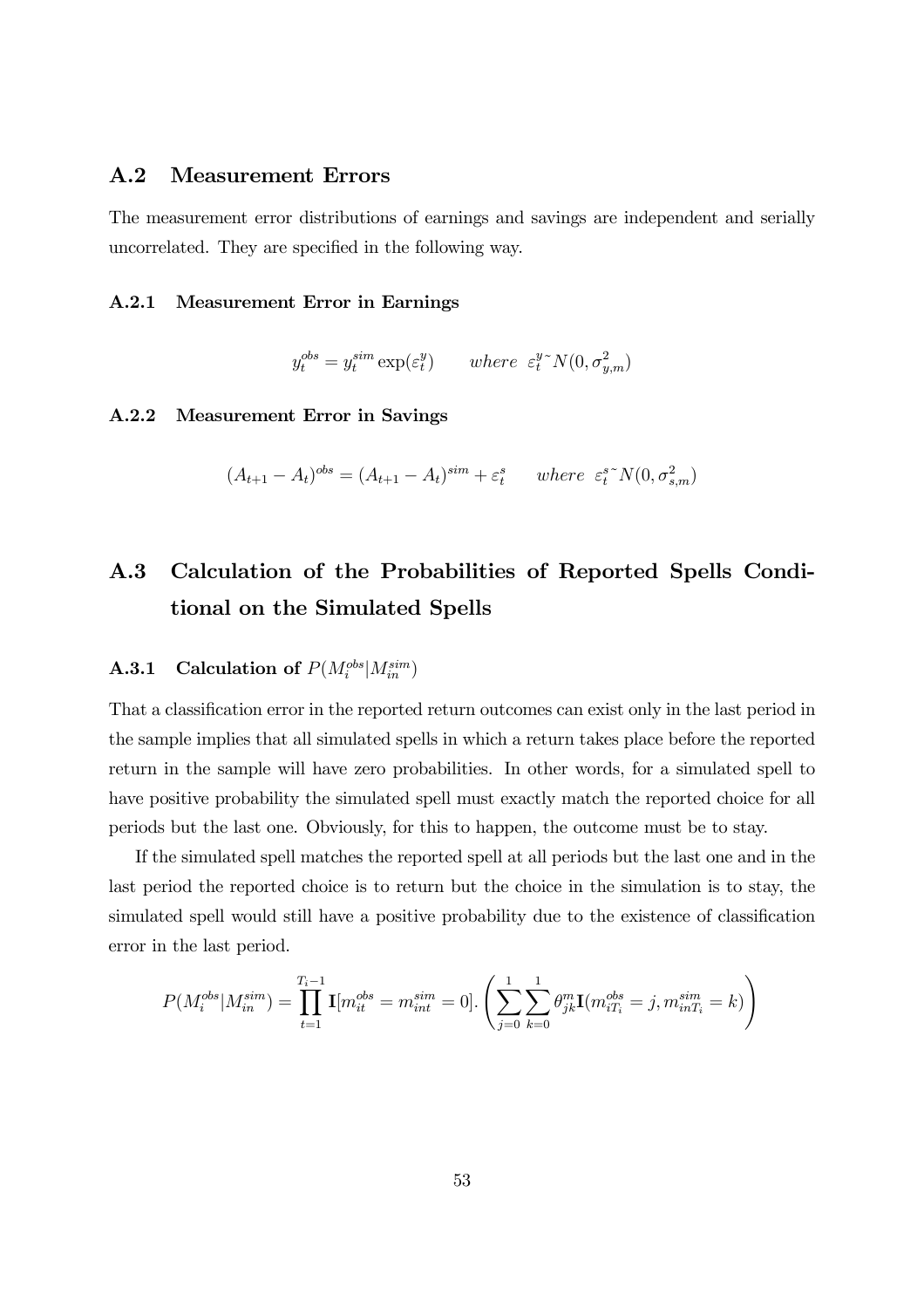## A.2 Measurement Errors

The measurement error distributions of earnings and savings are independent and serially uncorrelated. They are specified in the following way.

### A.2.1 Measurement Error in Earnings

$$y_t^{obs} = y_t^{sim} \exp(\varepsilon_t^y) \qquad where \;\; \varepsilon_t^y \text{~} N(0, \sigma_{y,m}^2)$$

### A.2.2 Measurement Error in Savings

$$(A_{t+1} - A_t)^{obs} = (A_{t+1} - A_t)^{sim} + \varepsilon_t^s \qquad where \;\; \varepsilon_t^s \text{~} N(0, \sigma_{s,m}^2)$$

## A.3 Calculation of the Probabilities of Reported Spells Conditional on the Simulated Spells

### A.3.1 Calculation of $P(M_i^{obs}|M_{in}^{sim})$

That a classification error in the reported return outcomes can exist only in the last period in the sample implies that all simulated spells in which a return takes place before the reported return in the sample will have zero probabilities. In other words, for a simulated spell to have positive probability the simulated spell must exactly match the reported choice for all periods but the last one. Obviously, for this to happen, the outcome must be to stay.

If the simulated spell matches the reported spell at all periods but the last one and in the last period the reported choice is to return but the choice in the simulation is to stay, the simulated spell would still have a positive probability due to the existence of classification error in the last period.

$$P(M_i^{obs}|M_{in}^{sim}) = \prod_{t=1}^{T_i - 1} \mathbf{I}[m_{it}^{obs} = m_{int}^{sim} = 0]. \left( \sum_{j=0}^{1} \sum_{k=0}^{1} \theta_{jk}^m \mathbf{I}(m_{iT_i}^{obs} = j, m_{inT_i}^{sim} = k) \right)$$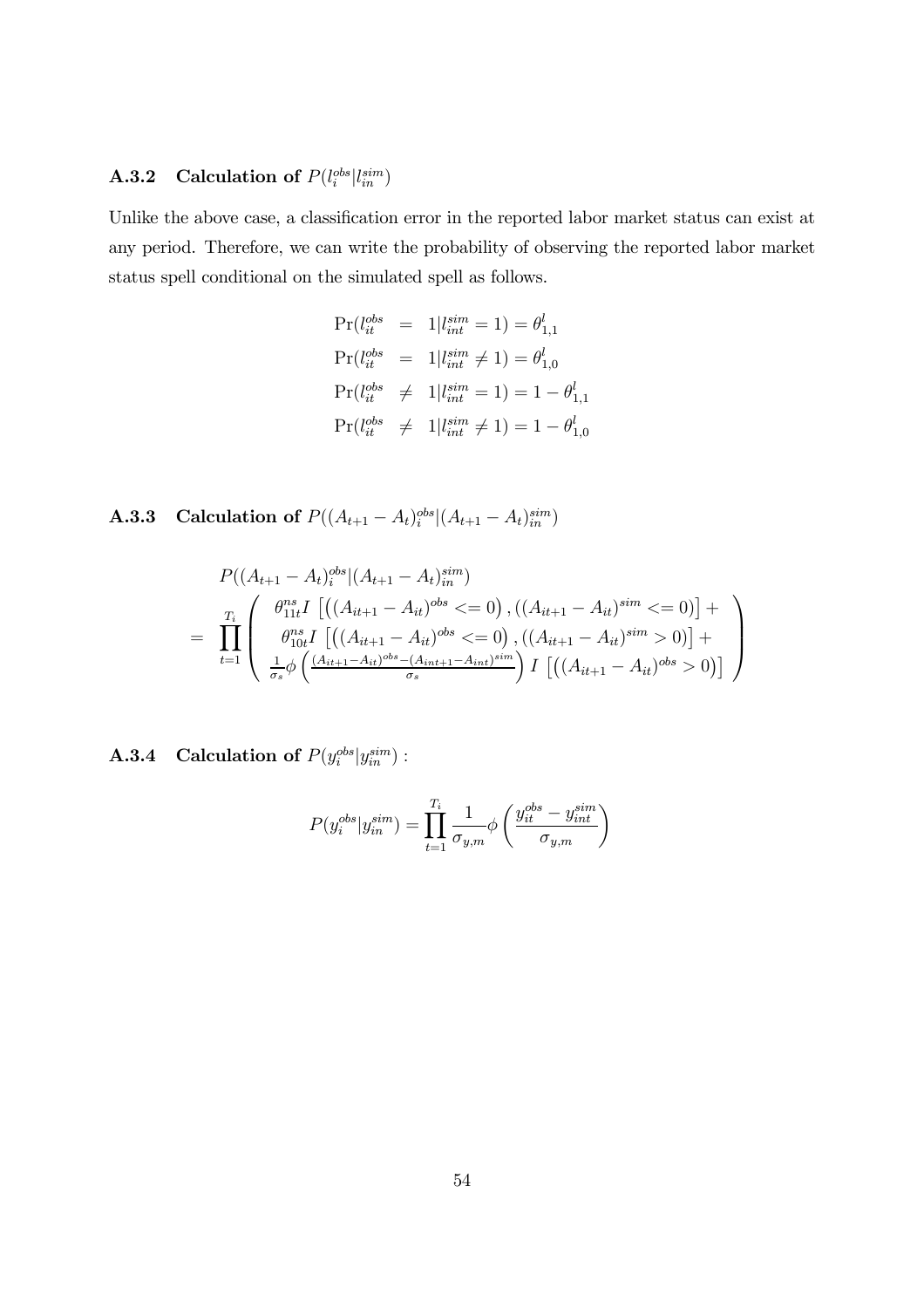### A.3.2 Calculation of $P(l_i^{obs}|l_{in}^{sim})$

Unlike the above case, a classification error in the reported labor market status can exist at any period. Therefore, we can write the probability of observing the reported labor market status spell conditional on the simulated spell as follows.

$$
\begin{aligned}
\Pr(l_{it}^{obs} &= 1|l_{int}^{sim} = 1) = \theta_{1,1}^{l} \\
\Pr(l_{it}^{obs} &= 1|l_{int}^{sim} \neq 1) = \theta_{1,0}^{l} \\
\Pr(l_{it}^{obs} &\neq 1|l_{int}^{sim} = 1) = 1 - \theta_{1,1}^{l} \\
\Pr(l_{it}^{obs} &\neq 1|l_{int}^{sim} \neq 1) = 1 - \theta_{1,0}^{l}
\end{aligned}
$$

### A.3.3 Calculation of $P((A_{t+1} - A_t)_i^{obs}|(A_{t+1} - A_t)_{in}^{sim})$

$$
\begin{aligned}
& P((A_{t+1} - A_t)_i^{obs}|(A_{t+1} - A_t)_{in}^{sim}) \\
= & \prod_{t=1}^{T_i} \left( \begin{array}{c} \theta_{11t}^{ns} I\left[ \left( (A_{it+1} - A_{it})^{obs} <= 0 \right), \left( (A_{it+1} - A_{it})^{sim} <= 0 \right) \right] + \\ \theta_{10t}^{ns} I\left[ \left( (A_{it+1} - A_{it})^{obs} <= 0 \right), \left( (A_{it+1} - A_{it})^{sim} > 0 \right) \right] + \\ \frac{1}{\sigma_s} \phi\left( \frac{(A_{it+1} - A_{it})^{obs} - (A_{int+1} - A_{int})^{sim}}{\sigma_s} \right) I\left[ \left( (A_{it+1} - A_{it})^{obs} > 0 \right) \right] \end{array} \right)
\end{aligned}
$$

### A.3.4 Calculation of $P(y_i^{obs}|y_{in}^{sim})$ :

$$
P(y_i^{obs}|y_{in}^{sim}) = \prod_{t=1}^{T_i} \frac{1}{\sigma_{y,m}} \phi\left( \frac{y_{it}^{obs} - y_{int}^{sim}}{\sigma_{y,m}} \right)
$$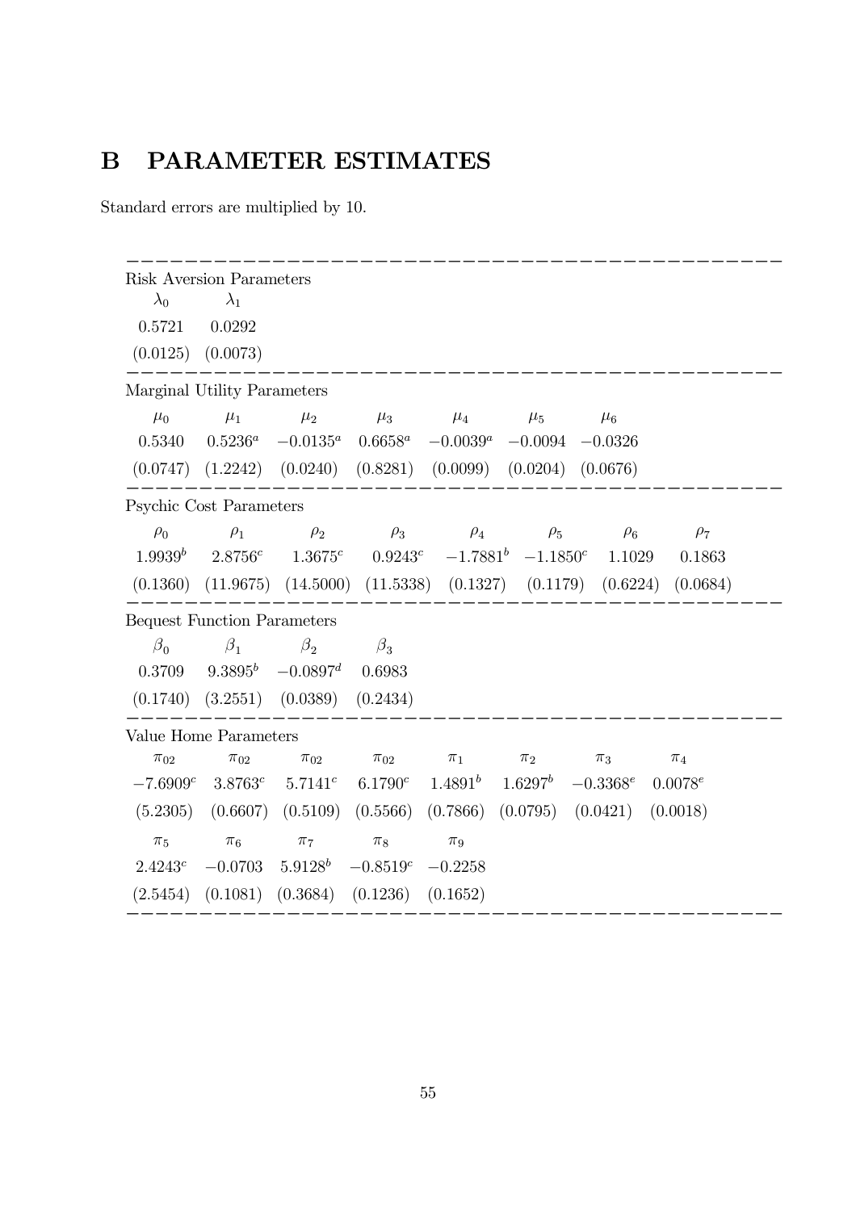# B PARAMETER ESTIMATES

Standard errors are multiplied by 10.

| Risk Aversion Parameters | | | | | | | |
|---|---|---|---|---|---|---|---|
| $\lambda_0$ | $\lambda_1$ | | | | | | |
| 0.5721 | 0.0292 | | | | | | |
| (0.0125) | (0.0073) | | | | | | |
| **Marginal Utility Parameters** | | | | | | | |
| $\mu_0$ | $\mu_1$ | $\mu_2$ | $\mu_3$ | $\mu_4$ | $\mu_5$ | $\mu_6$ | |
| 0.5340 | $0.5236^a$ | $-0.0135^a$ | $0.6658^a$ | $-0.0039^a$ | $-0.0094$ | $-0.0326$ | |
| (0.0747) | (1.2242) | (0.0240) | (0.8281) | (0.0099) | (0.0204) | (0.0676) | |
| **Psychic Cost Parameters** | | | | | | | |
| $\rho_0$ | $\rho_1$ | $\rho_2$ | $\rho_3$ | $\rho_4$ | $\rho_5$ | $\rho_6$ | $\rho_7$ |
| $1.9939^b$ | $2.8756^c$ | $1.3675^c$ | $0.9243^c$ | $-1.7881^b$ | $-1.1850^c$ | 1.1029 | 0.1863 |
| (0.1360) | (11.9675) | (14.5000) | (11.5338) | (0.1327) | (0.1179) | (0.6224) | (0.0684) |
| **Bequest Function Parameters** | | | | | | | |
| $\beta_0$ | $\beta_1$ | $\beta_2$ | $\beta_3$ | | | | |
| 0.3709 | $9.3895^b$ | $-0.0897^d$ | 0.6983 | | | | |
| (0.1740) | (3.2551) | (0.0389) | (0.2434) | | | | |
| **Value Home Parameters** | | | | | | | |
| $\pi_{02}$ | $\pi_{02}$ | $\pi_{02}$ | $\pi_{02}$ | $\pi_1$ | $\pi_2$ | $\pi_3$ | $\pi_4$ |
| $-7.6909^c$ | $3.8763^c$ | $5.7141^c$ | $6.1790^c$ | $1.4891^b$ | $1.6297^b$ | $-0.3368^e$ | $0.0078^e$ |
| (5.2305) | (0.6607) | (0.5109) | (0.5566) | (0.7866) | (0.0795) | (0.0421) | (0.0018) |
| $\pi_5$ | $\pi_6$ | $\pi_7$ | $\pi_8$ | $\pi_9$ | | | |
| $2.4243^c$ | $-0.0703$ | $5.9128^b$ | $-0.8519^c$ | $-0.2258$ | | | |
| (2.5454) | (0.1081) | (0.3684) | (0.1236) | (0.1652) | | | |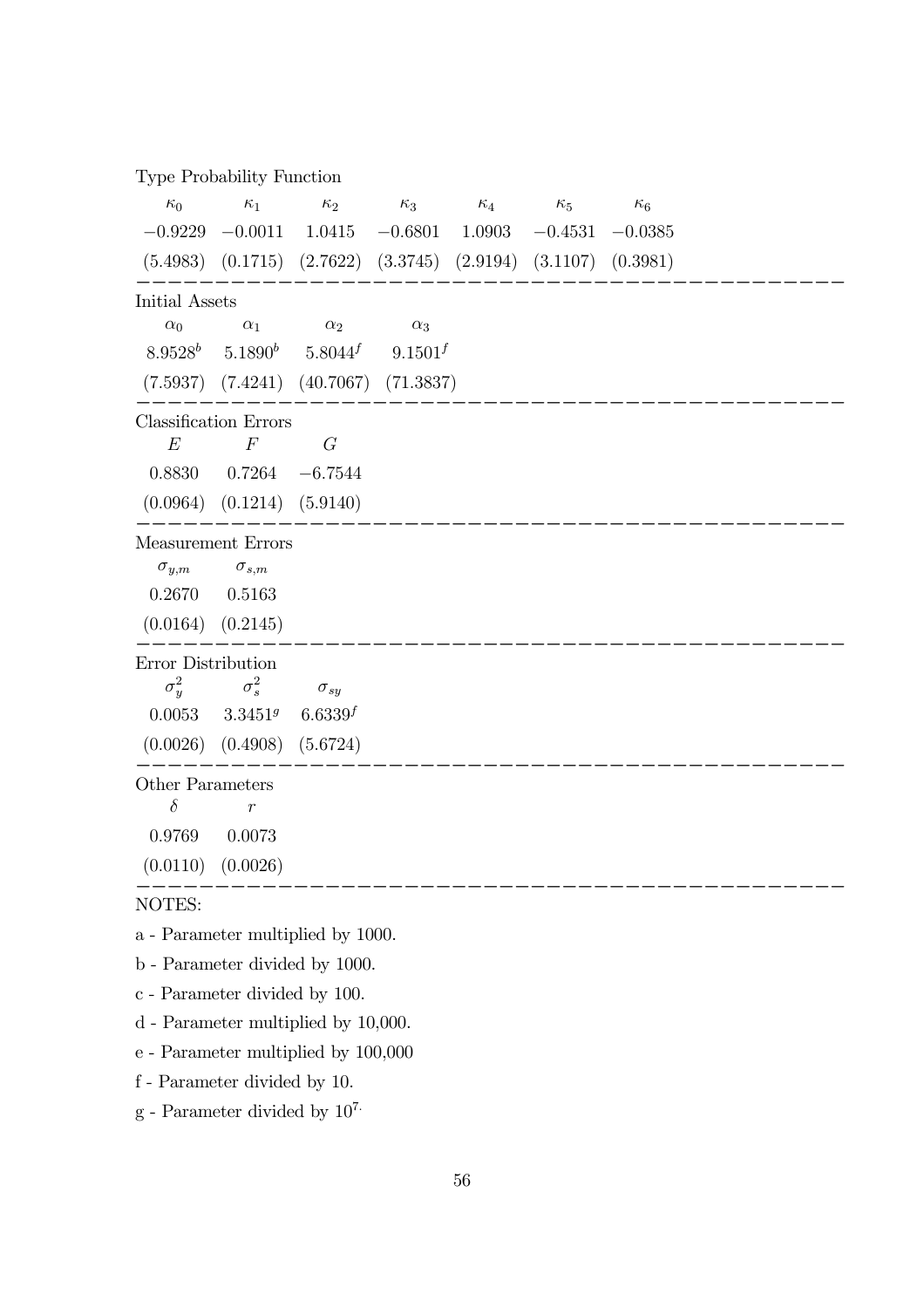Type Probability Function

| $\kappa_0$ | $\kappa_1$ | $\kappa_2$ | $\kappa_3$ | $\kappa_4$ | $\kappa_5$ | $\kappa_6$ |
|---|---|---|---|---|---|---|
| $-0.9229$ | $-0.0011$ | 1.0415 | $-0.6801$ | 1.0903 | $-0.4531$ | $-0.0385$ |
| (5.4983) | (0.1715) | (2.7622) | (3.3745) | (2.9194) | (3.1107) | (0.3981) |

Initial Assets

| $\alpha_0$ | $\alpha_1$ | $\alpha_2$ | $\alpha_3$ |
|---|---|---|---|
| $8.9528^b$ | $5.1890^b$ | $5.8044^f$ | $9.1501^f$ |
| (7.5937) | (7.4241) | (40.7067) | (71.3837) |

Classification Errors

| $E$ | $F$ | $G$ |
|---|---|---|
| 0.8830 | 0.7264 | $-6.7544$ |
| (0.0964) | (0.1214) | (5.9140) |

Measurement Errors

| $\sigma_{y,m}$ | $\sigma_{s,m}$ |
|---|---|
| 0.2670 | 0.5163 |
| (0.0164) | (0.2145) |

Error Distribution

| $\sigma_y^2$ | $\sigma_s^2$ | $\sigma_{sy}$ |
|---|---|---|
| 0.0053 | $3.3451^g$ | $6.6339^f$ |
| (0.0026) | (0.4908) | (5.6724) |

Other Parameters

| $\delta$ | $r$ |
|---|---|
| 0.9769 | 0.0073 |
| (0.0110) | (0.0026) |

NOTES:

a - Parameter multiplied by 1000.

b - Parameter divided by 1000.

c - Parameter divided by 100.

d - Parameter multiplied by 10,000.

e - Parameter multiplied by 100,000

f - Parameter divided by 10.

g - Parameter divided by $10^7$.